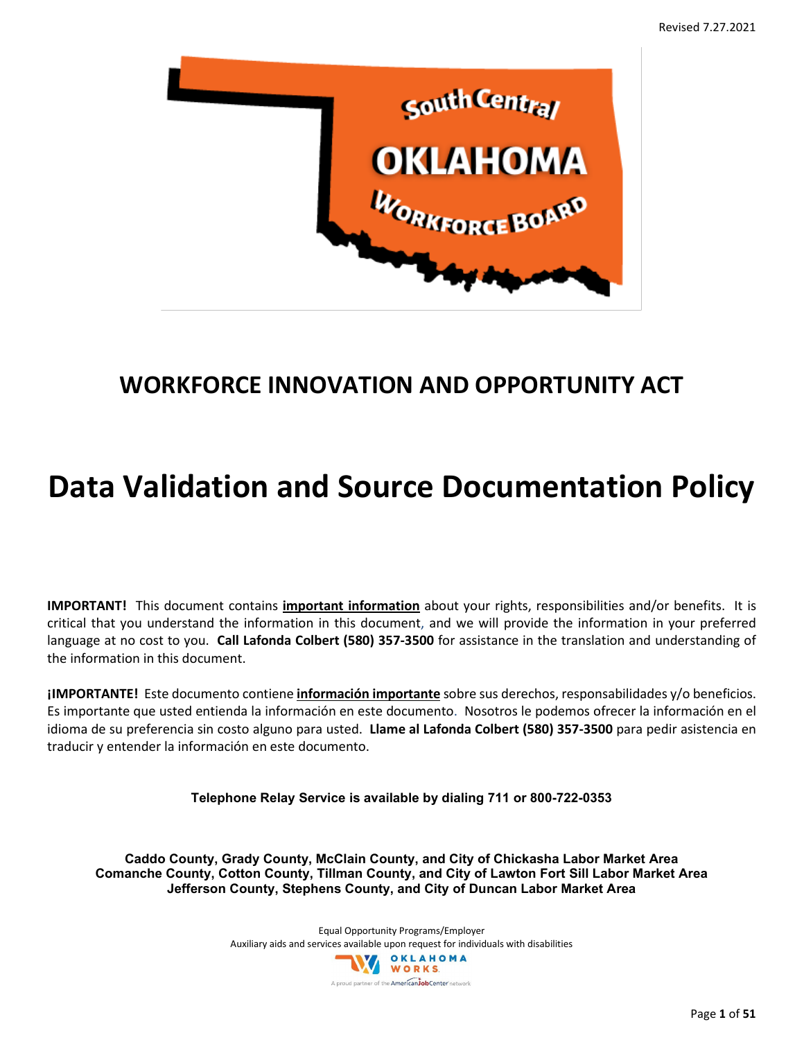Revised 7.27.2021

# WORKFORCE INNOVATION AND OPPORTUNITY ACT

# Data Validation and Source Documentation Policy

**IMPORTANT!** This document contains **important information** about your rights, responsibilities and/or benefits. It is critical that you understand the information in this document, and we will provide the information in your preferred language at no cost to you. **Call Lafonda Colbert (580) 357-3500** for assistance in the translation and understanding of the information in this document.

**¡IMPORTANTE!** Este documento contiene **información importante** sobre sus derechos, responsabilidades y/o beneficios. Es importante que usted entienda la información en este documento. Nosotros le podemos ofrecer la información en el idioma de su preferencia sin costo alguno para usted. **Llame al Lafonda Colbert (580) 357-3500** para pedir asistencia en traducir y entender la información en este documento.

**Telephone Relay Service is available by dialing 711 or 800-722-0353**

**Caddo County, Grady County, McClain County, and City of Chickasha Labor Market Area**
**Comanche County, Cotton County, Tillman County, and City of Lawton Fort Sill Labor Market Area**
**Jefferson County, Stephens County, and City of Duncan Labor Market Area**

Equal Opportunity Programs/Employer
Auxiliary aids and services available upon request for individuals with disabilities

OKLAHOMA WORKS
A proud partner of the AmericanJobCenter network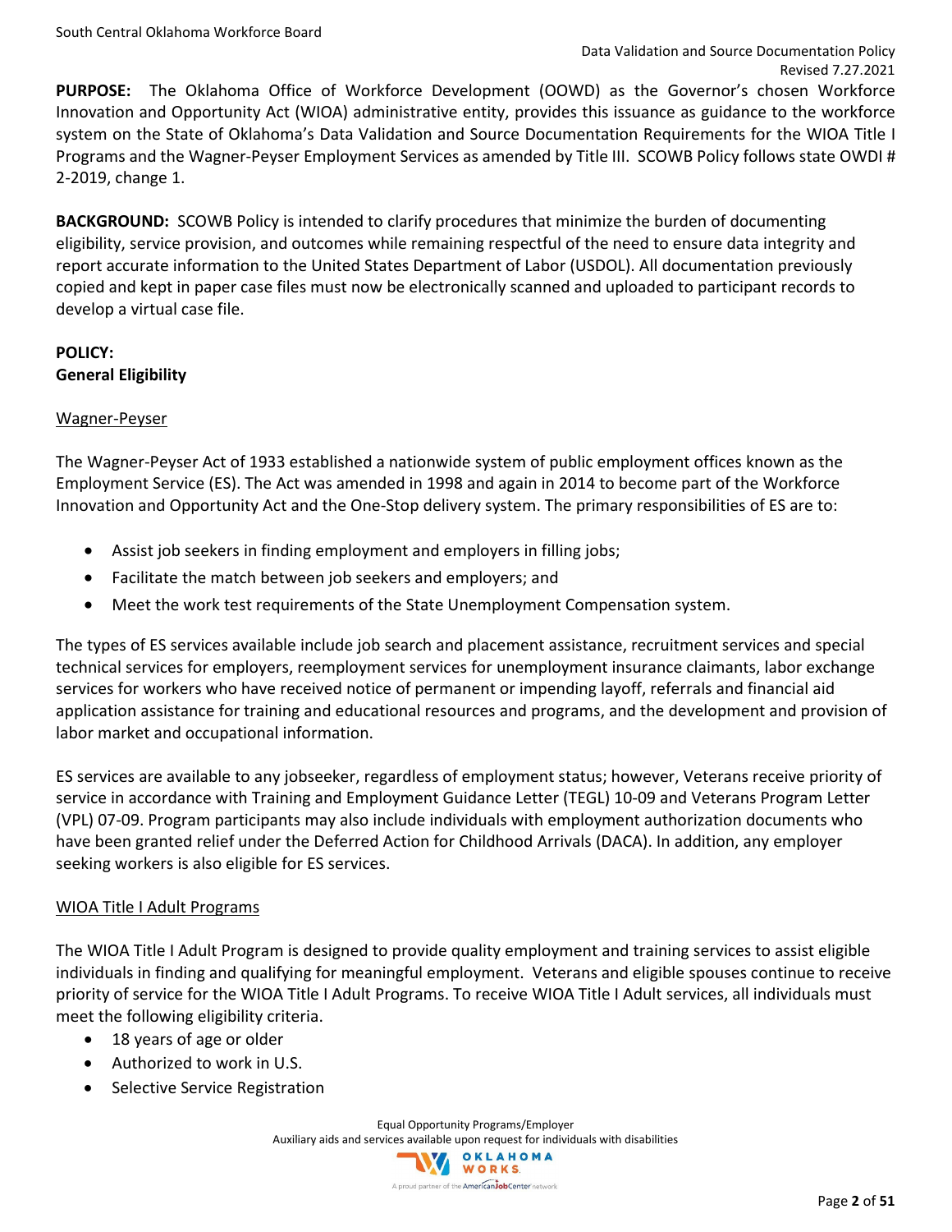**PURPOSE:** The Oklahoma Office of Workforce Development (OOWD) as the Governor's chosen Workforce Innovation and Opportunity Act (WIOA) administrative entity, provides this issuance as guidance to the workforce system on the State of Oklahoma's Data Validation and Source Documentation Requirements for the WIOA Title I Programs and the Wagner-Peyser Employment Services as amended by Title III. SCOWB Policy follows state OWDI # 2-2019, change 1.

**BACKGROUND:** SCOWB Policy is intended to clarify procedures that minimize the burden of documenting eligibility, service provision, and outcomes while remaining respectful of the need to ensure data integrity and report accurate information to the United States Department of Labor (USDOL). All documentation previously copied and kept in paper case files must now be electronically scanned and uploaded to participant records to develop a virtual case file.

**POLICY:**

**General Eligibility**

Wagner-Peyser

The Wagner-Peyser Act of 1933 established a nationwide system of public employment offices known as the Employment Service (ES). The Act was amended in 1998 and again in 2014 to become part of the Workforce Innovation and Opportunity Act and the One-Stop delivery system. The primary responsibilities of ES are to:

- Assist job seekers in finding employment and employers in filling jobs;
- Facilitate the match between job seekers and employers; and
- Meet the work test requirements of the State Unemployment Compensation system.

The types of ES services available include job search and placement assistance, recruitment services and special technical services for employers, reemployment services for unemployment insurance claimants, labor exchange services for workers who have received notice of permanent or impending layoff, referrals and financial aid application assistance for training and educational resources and programs, and the development and provision of labor market and occupational information.

ES services are available to any jobseeker, regardless of employment status; however, Veterans receive priority of service in accordance with Training and Employment Guidance Letter (TEGL) 10-09 and Veterans Program Letter (VPL) 07-09. Program participants may also include individuals with employment authorization documents who have been granted relief under the Deferred Action for Childhood Arrivals (DACA). In addition, any employer seeking workers is also eligible for ES services.

WIOA Title I Adult Programs

The WIOA Title I Adult Program is designed to provide quality employment and training services to assist eligible individuals in finding and qualifying for meaningful employment. Veterans and eligible spouses continue to receive priority of service for the WIOA Title I Adult Programs. To receive WIOA Title I Adult services, all individuals must meet the following eligibility criteria.

- 18 years of age or older
- Authorized to work in U.S.
- Selective Service Registration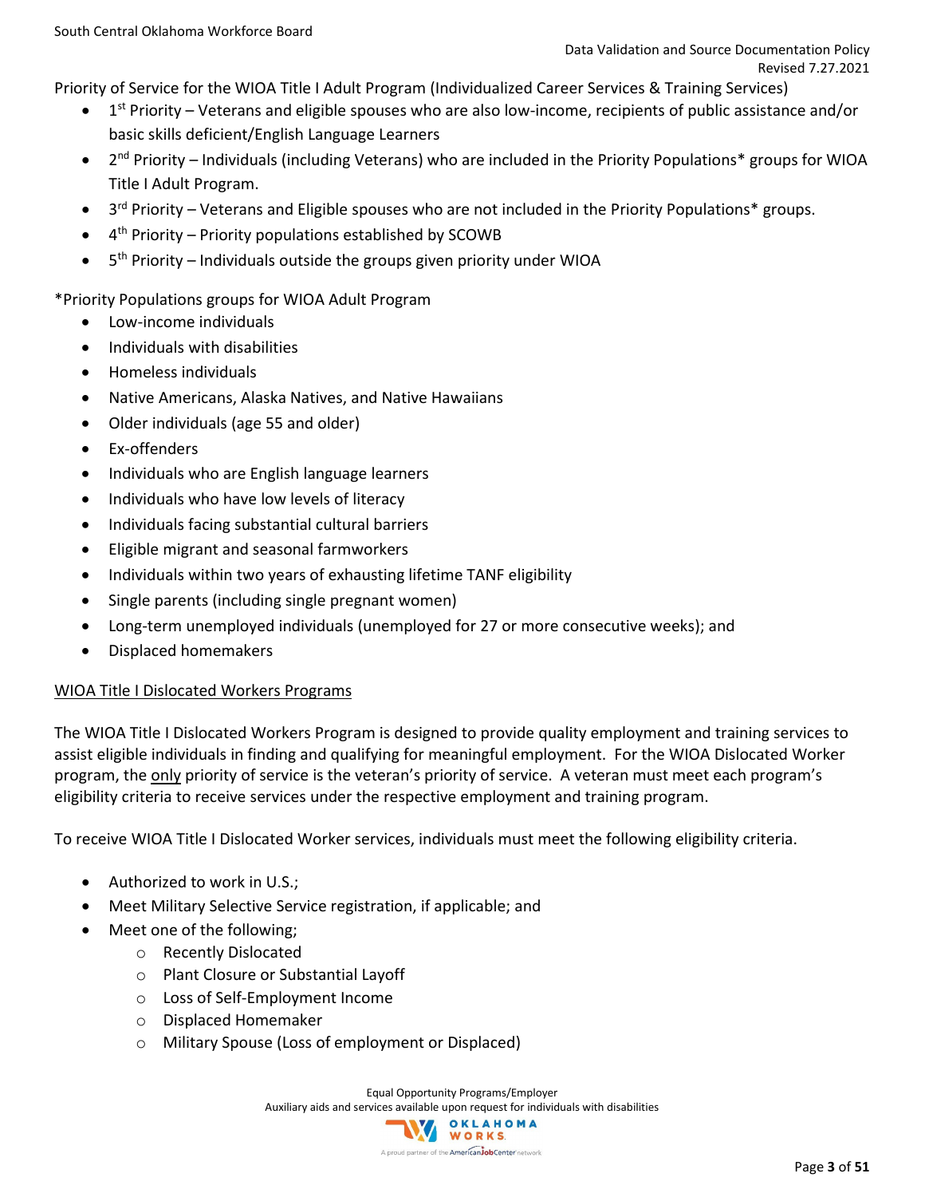Priority of Service for the WIOA Title I Adult Program (Individualized Career Services & Training Services)

- 1st Priority – Veterans and eligible spouses who are also low-income, recipients of public assistance and/or basic skills deficient/English Language Learners
- 2nd Priority – Individuals (including Veterans) who are included in the Priority Populations* groups for WIOA Title I Adult Program.
- 3rd Priority – Veterans and Eligible spouses who are not included in the Priority Populations* groups.
- 4th Priority – Priority populations established by SCOWB
- 5th Priority – Individuals outside the groups given priority under WIOA

*Priority Populations groups for WIOA Adult Program

- Low-income individuals
- Individuals with disabilities
- Homeless individuals
- Native Americans, Alaska Natives, and Native Hawaiians
- Older individuals (age 55 and older)
- Ex-offenders
- Individuals who are English language learners
- Individuals who have low levels of literacy
- Individuals facing substantial cultural barriers
- Eligible migrant and seasonal farmworkers
- Individuals within two years of exhausting lifetime TANF eligibility
- Single parents (including single pregnant women)
- Long-term unemployed individuals (unemployed for 27 or more consecutive weeks); and
- Displaced homemakers

## WIOA Title I Dislocated Workers Programs

The WIOA Title I Dislocated Workers Program is designed to provide quality employment and training services to assist eligible individuals in finding and qualifying for meaningful employment. For the WIOA Dislocated Worker program, the only priority of service is the veteran's priority of service. A veteran must meet each program's eligibility criteria to receive services under the respective employment and training program.

To receive WIOA Title I Dislocated Worker services, individuals must meet the following eligibility criteria.

- Authorized to work in U.S.;
- Meet Military Selective Service registration, if applicable; and
- Meet one of the following;
  - Recently Dislocated
  - Plant Closure or Substantial Layoff
  - Loss of Self-Employment Income
  - Displaced Homemaker
  - Military Spouse (Loss of employment or Displaced)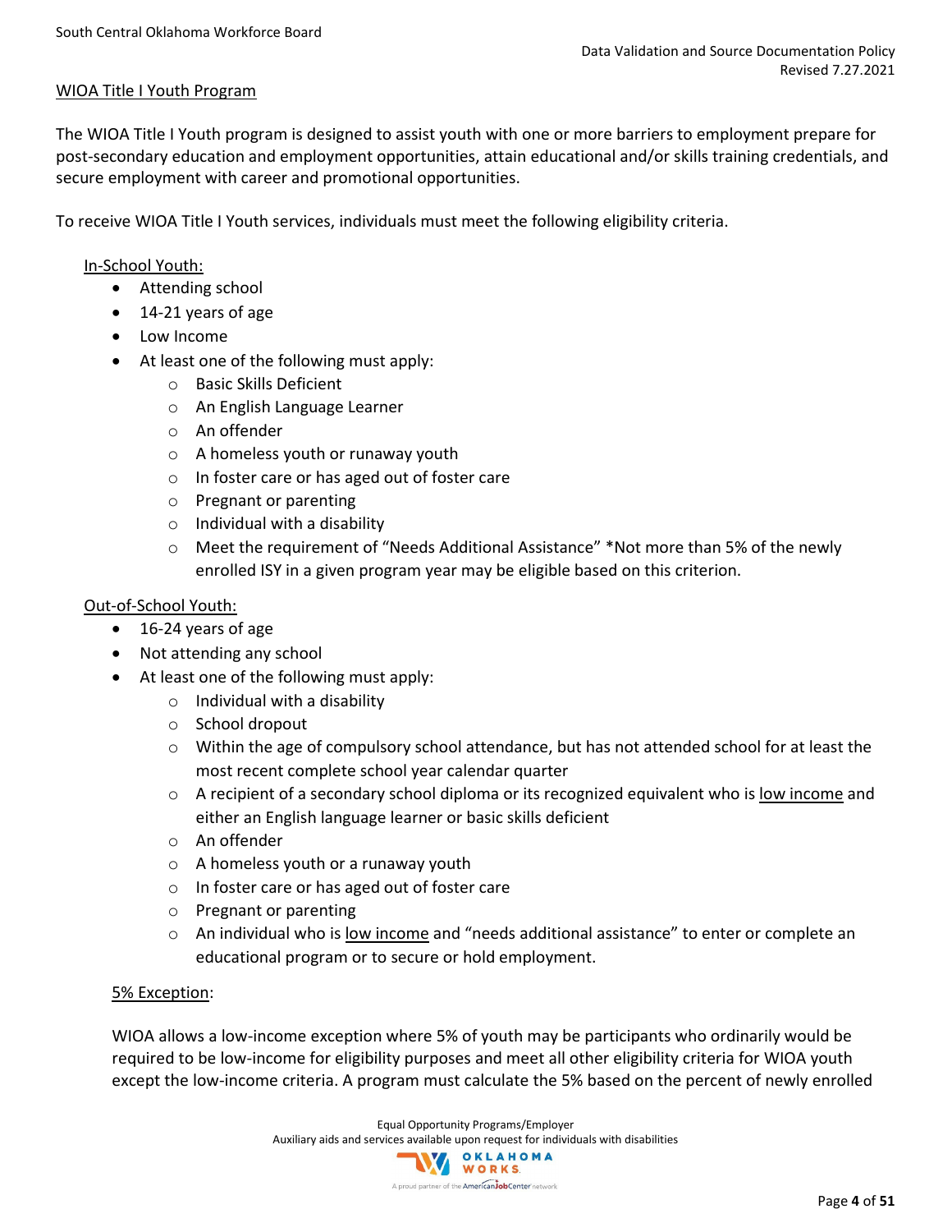## WIOA Title I Youth Program

The WIOA Title I Youth program is designed to assist youth with one or more barriers to employment prepare for post-secondary education and employment opportunities, attain educational and/or skills training credentials, and secure employment with career and promotional opportunities.

To receive WIOA Title I Youth services, individuals must meet the following eligibility criteria.

### In-School Youth:

- Attending school
- 14-21 years of age
- Low Income
- At least one of the following must apply:
  - Basic Skills Deficient
  - An English Language Learner
  - An offender
  - A homeless youth or runaway youth
  - In foster care or has aged out of foster care
  - Pregnant or parenting
  - Individual with a disability
  - Meet the requirement of "Needs Additional Assistance" *Not more than 5% of the newly enrolled ISY in a given program year may be eligible based on this criterion.

### Out-of-School Youth:

- 16-24 years of age
- Not attending any school
- At least one of the following must apply:
  - Individual with a disability
  - School dropout
  - Within the age of compulsory school attendance, but has not attended school for at least the most recent complete school year calendar quarter
  - A recipient of a secondary school diploma or its recognized equivalent who is low income and either an English language learner or basic skills deficient
  - An offender
  - A homeless youth or a runaway youth
  - In foster care or has aged out of foster care
  - Pregnant or parenting
  - An individual who is low income and "needs additional assistance" to enter or complete an educational program or to secure or hold employment.

### 5% Exception:

WIOA allows a low-income exception where 5% of youth may be participants who ordinarily would be required to be low-income for eligibility purposes and meet all other eligibility criteria for WIOA youth except the low-income criteria. A program must calculate the 5% based on the percent of newly enrolled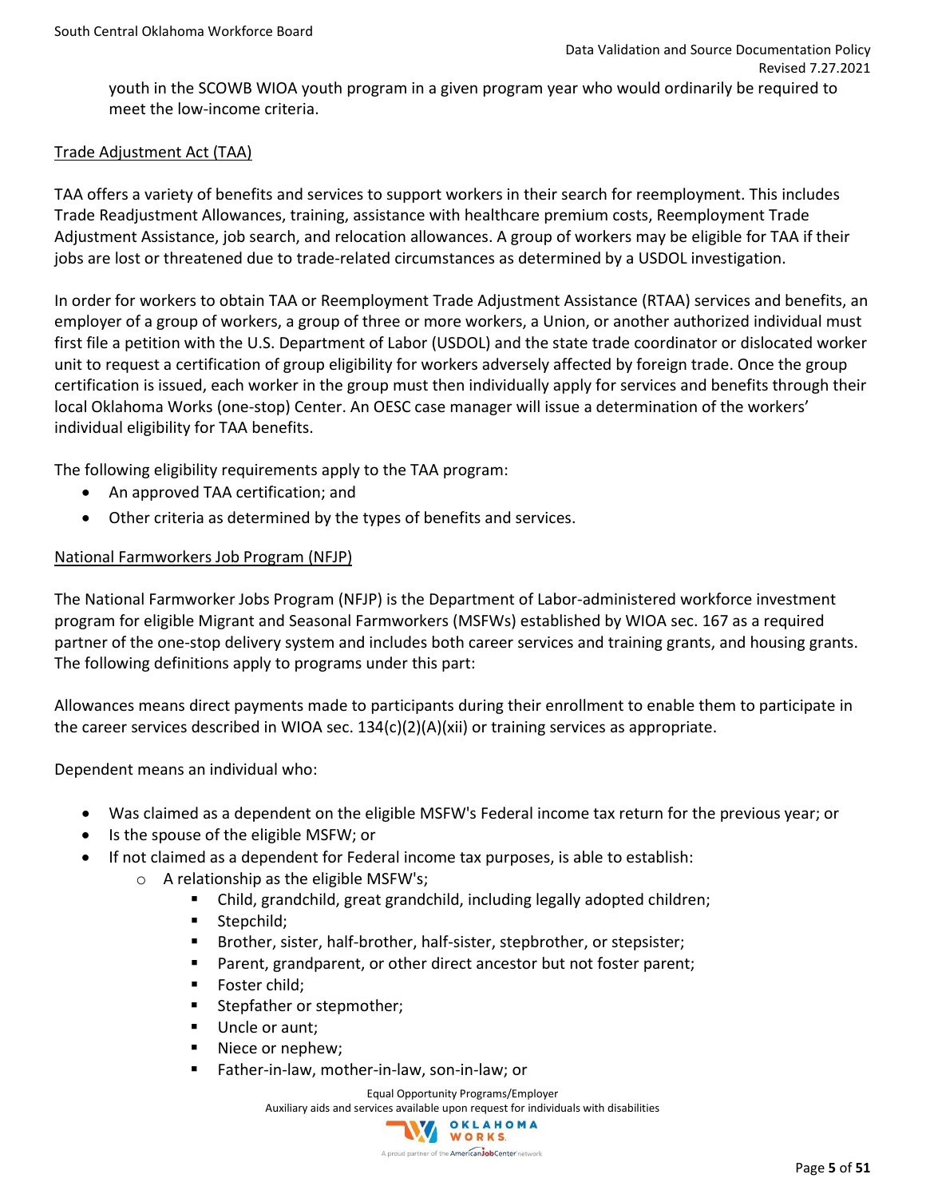youth in the SCOWB WIOA youth program in a given program year who would ordinarily be required to meet the low-income criteria.

### Trade Adjustment Act (TAA)

TAA offers a variety of benefits and services to support workers in their search for reemployment. This includes Trade Readjustment Allowances, training, assistance with healthcare premium costs, Reemployment Trade Adjustment Assistance, job search, and relocation allowances. A group of workers may be eligible for TAA if their jobs are lost or threatened due to trade-related circumstances as determined by a USDOL investigation.

In order for workers to obtain TAA or Reemployment Trade Adjustment Assistance (RTAA) services and benefits, an employer of a group of workers, a group of three or more workers, a Union, or another authorized individual must first file a petition with the U.S. Department of Labor (USDOL) and the state trade coordinator or dislocated worker unit to request a certification of group eligibility for workers adversely affected by foreign trade. Once the group certification is issued, each worker in the group must then individually apply for services and benefits through their local Oklahoma Works (one-stop) Center. An OESC case manager will issue a determination of the workers' individual eligibility for TAA benefits.

The following eligibility requirements apply to the TAA program:

- An approved TAA certification; and
- Other criteria as determined by the types of benefits and services.

### National Farmworkers Job Program (NFJP)

The National Farmworker Jobs Program (NFJP) is the Department of Labor-administered workforce investment program for eligible Migrant and Seasonal Farmworkers (MSFWs) established by WIOA sec. 167 as a required partner of the one-stop delivery system and includes both career services and training grants, and housing grants. The following definitions apply to programs under this part:

Allowances means direct payments made to participants during their enrollment to enable them to participate in the career services described in WIOA sec. 134(c)(2)(A)(xii) or training services as appropriate.

Dependent means an individual who:

- Was claimed as a dependent on the eligible MSFW's Federal income tax return for the previous year; or
- Is the spouse of the eligible MSFW; or
- If not claimed as a dependent for Federal income tax purposes, is able to establish:
  - A relationship as the eligible MSFW's;
    - Child, grandchild, great grandchild, including legally adopted children;
    - Stepchild;
    - Brother, sister, half-brother, half-sister, stepbrother, or stepsister;
    - Parent, grandparent, or other direct ancestor but not foster parent;
    - Foster child;
    - Stepfather or stepmother;
    - Uncle or aunt;
    - Niece or nephew;
    - Father-in-law, mother-in-law, son-in-law; or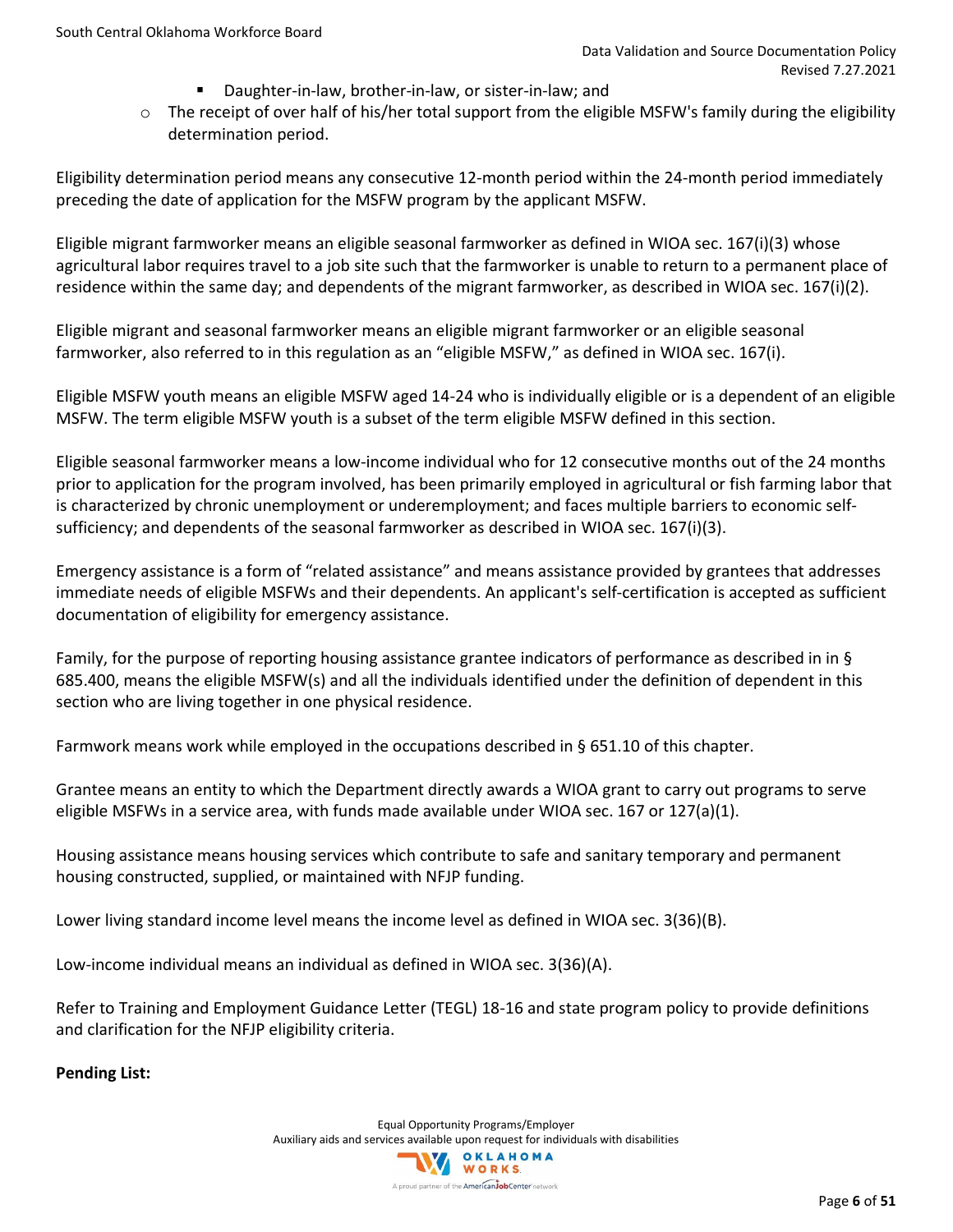- Daughter-in-law, brother-in-law, or sister-in-law; and
    - The receipt of over half of his/her total support from the eligible MSFW's family during the eligibility determination period.

Eligibility determination period means any consecutive 12-month period within the 24-month period immediately preceding the date of application for the MSFW program by the applicant MSFW.

Eligible migrant farmworker means an eligible seasonal farmworker as defined in WIOA sec. 167(i)(3) whose agricultural labor requires travel to a job site such that the farmworker is unable to return to a permanent place of residence within the same day; and dependents of the migrant farmworker, as described in WIOA sec. 167(i)(2).

Eligible migrant and seasonal farmworker means an eligible migrant farmworker or an eligible seasonal farmworker, also referred to in this regulation as an "eligible MSFW," as defined in WIOA sec. 167(i).

Eligible MSFW youth means an eligible MSFW aged 14-24 who is individually eligible or is a dependent of an eligible MSFW. The term eligible MSFW youth is a subset of the term eligible MSFW defined in this section.

Eligible seasonal farmworker means a low-income individual who for 12 consecutive months out of the 24 months prior to application for the program involved, has been primarily employed in agricultural or fish farming labor that is characterized by chronic unemployment or underemployment; and faces multiple barriers to economic self-sufficiency; and dependents of the seasonal farmworker as described in WIOA sec. 167(i)(3).

Emergency assistance is a form of "related assistance" and means assistance provided by grantees that addresses immediate needs of eligible MSFWs and their dependents. An applicant's self-certification is accepted as sufficient documentation of eligibility for emergency assistance.

Family, for the purpose of reporting housing assistance grantee indicators of performance as described in in § 685.400, means the eligible MSFW(s) and all the individuals identified under the definition of dependent in this section who are living together in one physical residence.

Farmwork means work while employed in the occupations described in § 651.10 of this chapter.

Grantee means an entity to which the Department directly awards a WIOA grant to carry out programs to serve eligible MSFWs in a service area, with funds made available under WIOA sec. 167 or 127(a)(1).

Housing assistance means housing services which contribute to safe and sanitary temporary and permanent housing constructed, supplied, or maintained with NFJP funding.

Lower living standard income level means the income level as defined in WIOA sec. 3(36)(B).

Low-income individual means an individual as defined in WIOA sec. 3(36)(A).

Refer to Training and Employment Guidance Letter (TEGL) 18-16 and state program policy to provide definitions and clarification for the NFJP eligibility criteria.

**Pending List:**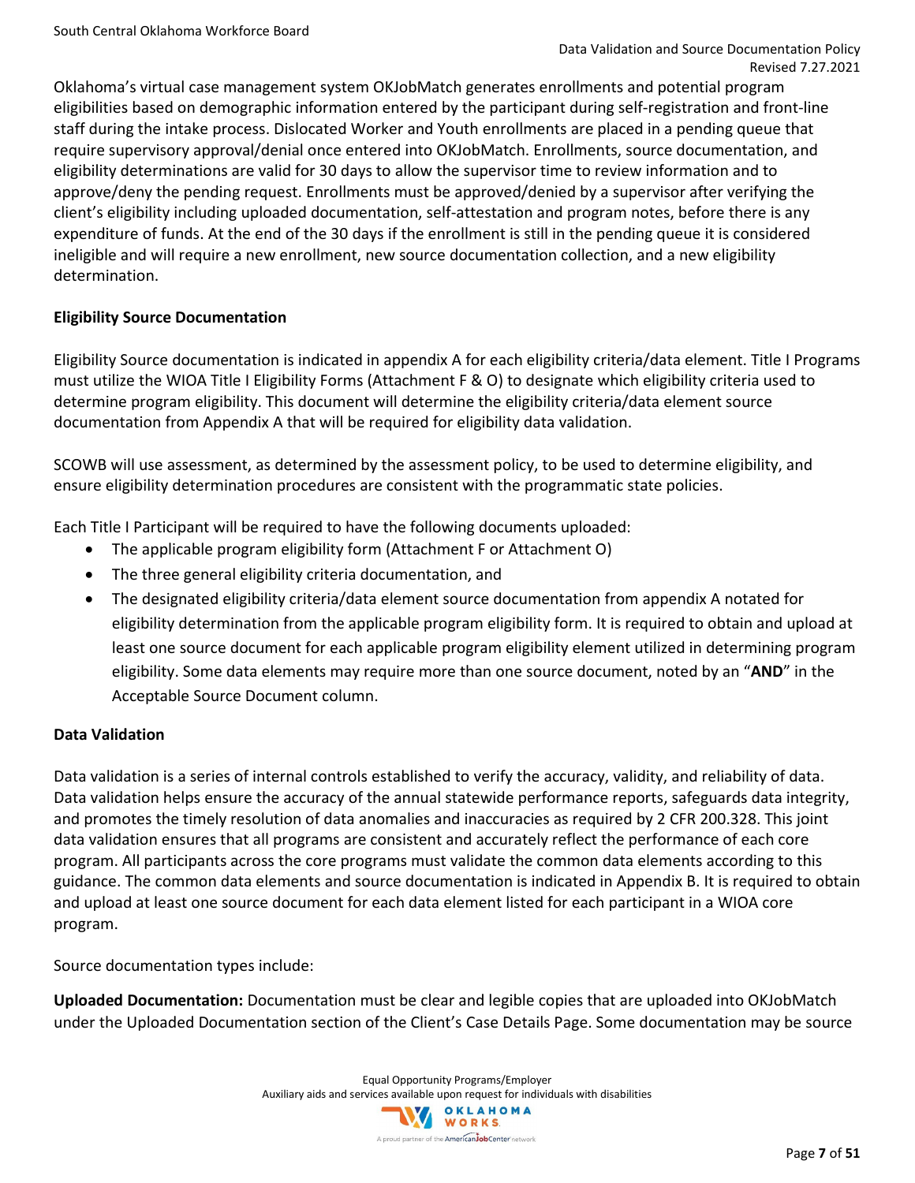Oklahoma's virtual case management system OKJobMatch generates enrollments and potential program eligibilities based on demographic information entered by the participant during self-registration and front-line staff during the intake process. Dislocated Worker and Youth enrollments are placed in a pending queue that require supervisory approval/denial once entered into OKJobMatch. Enrollments, source documentation, and eligibility determinations are valid for 30 days to allow the supervisor time to review information and to approve/deny the pending request. Enrollments must be approved/denied by a supervisor after verifying the client's eligibility including uploaded documentation, self-attestation and program notes, before there is any expenditure of funds. At the end of the 30 days if the enrollment is still in the pending queue it is considered ineligible and will require a new enrollment, new source documentation collection, and a new eligibility determination.

**Eligibility Source Documentation**

Eligibility Source documentation is indicated in appendix A for each eligibility criteria/data element. Title I Programs must utilize the WIOA Title I Eligibility Forms (Attachment F & O) to designate which eligibility criteria used to determine program eligibility. This document will determine the eligibility criteria/data element source documentation from Appendix A that will be required for eligibility data validation.

SCOWB will use assessment, as determined by the assessment policy, to be used to determine eligibility, and ensure eligibility determination procedures are consistent with the programmatic state policies.

Each Title I Participant will be required to have the following documents uploaded:

- The applicable program eligibility form (Attachment F or Attachment O)
- The three general eligibility criteria documentation, and
- The designated eligibility criteria/data element source documentation from appendix A notated for eligibility determination from the applicable program eligibility form. It is required to obtain and upload at least one source document for each applicable program eligibility element utilized in determining program eligibility. Some data elements may require more than one source document, noted by an "**AND**" in the Acceptable Source Document column.

**Data Validation**

Data validation is a series of internal controls established to verify the accuracy, validity, and reliability of data. Data validation helps ensure the accuracy of the annual statewide performance reports, safeguards data integrity, and promotes the timely resolution of data anomalies and inaccuracies as required by 2 CFR 200.328. This joint data validation ensures that all programs are consistent and accurately reflect the performance of each core program. All participants across the core programs must validate the common data elements according to this guidance. The common data elements and source documentation is indicated in Appendix B. It is required to obtain and upload at least one source document for each data element listed for each participant in a WIOA core program.

Source documentation types include:

**Uploaded Documentation:** Documentation must be clear and legible copies that are uploaded into OKJobMatch under the Uploaded Documentation section of the Client's Case Details Page. Some documentation may be source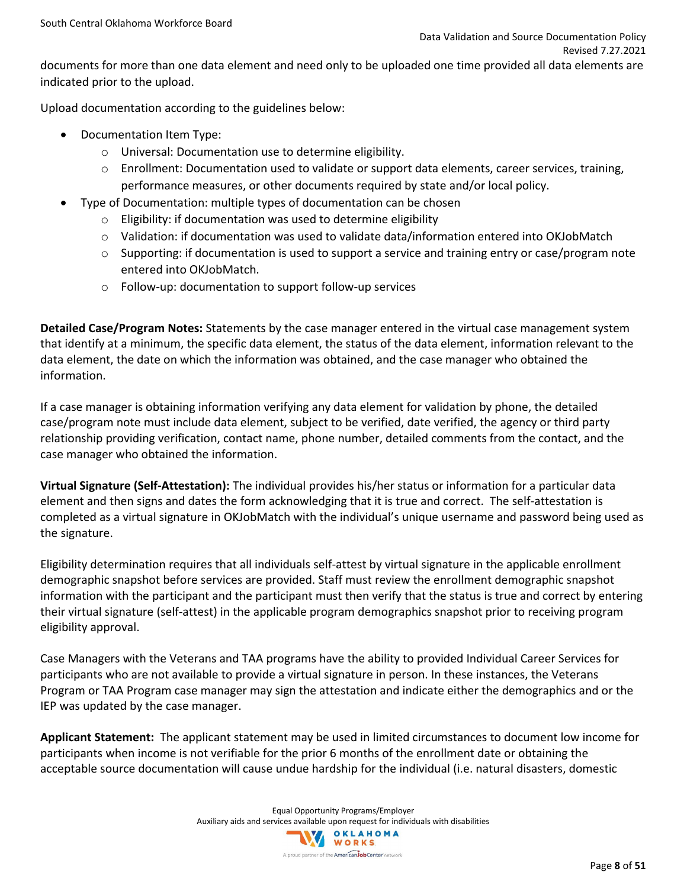documents for more than one data element and need only to be uploaded one time provided all data elements are indicated prior to the upload.

Upload documentation according to the guidelines below:

- Documentation Item Type:
  - Universal: Documentation use to determine eligibility.
  - Enrollment: Documentation used to validate or support data elements, career services, training, performance measures, or other documents required by state and/or local policy.
- Type of Documentation: multiple types of documentation can be chosen
  - Eligibility: if documentation was used to determine eligibility
  - Validation: if documentation was used to validate data/information entered into OKJobMatch
  - Supporting: if documentation is used to support a service and training entry or case/program note entered into OKJobMatch.
  - Follow-up: documentation to support follow-up services

**Detailed Case/Program Notes:** Statements by the case manager entered in the virtual case management system that identify at a minimum, the specific data element, the status of the data element, information relevant to the data element, the date on which the information was obtained, and the case manager who obtained the information.

If a case manager is obtaining information verifying any data element for validation by phone, the detailed case/program note must include data element, subject to be verified, date verified, the agency or third party relationship providing verification, contact name, phone number, detailed comments from the contact, and the case manager who obtained the information.

**Virtual Signature (Self-Attestation):** The individual provides his/her status or information for a particular data element and then signs and dates the form acknowledging that it is true and correct. The self-attestation is completed as a virtual signature in OKJobMatch with the individual's unique username and password being used as the signature.

Eligibility determination requires that all individuals self-attest by virtual signature in the applicable enrollment demographic snapshot before services are provided. Staff must review the enrollment demographic snapshot information with the participant and the participant must then verify that the status is true and correct by entering their virtual signature (self-attest) in the applicable program demographics snapshot prior to receiving program eligibility approval.

Case Managers with the Veterans and TAA programs have the ability to provided Individual Career Services for participants who are not available to provide a virtual signature in person. In these instances, the Veterans Program or TAA Program case manager may sign the attestation and indicate either the demographics and or the IEP was updated by the case manager.

**Applicant Statement:** The applicant statement may be used in limited circumstances to document low income for participants when income is not verifiable for the prior 6 months of the enrollment date or obtaining the acceptable source documentation will cause undue hardship for the individual (i.e. natural disasters, domestic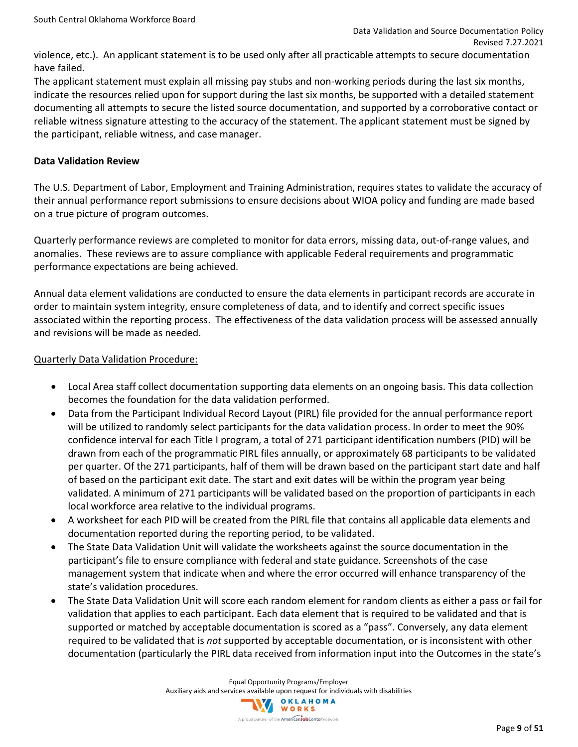violence, etc.). An applicant statement is to be used only after all practicable attempts to secure documentation have failed.

The applicant statement must explain all missing pay stubs and non-working periods during the last six months, indicate the resources relied upon for support during the last six months, be supported with a detailed statement documenting all attempts to secure the listed source documentation, and supported by a corroborative contact or reliable witness signature attesting to the accuracy of the statement. The applicant statement must be signed by the participant, reliable witness, and case manager.

**Data Validation Review**

The U.S. Department of Labor, Employment and Training Administration, requires states to validate the accuracy of their annual performance report submissions to ensure decisions about WIOA policy and funding are made based on a true picture of program outcomes.

Quarterly performance reviews are completed to monitor for data errors, missing data, out-of-range values, and anomalies. These reviews are to assure compliance with applicable Federal requirements and programmatic performance expectations are being achieved.

Annual data element validations are conducted to ensure the data elements in participant records are accurate in order to maintain system integrity, ensure completeness of data, and to identify and correct specific issues associated within the reporting process. The effectiveness of the data validation process will be assessed annually and revisions will be made as needed.

<u>Quarterly Data Validation Procedure:</u>

- Local Area staff collect documentation supporting data elements on an ongoing basis. This data collection becomes the foundation for the data validation performed.
- Data from the Participant Individual Record Layout (PIRL) file provided for the annual performance report will be utilized to randomly select participants for the data validation process. In order to meet the 90% confidence interval for each Title I program, a total of 271 participant identification numbers (PID) will be drawn from each of the programmatic PIRL files annually, or approximately 68 participants to be validated per quarter. Of the 271 participants, half of them will be drawn based on the participant start date and half of based on the participant exit date. The start and exit dates will be within the program year being validated. A minimum of 271 participants will be validated based on the proportion of participants in each local workforce area relative to the individual programs.
- A worksheet for each PID will be created from the PIRL file that contains all applicable data elements and documentation reported during the reporting period, to be validated.
- The State Data Validation Unit will validate the worksheets against the source documentation in the participant's file to ensure compliance with federal and state guidance. Screenshots of the case management system that indicate when and where the error occurred will enhance transparency of the state's validation procedures.
- The State Data Validation Unit will score each random element for random clients as either a pass or fail for validation that applies to each participant. Each data element that is required to be validated and that is supported or matched by acceptable documentation is scored as a "pass". Conversely, any data element required to be validated that is *not* supported by acceptable documentation, or is inconsistent with other documentation (particularly the PIRL data received from information input into the Outcomes in the state's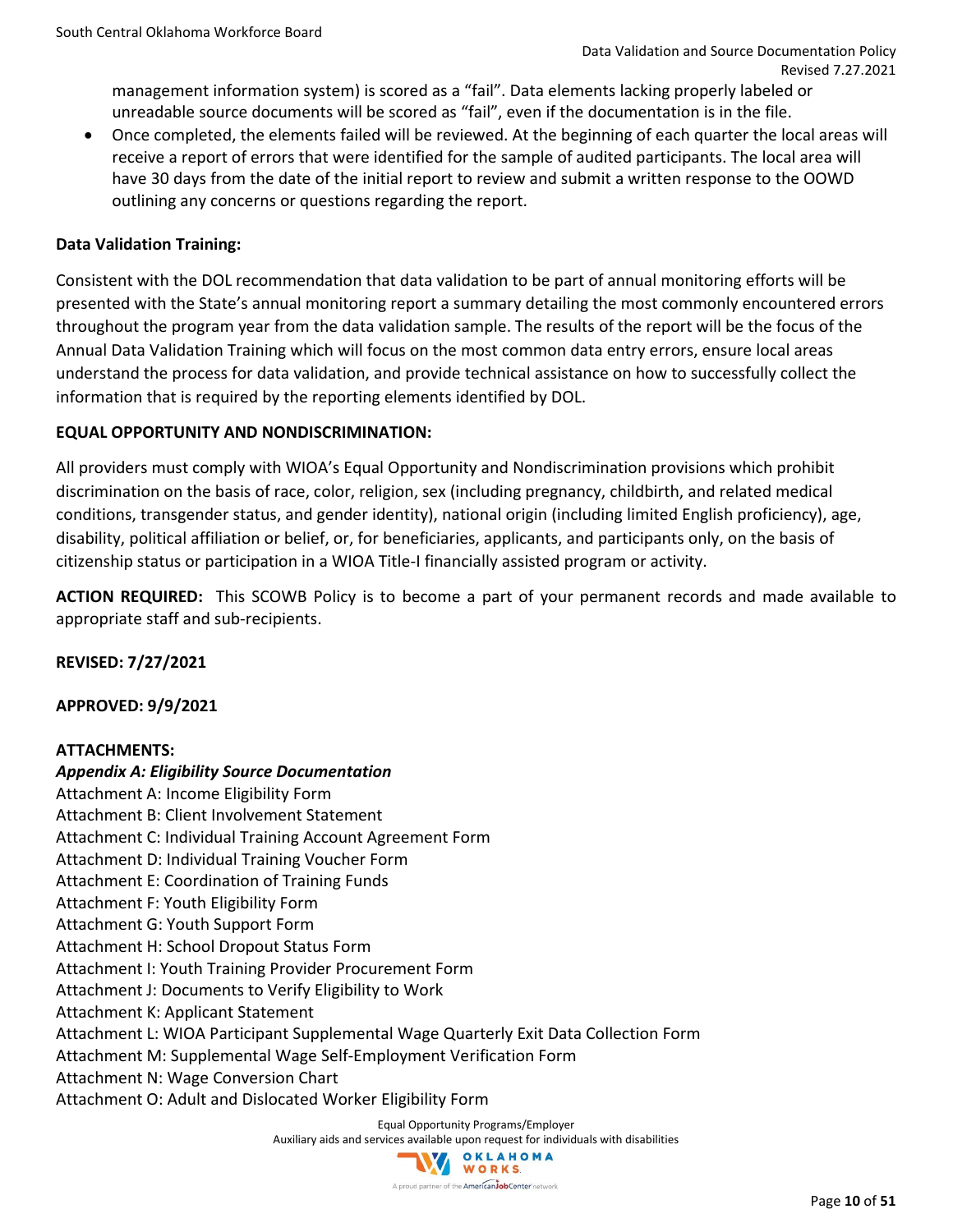management information system) is scored as a "fail". Data elements lacking properly labeled or unreadable source documents will be scored as "fail", even if the documentation is in the file.

- Once completed, the elements failed will be reviewed. At the beginning of each quarter the local areas will receive a report of errors that were identified for the sample of audited participants. The local area will have 30 days from the date of the initial report to review and submit a written response to the OOWD outlining any concerns or questions regarding the report.

**Data Validation Training:**

Consistent with the DOL recommendation that data validation to be part of annual monitoring efforts will be presented with the State's annual monitoring report a summary detailing the most commonly encountered errors throughout the program year from the data validation sample. The results of the report will be the focus of the Annual Data Validation Training which will focus on the most common data entry errors, ensure local areas understand the process for data validation, and provide technical assistance on how to successfully collect the information that is required by the reporting elements identified by DOL.

**EQUAL OPPORTUNITY AND NONDISCRIMINATION:**

All providers must comply with WIOA's Equal Opportunity and Nondiscrimination provisions which prohibit discrimination on the basis of race, color, religion, sex (including pregnancy, childbirth, and related medical conditions, transgender status, and gender identity), national origin (including limited English proficiency), age, disability, political affiliation or belief, or, for beneficiaries, applicants, and participants only, on the basis of citizenship status or participation in a WIOA Title-I financially assisted program or activity.

**ACTION REQUIRED:** This SCOWB Policy is to become a part of your permanent records and made available to appropriate staff and sub-recipients.

**REVISED: 7/27/2021**

**APPROVED: 9/9/2021**

**ATTACHMENTS:**

***Appendix A: Eligibility Source Documentation***

Attachment A: Income Eligibility Form
Attachment B: Client Involvement Statement
Attachment C: Individual Training Account Agreement Form
Attachment D: Individual Training Voucher Form
Attachment E: Coordination of Training Funds
Attachment F: Youth Eligibility Form
Attachment G: Youth Support Form
Attachment H: School Dropout Status Form
Attachment I: Youth Training Provider Procurement Form
Attachment J: Documents to Verify Eligibility to Work
Attachment K: Applicant Statement
Attachment L: WIOA Participant Supplemental Wage Quarterly Exit Data Collection Form
Attachment M: Supplemental Wage Self-Employment Verification Form
Attachment N: Wage Conversion Chart
Attachment O: Adult and Dislocated Worker Eligibility Form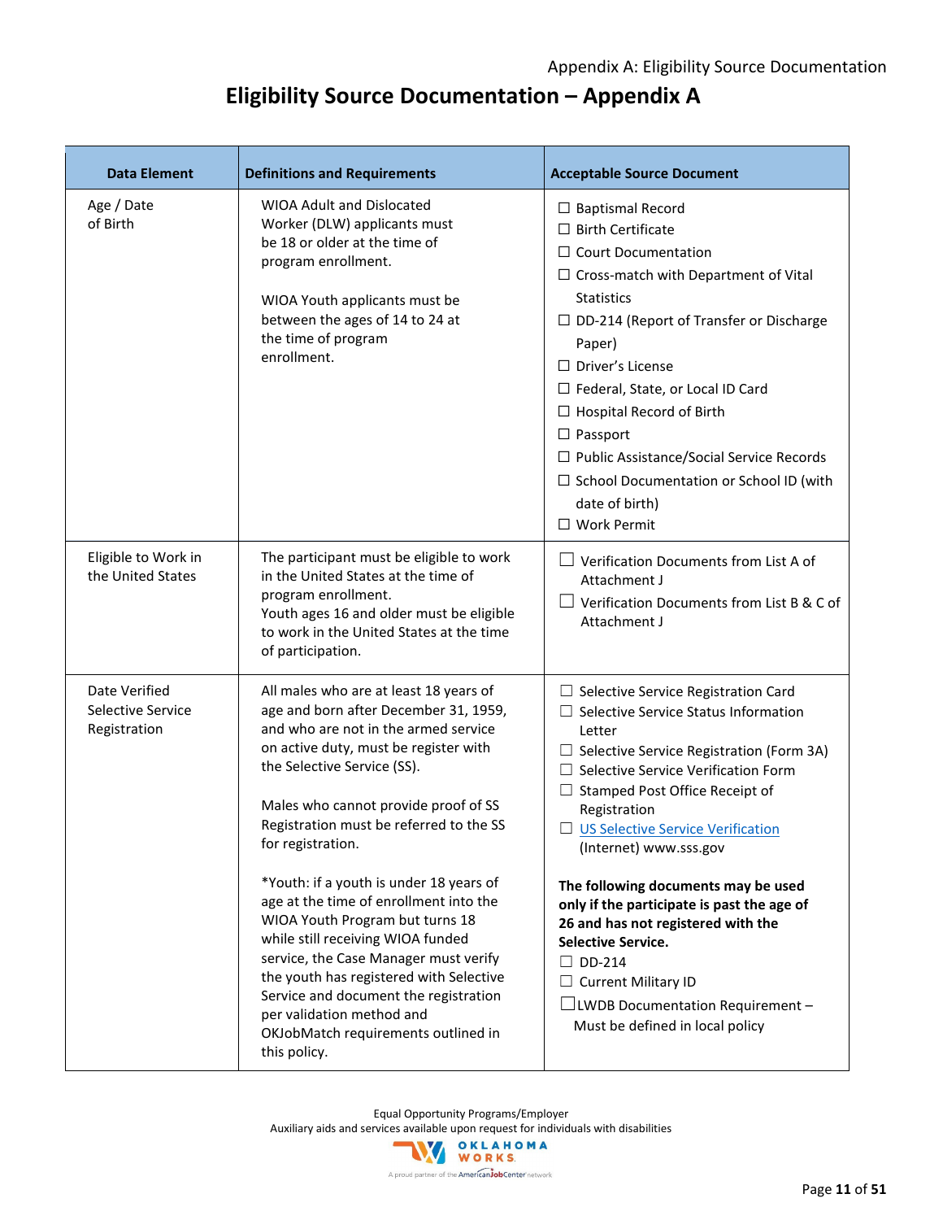# Eligibility Source Documentation – Appendix A

| Data Element | Definitions and Requirements | Acceptable Source Document |
|---|---|---|
| Age / Date of Birth | WIOA Adult and Dislocated Worker (DLW) applicants must be 18 or older at the time of program enrollment.<br><br>WIOA Youth applicants must be between the ages of 14 to 24 at the time of program enrollment. | ☐ Baptismal Record<br>☐ Birth Certificate<br>☐ Court Documentation<br>☐ Cross-match with Department of Vital Statistics<br>☐ DD-214 (Report of Transfer or Discharge Paper)<br>☐ Driver's License<br>☐ Federal, State, or Local ID Card<br>☐ Hospital Record of Birth<br>☐ Passport<br>☐ Public Assistance/Social Service Records<br>☐ School Documentation or School ID (with date of birth)<br>☐ Work Permit |
| Eligible to Work in the United States | The participant must be eligible to work in the United States at the time of program enrollment.<br>Youth ages 16 and older must be eligible to work in the United States at the time of participation. | ☐ Verification Documents from List A of Attachment J<br>☐ Verification Documents from List B & C of Attachment J |
| Date Verified Selective Service Registration | All males who are at least 18 years of age and born after December 31, 1959, and who are not in the armed service on active duty, must be register with the Selective Service (SS).<br><br>Males who cannot provide proof of SS Registration must be referred to the SS for registration.<br><br>*Youth: if a youth is under 18 years of age at the time of enrollment into the WIOA Youth Program but turns 18 while still receiving WIOA funded service, the Case Manager must verify the youth has registered with Selective Service and document the registration per validation method and OKJobMatch requirements outlined in this policy. | ☐ Selective Service Registration Card<br>☐ Selective Service Status Information Letter<br>☐ Selective Service Registration (Form 3A)<br>☐ Selective Service Verification Form<br>☐ Stamped Post Office Receipt of Registration<br>☐ US Selective Service Verification (Internet) www.sss.gov<br><br>**The following documents may be used only if the participate is past the age of 26 and has not registered with the Selective Service.**<br>☐ DD-214<br>☐ Current Military ID<br>☐ LWDB Documentation Requirement – Must be defined in local policy |

Equal Opportunity Programs/Employer
Auxiliary aids and services available upon request for individuals with disabilities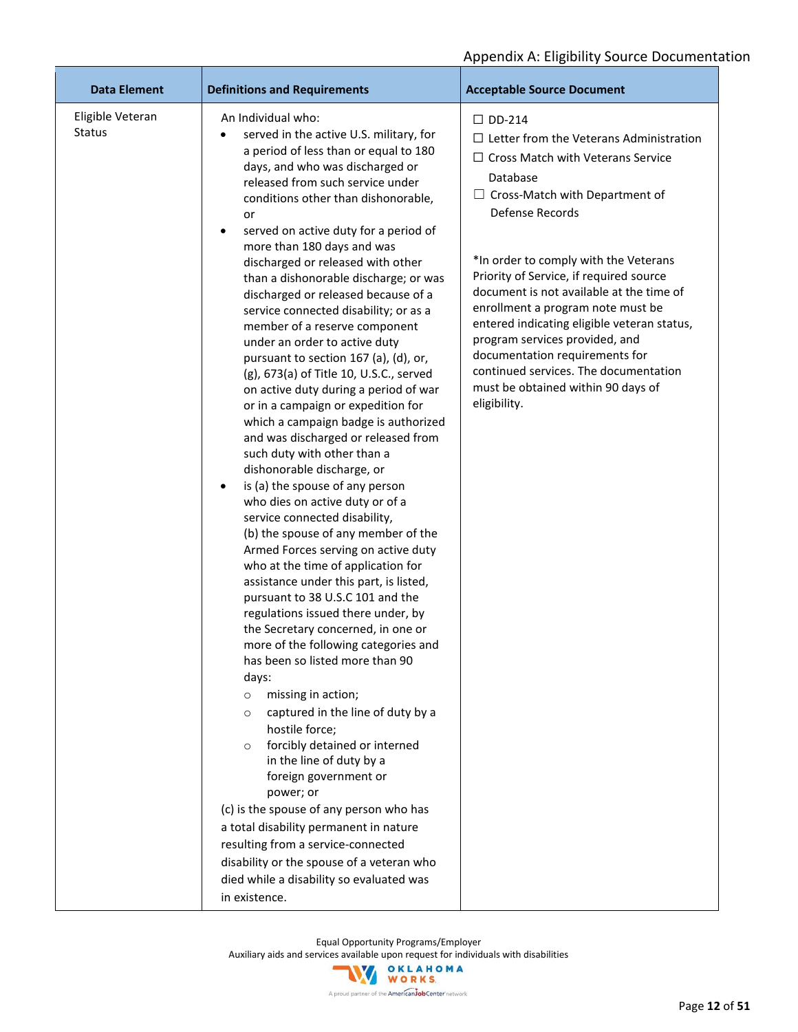Appendix A: Eligibility Source Documentation

| Data Element | Definitions and Requirements | Acceptable Source Document |
|---|---|---|
| Eligible Veteran Status | An Individual who:<br>• served in the active U.S. military, for a period of less than or equal to 180 days, and who was discharged or released from such service under conditions other than dishonorable, or<br>• served on active duty for a period of more than 180 days and was discharged or released with other than a dishonorable discharge; or was discharged or released because of a service connected disability; or as a member of a reserve component under an order to active duty pursuant to section 167 (a), (d), or, (g), 673(a) of Title 10, U.S.C., served on active duty during a period of war or in a campaign or expedition for which a campaign badge is authorized and was discharged or released from such duty with other than a dishonorable discharge, or<br>• is (a) the spouse of any person who dies on active duty or of a service connected disability,<br>(b) the spouse of any member of the Armed Forces serving on active duty who at the time of application for assistance under this part, is listed, pursuant to 38 U.S.C 101 and the regulations issued there under, by the Secretary concerned, in one or more of the following categories and has been so listed more than 90 days:<br>  ○ missing in action;<br>  ○ captured in the line of duty by a hostile force;<br>  ○ forcibly detained or interned in the line of duty by a foreign government or power; or<br>(c) is the spouse of any person who has a total disability permanent in nature resulting from a service-connected disability or the spouse of a veteran who died while a disability so evaluated was in existence. | ☐ DD-214<br>☐ Letter from the Veterans Administration<br>☐ Cross Match with Veterans Service Database<br>☐ Cross-Match with Department of Defense Records<br><br>*In order to comply with the Veterans Priority of Service, if required source document is not available at the time of enrollment a program note must be entered indicating eligible veteran status, program services provided, and documentation requirements for continued services. The documentation must be obtained within 90 days of eligibility. |

Equal Opportunity Programs/Employer
Auxiliary aids and services available upon request for individuals with disabilities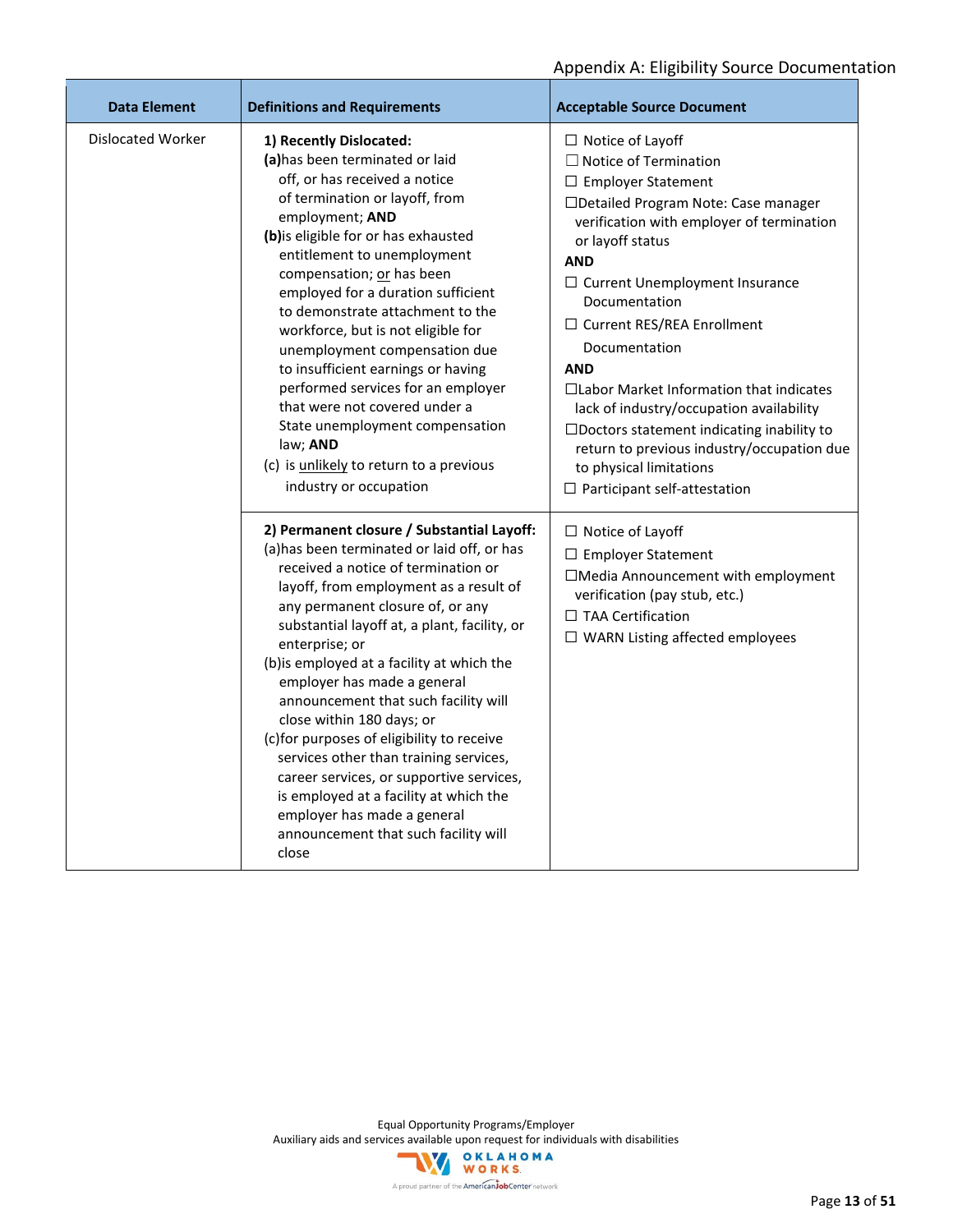Appendix A: Eligibility Source Documentation

| Data Element | Definitions and Requirements | Acceptable Source Document |
| --- | --- | --- |
| Dislocated Worker | **1) Recently Dislocated:**<br>**(a)** has been terminated or laid off, or has received a notice of termination or layoff, from employment; **AND**<br>**(b)** is eligible for or has exhausted entitlement to unemployment compensation; <u>or</u> has been employed for a duration sufficient to demonstrate attachment to the workforce, but is not eligible for unemployment compensation due to insufficient earnings or having performed services for an employer that were not covered under a State unemployment compensation law; **AND**<br>(c) is <u>unlikely</u> to return to a previous industry or occupation | ☐ Notice of Layoff<br>☐ Notice of Termination<br>☐ Employer Statement<br>☐ Detailed Program Note: Case manager verification with employer of termination or layoff status<br>**AND**<br>☐ Current Unemployment Insurance Documentation<br>☐ Current RES/REA Enrollment Documentation<br>**AND**<br>☐ Labor Market Information that indicates lack of industry/occupation availability<br>☐ Doctors statement indicating inability to return to previous industry/occupation due to physical limitations<br>☐ Participant self-attestation |
| | **2) Permanent closure / Substantial Layoff:**<br>(a) has been terminated or laid off, or has received a notice of termination or layoff, from employment as a result of any permanent closure of, or any substantial layoff at, a plant, facility, or enterprise; or<br>(b) is employed at a facility at which the employer has made a general announcement that such facility will close within 180 days; or<br>(c) for purposes of eligibility to receive services other than training services, career services, or supportive services, is employed at a facility at which the employer has made a general announcement that such facility will close | ☐ Notice of Layoff<br>☐ Employer Statement<br>☐ Media Announcement with employment verification (pay stub, etc.)<br>☐ TAA Certification<br>☐ WARN Listing affected employees |

Equal Opportunity Programs/Employer
Auxiliary aids and services available upon request for individuals with disabilities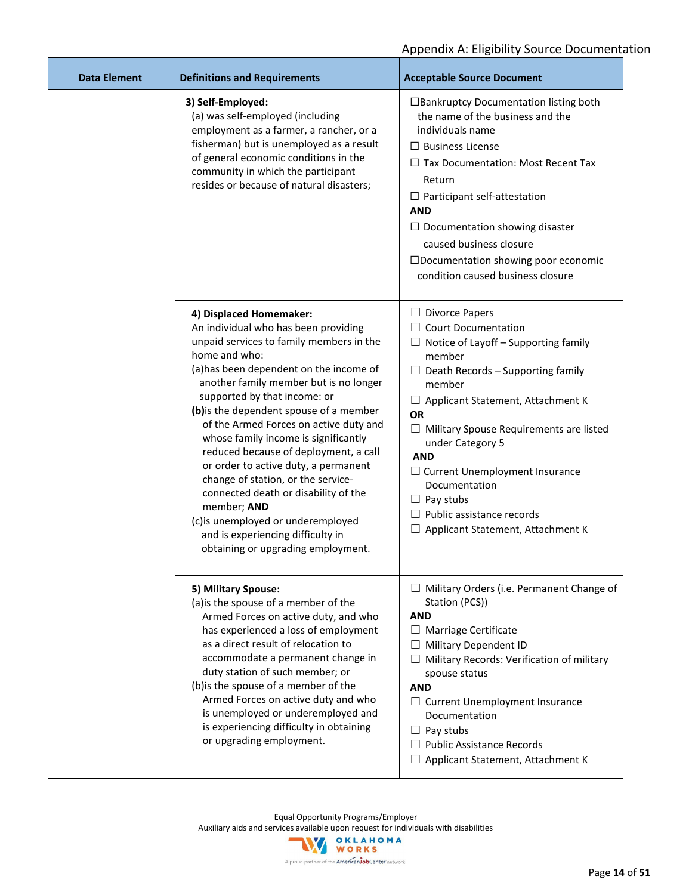Appendix A: Eligibility Source Documentation

| Data Element | Definitions and Requirements | Acceptable Source Document |
|---|---|---|
| | **3) Self-Employed:**<br>(a) was self-employed (including employment as a farmer, a rancher, or a fisherman) but is unemployed as a result of general economic conditions in the community in which the participant resides or because of natural disasters; | ☐Bankruptcy Documentation listing both the name of the business and the individuals name<br>☐ Business License<br>☐ Tax Documentation: Most Recent Tax Return<br>☐ Participant self-attestation<br>**AND**<br>☐ Documentation showing disaster caused business closure<br>☐Documentation showing poor economic condition caused business closure |
| | **4) Displaced Homemaker:**<br>An individual who has been providing unpaid services to family members in the home and who:<br>(a)has been dependent on the income of another family member but is no longer supported by that income: or<br>**(b)**is the dependent spouse of a member of the Armed Forces on active duty and whose family income is significantly reduced because of deployment, a call or order to active duty, a permanent change of station, or the service-connected death or disability of the member; **AND**<br>(c)is unemployed or underemployed and is experiencing difficulty in obtaining or upgrading employment. | ☐ Divorce Papers<br>☐ Court Documentation<br>☐ Notice of Layoff – Supporting family member<br>☐ Death Records – Supporting family member<br>☐ Applicant Statement, Attachment K<br>**OR**<br>☐ Military Spouse Requirements are listed under Category 5<br>**AND**<br>☐ Current Unemployment Insurance Documentation<br>☐ Pay stubs<br>☐ Public assistance records<br>☐ Applicant Statement, Attachment K |
| | **5) Military Spouse:**<br>(a)is the spouse of a member of the Armed Forces on active duty, and who has experienced a loss of employment as a direct result of relocation to accommodate a permanent change in duty station of such member; or<br>(b)is the spouse of a member of the Armed Forces on active duty and who is unemployed or underemployed and is experiencing difficulty in obtaining or upgrading employment. | ☐ Military Orders (i.e. Permanent Change of Station (PCS))<br>**AND**<br>☐ Marriage Certificate<br>☐ Military Dependent ID<br>☐ Military Records: Verification of military spouse status<br>**AND**<br>☐ Current Unemployment Insurance Documentation<br>☐ Pay stubs<br>☐ Public Assistance Records<br>☐ Applicant Statement, Attachment K |

Equal Opportunity Programs/Employer
Auxiliary aids and services available upon request for individuals with disabilities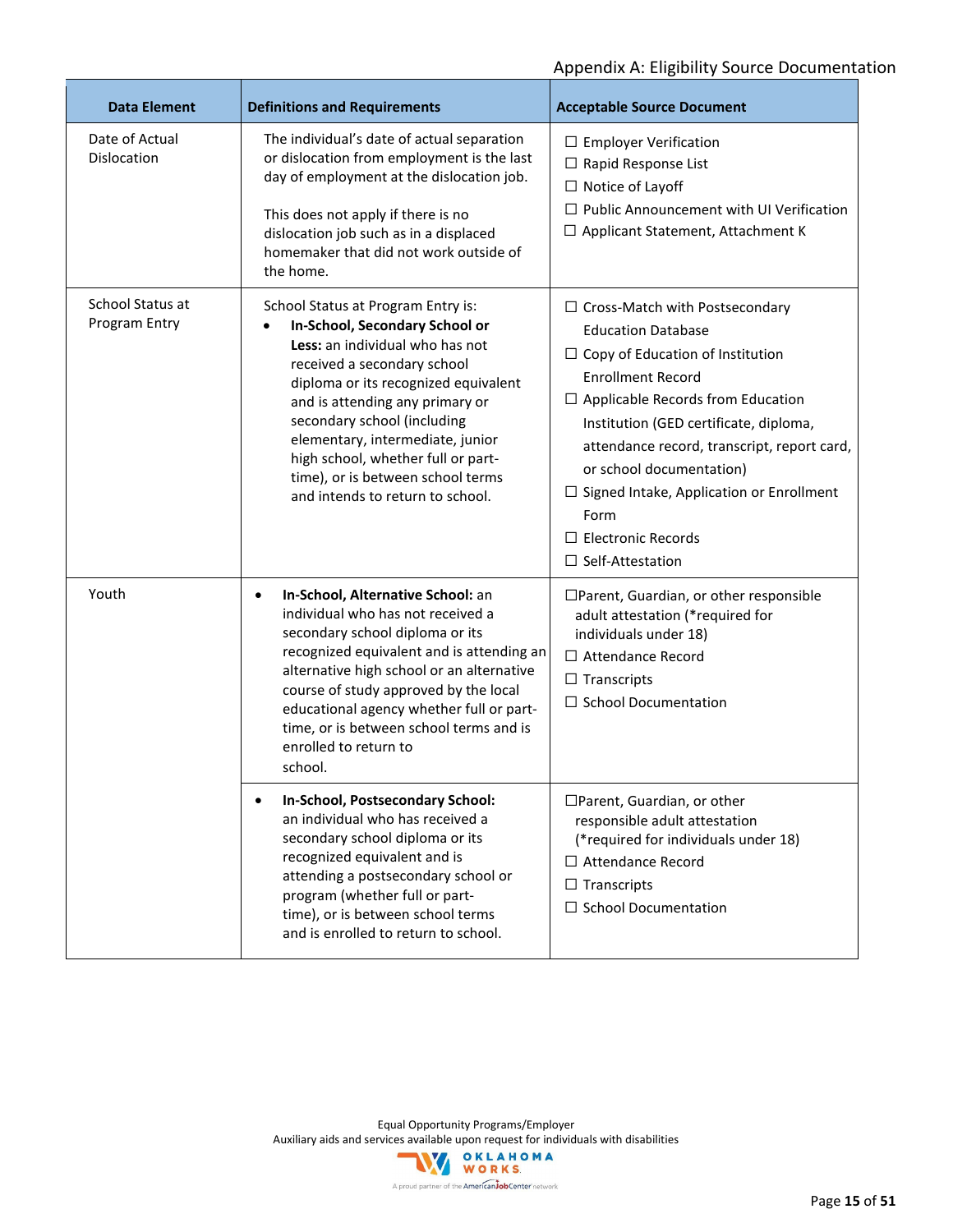Appendix A: Eligibility Source Documentation

| Data Element | Definitions and Requirements | Acceptable Source Document |
|---|---|---|
| Date of Actual Dislocation | The individual's date of actual separation or dislocation from employment is the last day of employment at the dislocation job.<br><br>This does not apply if there is no dislocation job such as in a displaced homemaker that did not work outside of the home. | ☐ Employer Verification<br>☐ Rapid Response List<br>☐ Notice of Layoff<br>☐ Public Announcement with UI Verification<br>☐ Applicant Statement, Attachment K |
| School Status at Program Entry | School Status at Program Entry is:<br>• **In-School, Secondary School or Less:** an individual who has not received a secondary school diploma or its recognized equivalent and is attending any primary or secondary school (including elementary, intermediate, junior high school, whether full or part-time), or is between school terms and intends to return to school. | ☐ Cross-Match with Postsecondary Education Database<br>☐ Copy of Education of Institution Enrollment Record<br>☐ Applicable Records from Education Institution (GED certificate, diploma, attendance record, transcript, report card, or school documentation)<br>☐ Signed Intake, Application or Enrollment Form<br>☐ Electronic Records<br>☐ Self-Attestation |
| Youth | • **In-School, Alternative School:** an individual who has not received a secondary school diploma or its recognized equivalent and is attending an alternative high school or an alternative course of study approved by the local educational agency whether full or part-time, or is between school terms and is enrolled to return to school. | ☐Parent, Guardian, or other responsible adult attestation (*required for individuals under 18)<br>☐ Attendance Record<br>☐ Transcripts<br>☐ School Documentation |
| | • **In-School, Postsecondary School:** an individual who has received a secondary school diploma or its recognized equivalent and is attending a postsecondary school or program (whether full or part-time), or is between school terms and is enrolled to return to school. | ☐Parent, Guardian, or other responsible adult attestation (*required for individuals under 18)<br>☐ Attendance Record<br>☐ Transcripts<br>☐ School Documentation |

Equal Opportunity Programs/Employer
Auxiliary aids and services available upon request for individuals with disabilities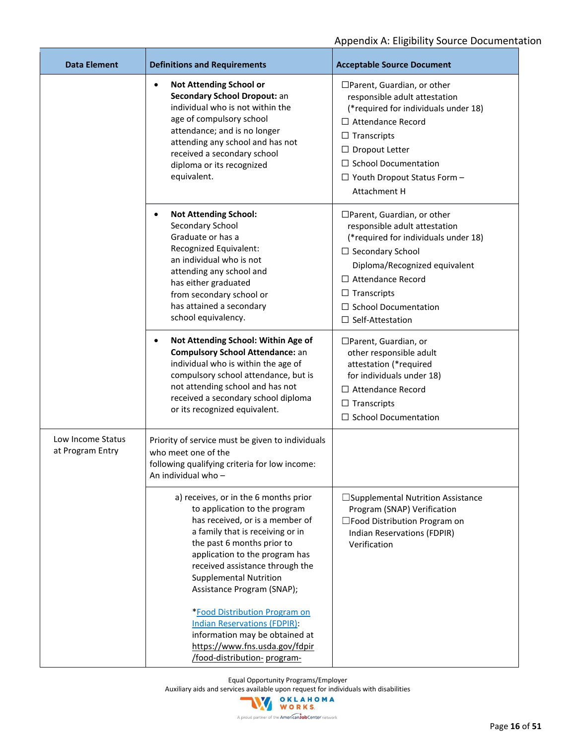| Data Element | Definitions and Requirements | Acceptable Source Document |
|---|---|---|
| | • **Not Attending School or Secondary School Dropout:** an individual who is not within the age of compulsory school attendance; and is no longer attending any school and has not received a secondary school diploma or its recognized equivalent. | ☐Parent, Guardian, or other responsible adult attestation (*required for individuals under 18)<br>☐ Attendance Record<br>☐ Transcripts<br>☐ Dropout Letter<br>☐ School Documentation<br>☐ Youth Dropout Status Form – Attachment H |
| | • **Not Attending School:** Secondary School Graduate or has a Recognized Equivalent: an individual who is not attending any school and has either graduated from secondary school or has attained a secondary school equivalency. | ☐Parent, Guardian, or other responsible adult attestation (*required for individuals under 18)<br>☐ Secondary School Diploma/Recognized equivalent<br>☐ Attendance Record<br>☐ Transcripts<br>☐ School Documentation<br>☐ Self-Attestation |
| | • **Not Attending School: Within Age of Compulsory School Attendance:** an individual who is within the age of compulsory school attendance, but is not attending school and has not received a secondary school diploma or its recognized equivalent. | ☐Parent, Guardian, or other responsible adult attestation (*required for individuals under 18)<br>☐ Attendance Record<br>☐ Transcripts<br>☐ School Documentation |
| Low Income Status at Program Entry | Priority of service must be given to individuals who meet one of the following qualifying criteria for low income: An individual who – | |
| | a) receives, or in the 6 months prior to application to the program has received, or is a member of a family that is receiving or in the past 6 months prior to application to the program has received assistance through the Supplemental Nutrition Assistance Program (SNAP);<br><br>*[Food Distribution Program on Indian Reservations (FDPIR)](https://www.fns.usda.gov/fdpir/food-distribution-program-): information may be obtained at https://www.fns.usda.gov/fdpir /food-distribution- program- | ☐Supplemental Nutrition Assistance Program (SNAP) Verification<br>☐Food Distribution Program on Indian Reservations (FDPIR) Verification |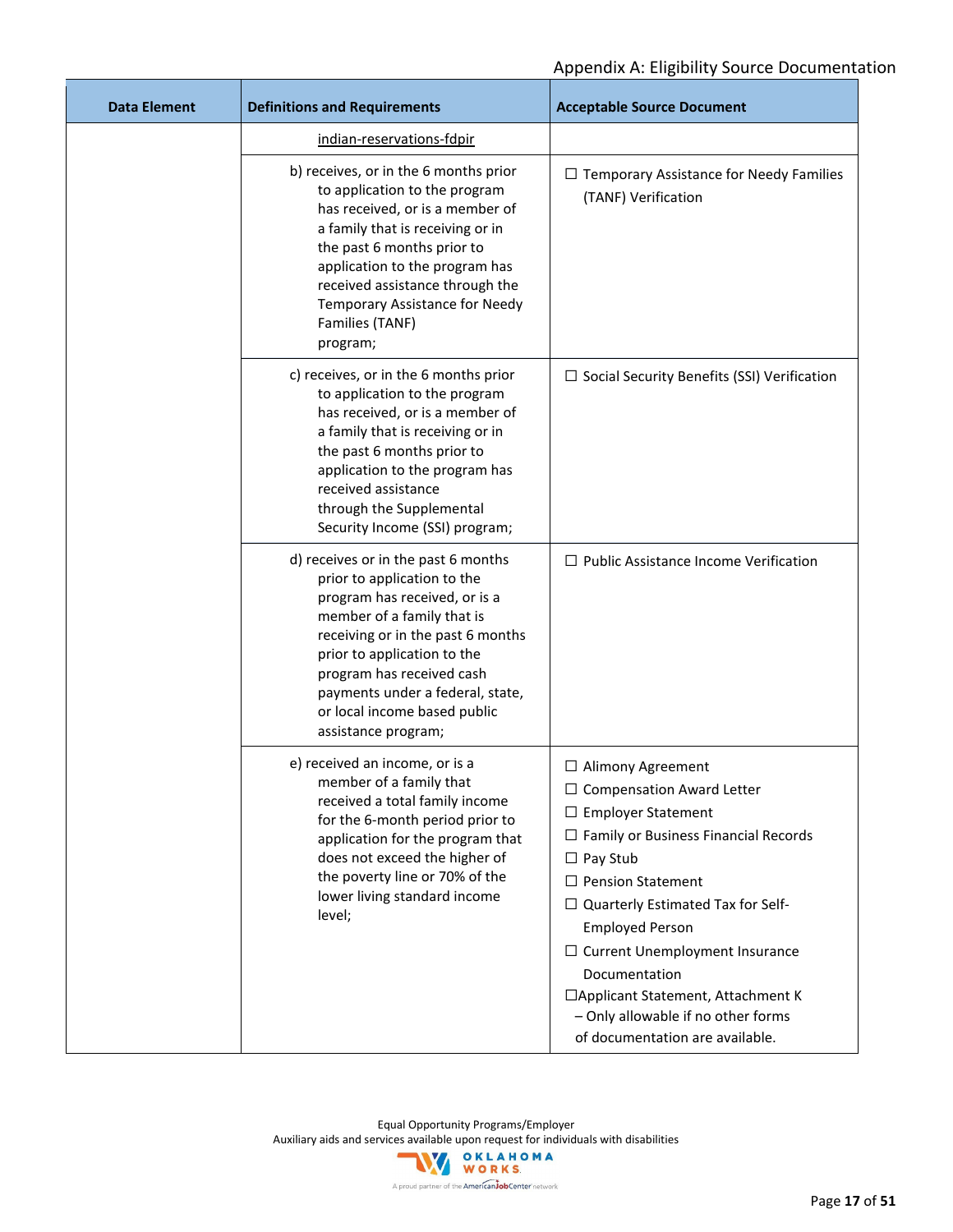| Data Element | Definitions and Requirements | Acceptable Source Document |
|---|---|---|
| | indian-reservations-fdpir | |
| | b) receives, or in the 6 months prior to application to the program has received, or is a member of a family that is receiving or in the past 6 months prior to application to the program has received assistance through the Temporary Assistance for Needy Families (TANF) program; | ☐ Temporary Assistance for Needy Families (TANF) Verification |
| | c) receives, or in the 6 months prior to application to the program has received, or is a member of a family that is receiving or in the past 6 months prior to application to the program has received assistance through the Supplemental Security Income (SSI) program; | ☐ Social Security Benefits (SSI) Verification |
| | d) receives or in the past 6 months prior to application to the program has received, or is a member of a family that is receiving or in the past 6 months prior to application to the program has received cash payments under a federal, state, or local income based public assistance program; | ☐ Public Assistance Income Verification |
| | e) received an income, or is a member of a family that received a total family income for the 6-month period prior to application for the program that does not exceed the higher of the poverty line or 70% of the lower living standard income level; | ☐ Alimony Agreement<br>☐ Compensation Award Letter<br>☐ Employer Statement<br>☐ Family or Business Financial Records<br>☐ Pay Stub<br>☐ Pension Statement<br>☐ Quarterly Estimated Tax for Self-Employed Person<br>☐ Current Unemployment Insurance Documentation<br>☐Applicant Statement, Attachment K – Only allowable if no other forms of documentation are available. |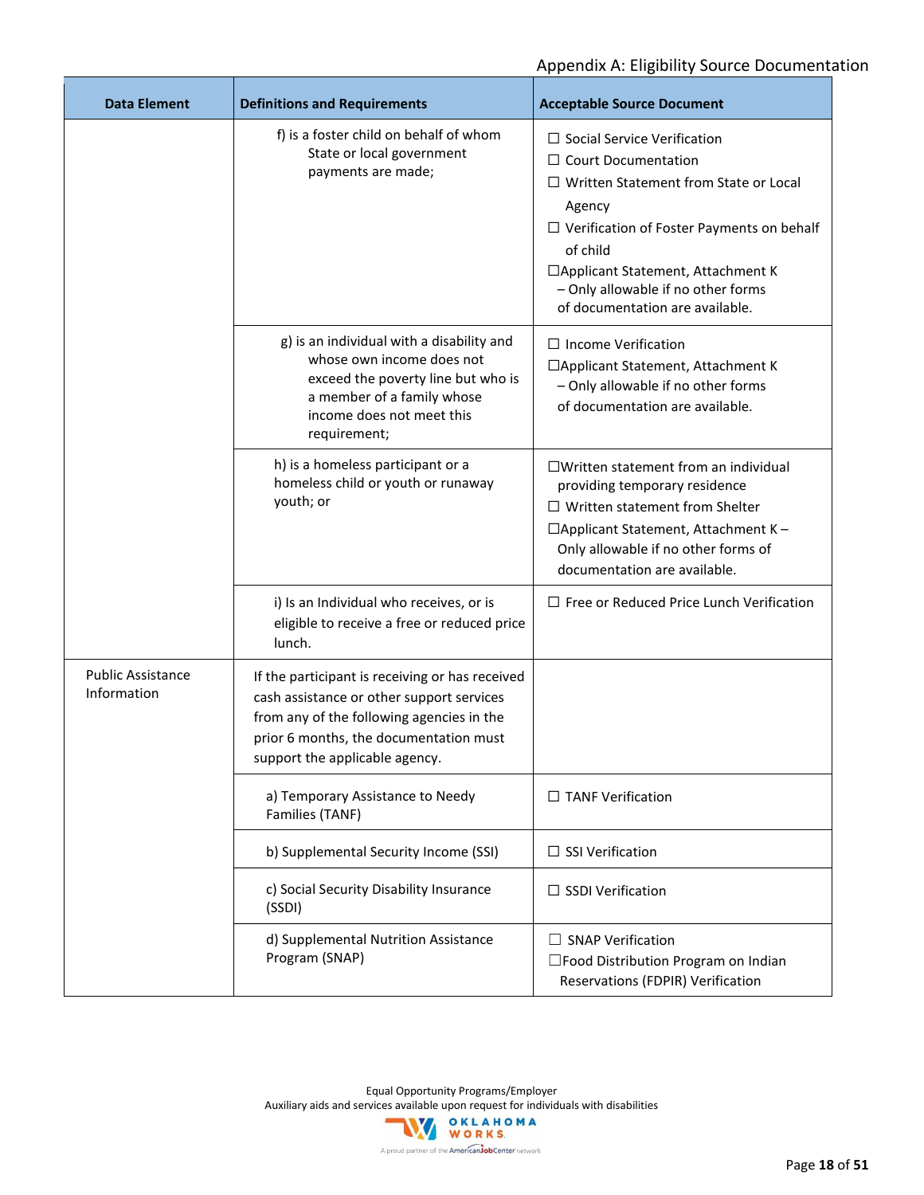Appendix A: Eligibility Source Documentation

| Data Element | Definitions and Requirements | Acceptable Source Document |
|---|---|---|
| | f) is a foster child on behalf of whom State or local government payments are made; | ☐ Social Service Verification<br>☐ Court Documentation<br>☐ Written Statement from State or Local Agency<br>☐ Verification of Foster Payments on behalf of child<br>☐Applicant Statement, Attachment K – Only allowable if no other forms of documentation are available. |
| | g) is an individual with a disability and whose own income does not exceed the poverty line but who is a member of a family whose income does not meet this requirement; | ☐ Income Verification<br>☐Applicant Statement, Attachment K – Only allowable if no other forms of documentation are available. |
| | h) is a homeless participant or a homeless child or youth or runaway youth; or | ☐Written statement from an individual providing temporary residence<br>☐ Written statement from Shelter<br>☐Applicant Statement, Attachment K – Only allowable if no other forms of documentation are available. |
| | i) Is an Individual who receives, or is eligible to receive a free or reduced price lunch. | ☐ Free or Reduced Price Lunch Verification |
| Public Assistance Information | If the participant is receiving or has received cash assistance or other support services from any of the following agencies in the prior 6 months, the documentation must support the applicable agency. | |
| | a) Temporary Assistance to Needy Families (TANF) | ☐ TANF Verification |
| | b) Supplemental Security Income (SSI) | ☐ SSI Verification |
| | c) Social Security Disability Insurance (SSDI) | ☐ SSDI Verification |
| | d) Supplemental Nutrition Assistance Program (SNAP) | ☐ SNAP Verification<br>☐Food Distribution Program on Indian Reservations (FDPIR) Verification |

Equal Opportunity Programs/Employer
Auxiliary aids and services available upon request for individuals with disabilities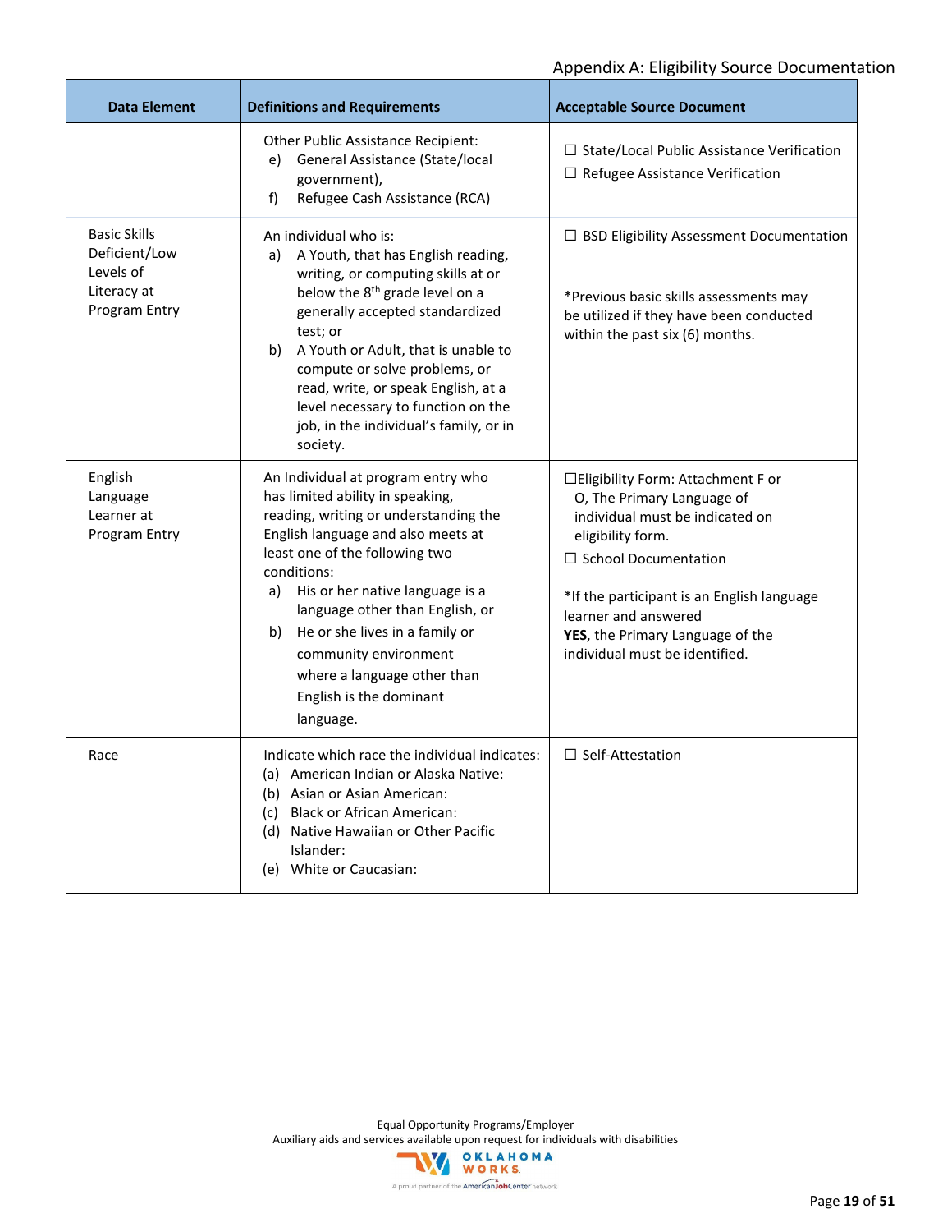| Data Element | Definitions and Requirements | Acceptable Source Document |
|---|---|---|
| | Other Public Assistance Recipient:<br>e) General Assistance (State/local government),<br>f) Refugee Cash Assistance (RCA) | ☐ State/Local Public Assistance Verification<br>☐ Refugee Assistance Verification |
| Basic Skills Deficient/Low Levels of Literacy at Program Entry | An individual who is:<br>a) A Youth, that has English reading, writing, or computing skills at or below the 8th grade level on a generally accepted standardized test; or<br>b) A Youth or Adult, that is unable to compute or solve problems, or read, write, or speak English, at a level necessary to function on the job, in the individual's family, or in society. | ☐ BSD Eligibility Assessment Documentation<br><br>*Previous basic skills assessments may be utilized if they have been conducted within the past six (6) months. |
| English Language Learner at Program Entry | An Individual at program entry who has limited ability in speaking, reading, writing or understanding the English language and also meets at least one of the following two conditions:<br>a) His or her native language is a language other than English, or<br>b) He or she lives in a family or community environment where a language other than English is the dominant language. | ☐Eligibility Form: Attachment F or O, The Primary Language of individual must be indicated on eligibility form.<br>☐ School Documentation<br><br>*If the participant is an English language learner and answered **YES**, the Primary Language of the individual must be identified. |
| Race | Indicate which race the individual indicates:<br>(a) American Indian or Alaska Native:<br>(b) Asian or Asian American:<br>(c) Black or African American:<br>(d) Native Hawaiian or Other Pacific Islander:<br>(e) White or Caucasian: | ☐ Self-Attestation |

Equal Opportunity Programs/Employer
Auxiliary aids and services available upon request for individuals with disabilities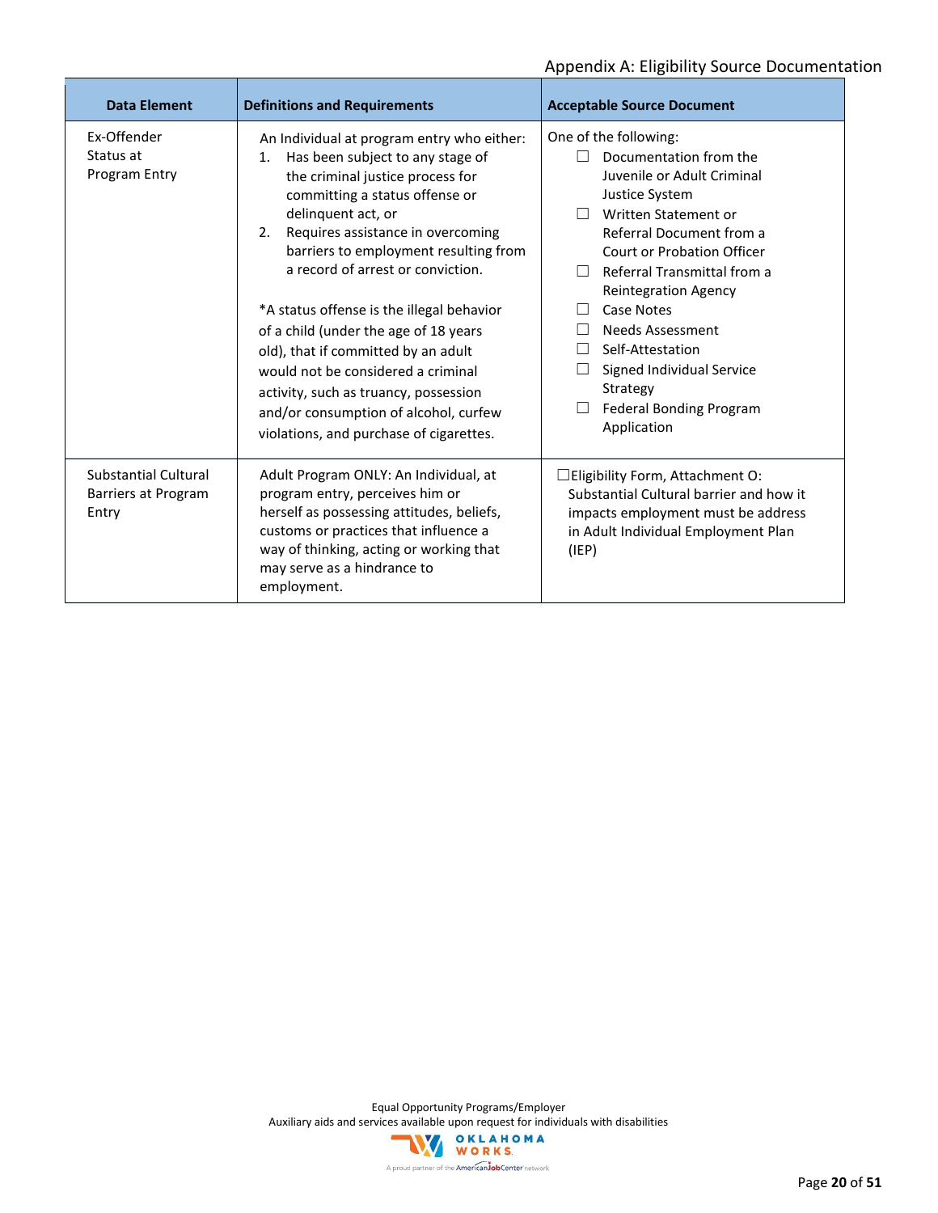Appendix A: Eligibility Source Documentation

| Data Element | Definitions and Requirements | Acceptable Source Document |
|---|---|---|
| Ex-Offender Status at Program Entry | An Individual at program entry who either:<br>1. Has been subject to any stage of the criminal justice process for committing a status offense or delinquent act, or<br>2. Requires assistance in overcoming barriers to employment resulting from a record of arrest or conviction.<br><br>*A status offense is the illegal behavior of a child (under the age of 18 years old), that if committed by an adult would not be considered a criminal activity, such as truancy, possession and/or consumption of alcohol, curfew violations, and purchase of cigarettes. | One of the following:<br>☐ Documentation from the Juvenile or Adult Criminal Justice System<br>☐ Written Statement or Referral Document from a Court or Probation Officer<br>☐ Referral Transmittal from a Reintegration Agency<br>☐ Case Notes<br>☐ Needs Assessment<br>☐ Self-Attestation<br>☐ Signed Individual Service Strategy<br>☐ Federal Bonding Program Application |
| Substantial Cultural Barriers at Program Entry | Adult Program ONLY: An Individual, at program entry, perceives him or herself as possessing attitudes, beliefs, customs or practices that influence a way of thinking, acting or working that may serve as a hindrance to employment. | ☐Eligibility Form, Attachment O: Substantial Cultural barrier and how it impacts employment must be address in Adult Individual Employment Plan (IEP) |

Equal Opportunity Programs/Employer
Auxiliary aids and services available upon request for individuals with disabilities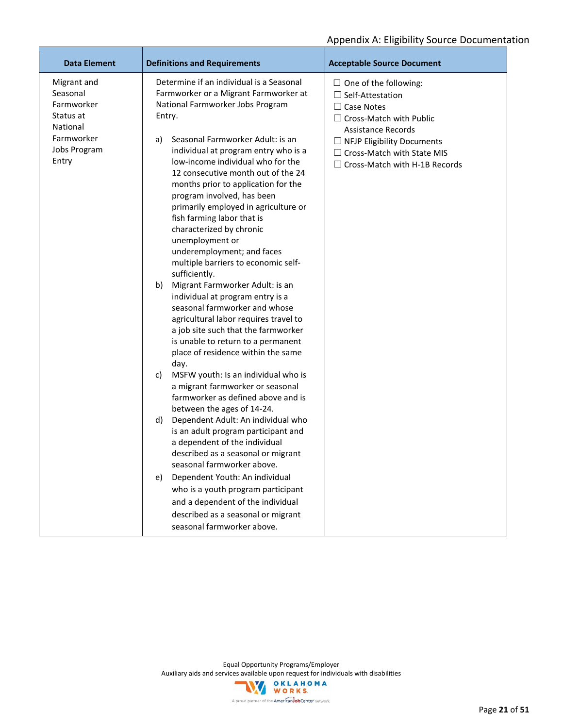Appendix A: Eligibility Source Documentation

| Data Element | Definitions and Requirements | Acceptable Source Document |
|---|---|---|
| Migrant and Seasonal Farmworker Status at National Farmworker Jobs Program Entry | Determine if an individual is a Seasonal Farmworker or a Migrant Farmworker at National Farmworker Jobs Program Entry.<br><br>a) Seasonal Farmworker Adult: is an individual at program entry who is a low-income individual who for the 12 consecutive month out of the 24 months prior to application for the program involved, has been primarily employed in agriculture or fish farming labor that is characterized by chronic unemployment or underemployment; and faces multiple barriers to economic self-sufficiently.<br>b) Migrant Farmworker Adult: is an individual at program entry is a seasonal farmworker and whose agricultural labor requires travel to a job site such that the farmworker is unable to return to a permanent place of residence within the same day.<br>c) MSFW youth: Is an individual who is a migrant farmworker or seasonal farmworker as defined above and is between the ages of 14-24.<br>d) Dependent Adult: An individual who is an adult program participant and a dependent of the individual described as a seasonal or migrant seasonal farmworker above.<br>e) Dependent Youth: An individual who is a youth program participant and a dependent of the individual described as a seasonal or migrant seasonal farmworker above. | ☐ One of the following:<br>☐ Self-Attestation<br>☐ Case Notes<br>☐ Cross-Match with Public Assistance Records<br>☐ NFJP Eligibility Documents<br>☐ Cross-Match with State MIS<br>☐ Cross-Match with H-1B Records |

Equal Opportunity Programs/Employer
Auxiliary aids and services available upon request for individuals with disabilities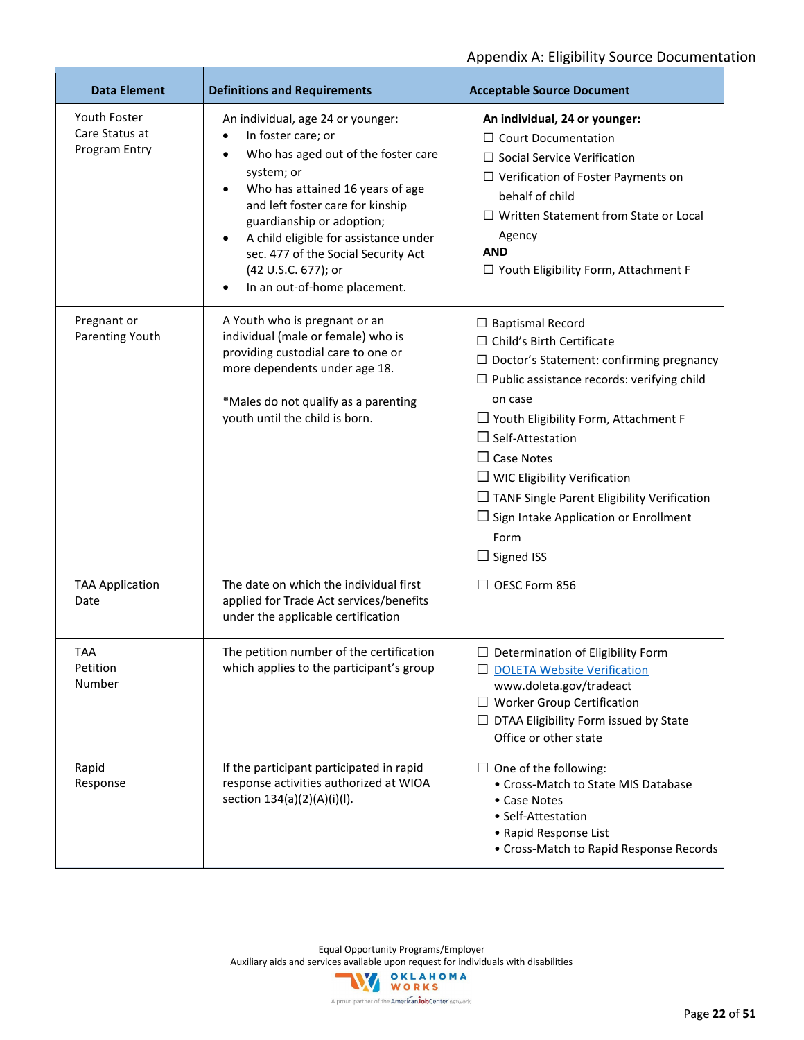Appendix A: Eligibility Source Documentation

| Data Element | Definitions and Requirements | Acceptable Source Document |
|---|---|---|
| Youth Foster Care Status at Program Entry | An individual, age 24 or younger:<br>• In foster care; or<br>• Who has aged out of the foster care system; or<br>• Who has attained 16 years of age and left foster care for kinship guardianship or adoption;<br>• A child eligible for assistance under sec. 477 of the Social Security Act (42 U.S.C. 677); or<br>• In an out-of-home placement. | **An individual, 24 or younger:**<br>☐ Court Documentation<br>☐ Social Service Verification<br>☐ Verification of Foster Payments on behalf of child<br>☐ Written Statement from State or Local Agency<br>**AND**<br>☐ Youth Eligibility Form, Attachment F |
| Pregnant or Parenting Youth | A Youth who is pregnant or an individual (male or female) who is providing custodial care to one or more dependents under age 18.<br><br>*Males do not qualify as a parenting youth until the child is born. | ☐ Baptismal Record<br>☐ Child's Birth Certificate<br>☐ Doctor's Statement: confirming pregnancy<br>☐ Public assistance records: verifying child on case<br>☐ Youth Eligibility Form, Attachment F<br>☐ Self-Attestation<br>☐ Case Notes<br>☐ WIC Eligibility Verification<br>☐ TANF Single Parent Eligibility Verification<br>☐ Sign Intake Application or Enrollment Form<br>☐ Signed ISS |
| TAA Application Date | The date on which the individual first applied for Trade Act services/benefits under the applicable certification | ☐ OESC Form 856 |
| TAA Petition Number | The petition number of the certification which applies to the participant's group | ☐ Determination of Eligibility Form<br>☐ DOLETA Website Verification www.doleta.gov/tradeact<br>☐ Worker Group Certification<br>☐ DTAA Eligibility Form issued by State Office or other state |
| Rapid Response | If the participant participated in rapid response activities authorized at WIOA section 134(a)(2)(A)(i)(I). | ☐ One of the following:<br>• Cross-Match to State MIS Database<br>• Case Notes<br>• Self-Attestation<br>• Rapid Response List<br>• Cross-Match to Rapid Response Records |

Equal Opportunity Programs/Employer
Auxiliary aids and services available upon request for individuals with disabilities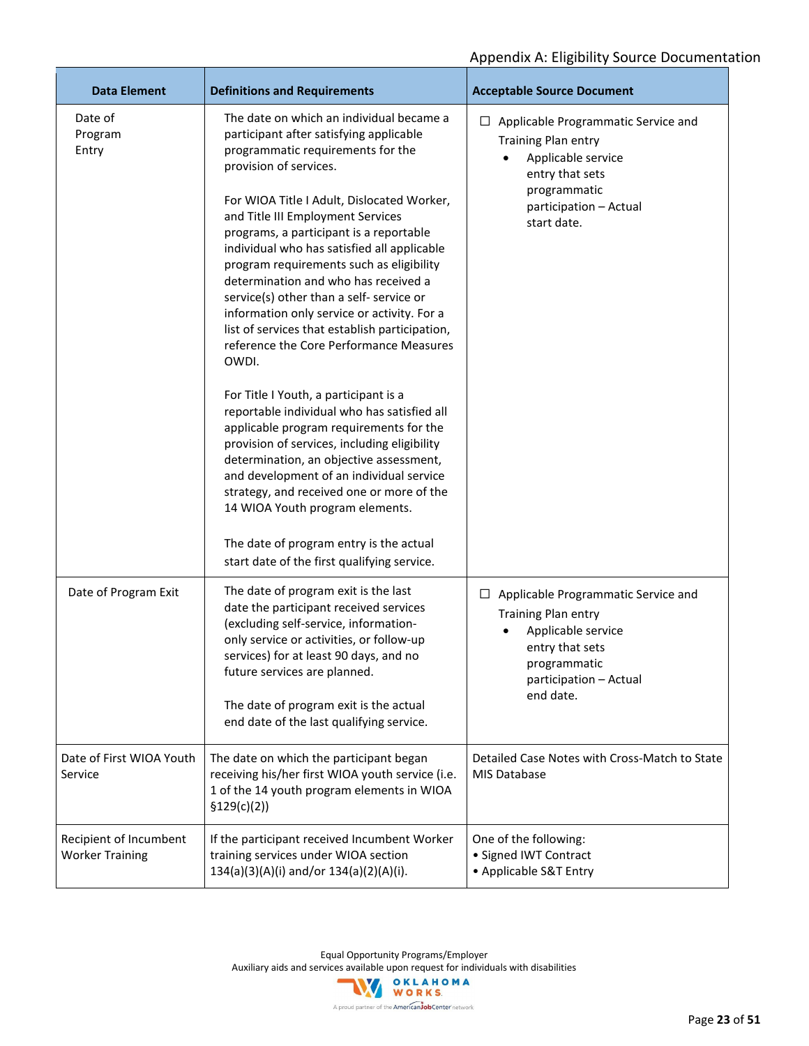| Data Element | Definitions and Requirements | Acceptable Source Document |
|---|---|---|
| Date of Program Entry | The date on which an individual became a participant after satisfying applicable programmatic requirements for the provision of services.<br><br>For WIOA Title I Adult, Dislocated Worker, and Title III Employment Services programs, a participant is a reportable individual who has satisfied all applicable program requirements such as eligibility determination and who has received a service(s) other than a self- service or information only service or activity. For a list of services that establish participation, reference the Core Performance Measures OWDI.<br><br>For Title I Youth, a participant is a reportable individual who has satisfied all applicable program requirements for the provision of services, including eligibility determination, an objective assessment, and development of an individual service strategy, and received one or more of the 14 WIOA Youth program elements.<br><br>The date of program entry is the actual start date of the first qualifying service. | ☐ Applicable Programmatic Service and Training Plan entry<br>• Applicable service entry that sets programmatic participation – Actual start date. |
| Date of Program Exit | The date of program exit is the last date the participant received services (excluding self-service, information-only service or activities, or follow-up services) for at least 90 days, and no future services are planned.<br><br>The date of program exit is the actual end date of the last qualifying service. | ☐ Applicable Programmatic Service and Training Plan entry<br>• Applicable service entry that sets programmatic participation – Actual end date. |
| Date of First WIOA Youth Service | The date on which the participant began receiving his/her first WIOA youth service (i.e. 1 of the 14 youth program elements in WIOA §129(c)(2)) | Detailed Case Notes with Cross-Match to State MIS Database |
| Recipient of Incumbent Worker Training | If the participant received Incumbent Worker training services under WIOA section 134(a)(3)(A)(i) and/or 134(a)(2)(A)(i). | One of the following:<br>• Signed IWT Contract<br>• Applicable S&T Entry |

Equal Opportunity Programs/Employer
Auxiliary aids and services available upon request for individuals with disabilities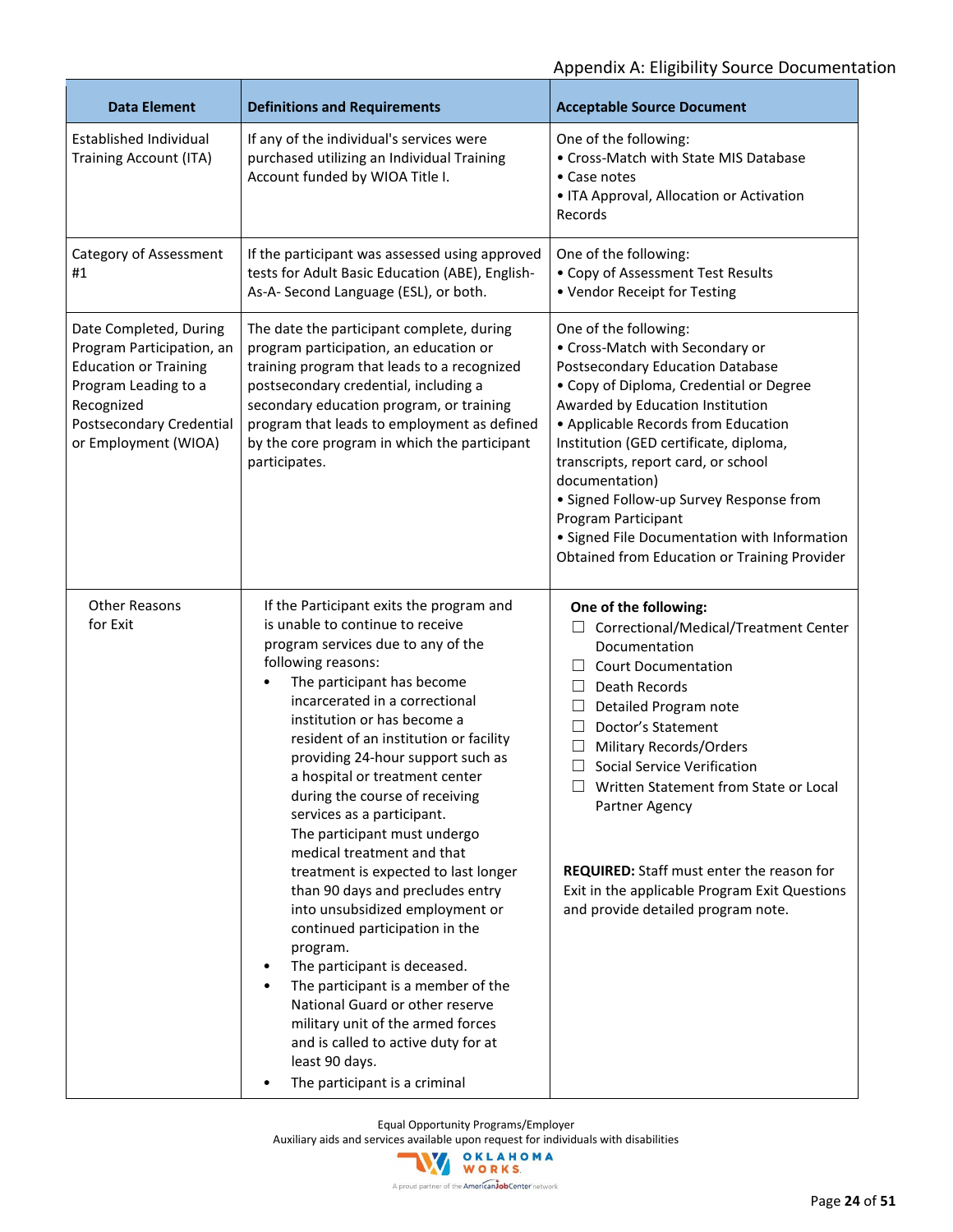## Appendix A: Eligibility Source Documentation

| Data Element | Definitions and Requirements | Acceptable Source Document |
| --- | --- | --- |
| Established Individual Training Account (ITA) | If any of the individual's services were purchased utilizing an Individual Training Account funded by WIOA Title I. | One of the following:<br>• Cross-Match with State MIS Database<br>• Case notes<br>• ITA Approval, Allocation or Activation Records |
| Category of Assessment #1 | If the participant was assessed using approved tests for Adult Basic Education (ABE), English-As-A- Second Language (ESL), or both. | One of the following:<br>• Copy of Assessment Test Results<br>• Vendor Receipt for Testing |
| Date Completed, During Program Participation, an Education or Training Program Leading to a Recognized Postsecondary Credential or Employment (WIOA) | The date the participant complete, during program participation, an education or training program that leads to a recognized postsecondary credential, including a secondary education program, or training program that leads to employment as defined by the core program in which the participant participates. | One of the following:<br>• Cross-Match with Secondary or Postsecondary Education Database<br>• Copy of Diploma, Credential or Degree Awarded by Education Institution<br>• Applicable Records from Education Institution (GED certificate, diploma, transcripts, report card, or school documentation)<br>• Signed Follow-up Survey Response from Program Participant<br>• Signed File Documentation with Information Obtained from Education or Training Provider |
| Other Reasons for Exit | If the Participant exits the program and is unable to continue to receive program services due to any of the following reasons:<br>• The participant has become incarcerated in a correctional institution or has become a resident of an institution or facility providing 24-hour support such as a hospital or treatment center during the course of receiving services as a participant. The participant must undergo medical treatment and that treatment is expected to last longer than 90 days and precludes entry into unsubsidized employment or continued participation in the program.<br>• The participant is deceased.<br>• The participant is a member of the National Guard or other reserve military unit of the armed forces and is called to active duty for at least 90 days.<br>• The participant is a criminal | **One of the following:**<br>☐ Correctional/Medical/Treatment Center Documentation<br>☐ Court Documentation<br>☐ Death Records<br>☐ Detailed Program note<br>☐ Doctor's Statement<br>☐ Military Records/Orders<br>☐ Social Service Verification<br>☐ Written Statement from State or Local Partner Agency<br><br>**REQUIRED:** Staff must enter the reason for Exit in the applicable Program Exit Questions and provide detailed program note. |

Equal Opportunity Programs/Employer
Auxiliary aids and services available upon request for individuals with disabilities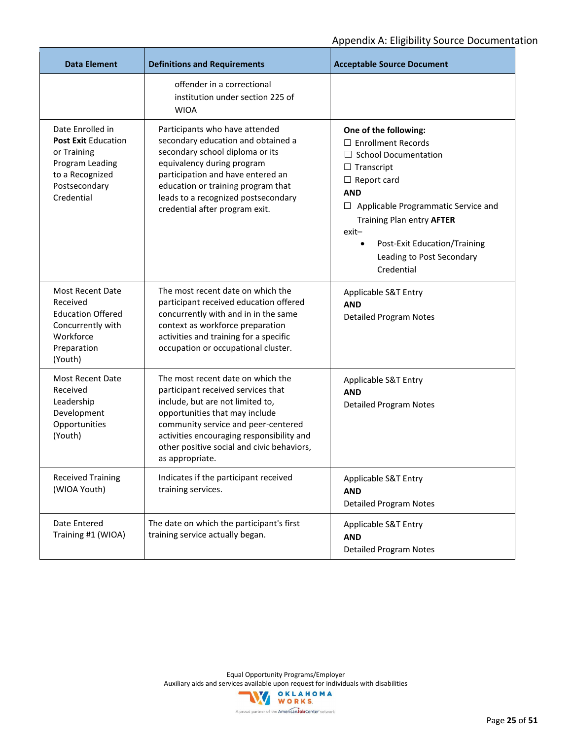| Data Element | Definitions and Requirements | Acceptable Source Document |
|---|---|---|
| | offender in a correctional institution under section 225 of WIOA | |
| Date Enrolled in **Post Exit** Education or Training Program Leading to a Recognized Postsecondary Credential | Participants who have attended secondary education and obtained a secondary school diploma or its equivalency during program participation and have entered an education or training program that leads to a recognized postsecondary credential after program exit. | **One of the following:**<br>☐ Enrollment Records<br>☐ School Documentation<br>☐ Transcript<br>☐ Report card<br>**AND**<br>☐ Applicable Programmatic Service and Training Plan entry **AFTER** exit–<br>• Post-Exit Education/Training Leading to Post Secondary Credential |
| Most Recent Date Received Education Offered Concurrently with Workforce Preparation (Youth) | The most recent date on which the participant received education offered concurrently with and in the same context as workforce preparation activities and training for a specific occupation or occupational cluster. | Applicable S&T Entry<br>**AND**<br>Detailed Program Notes |
| Most Recent Date Received Leadership Development Opportunities (Youth) | The most recent date on which the participant received services that include, but are not limited to, opportunities that may include community service and peer-centered activities encouraging responsibility and other positive social and civic behaviors, as appropriate. | Applicable S&T Entry<br>**AND**<br>Detailed Program Notes |
| Received Training (WIOA Youth) | Indicates if the participant received training services. | Applicable S&T Entry<br>**AND**<br>Detailed Program Notes |
| Date Entered Training #1 (WIOA) | The date on which the participant's first training service actually began. | Applicable S&T Entry<br>**AND**<br>Detailed Program Notes |

Equal Opportunity Programs/Employer
Auxiliary aids and services available upon request for individuals with disabilities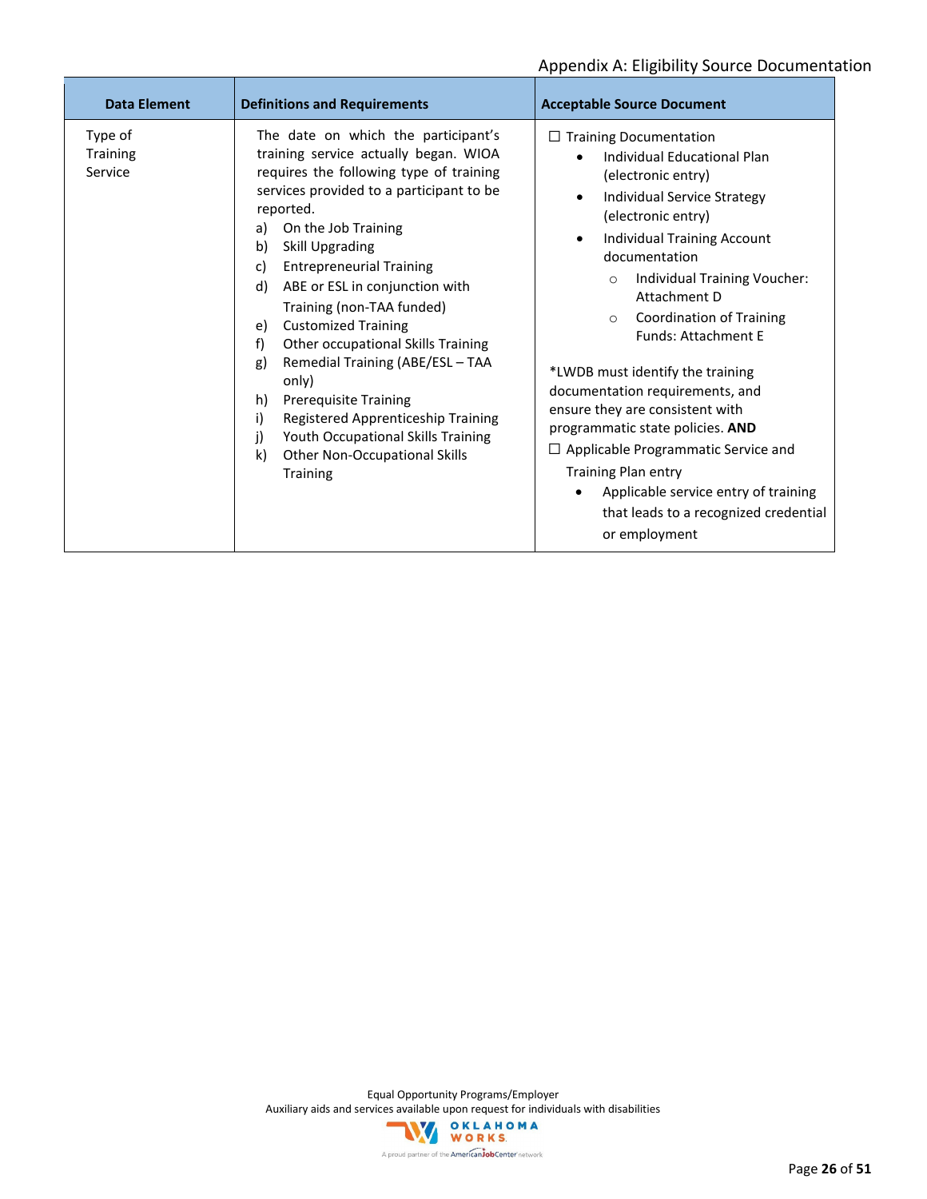Appendix A: Eligibility Source Documentation

| Data Element | Definitions and Requirements | Acceptable Source Document |
|---|---|---|
| Type of Training Service | The date on which the participant's training service actually began. WIOA requires the following type of training services provided to a participant to be reported.<br>a) On the Job Training<br>b) Skill Upgrading<br>c) Entrepreneurial Training<br>d) ABE or ESL in conjunction with Training (non-TAA funded)<br>e) Customized Training<br>f) Other occupational Skills Training<br>g) Remedial Training (ABE/ESL – TAA only)<br>h) Prerequisite Training<br>i) Registered Apprenticeship Training<br>j) Youth Occupational Skills Training<br>k) Other Non-Occupational Skills Training | ☐ Training Documentation<br>• Individual Educational Plan (electronic entry)<br>• Individual Service Strategy (electronic entry)<br>• Individual Training Account documentation<br>  ○ Individual Training Voucher: Attachment D<br>  ○ Coordination of Training Funds: Attachment E<br><br>*LWDB must identify the training documentation requirements, and ensure they are consistent with programmatic state policies. **AND**<br>☐ Applicable Programmatic Service and Training Plan entry<br>• Applicable service entry of training that leads to a recognized credential or employment |

Equal Opportunity Programs/Employer
Auxiliary aids and services available upon request for individuals with disabilities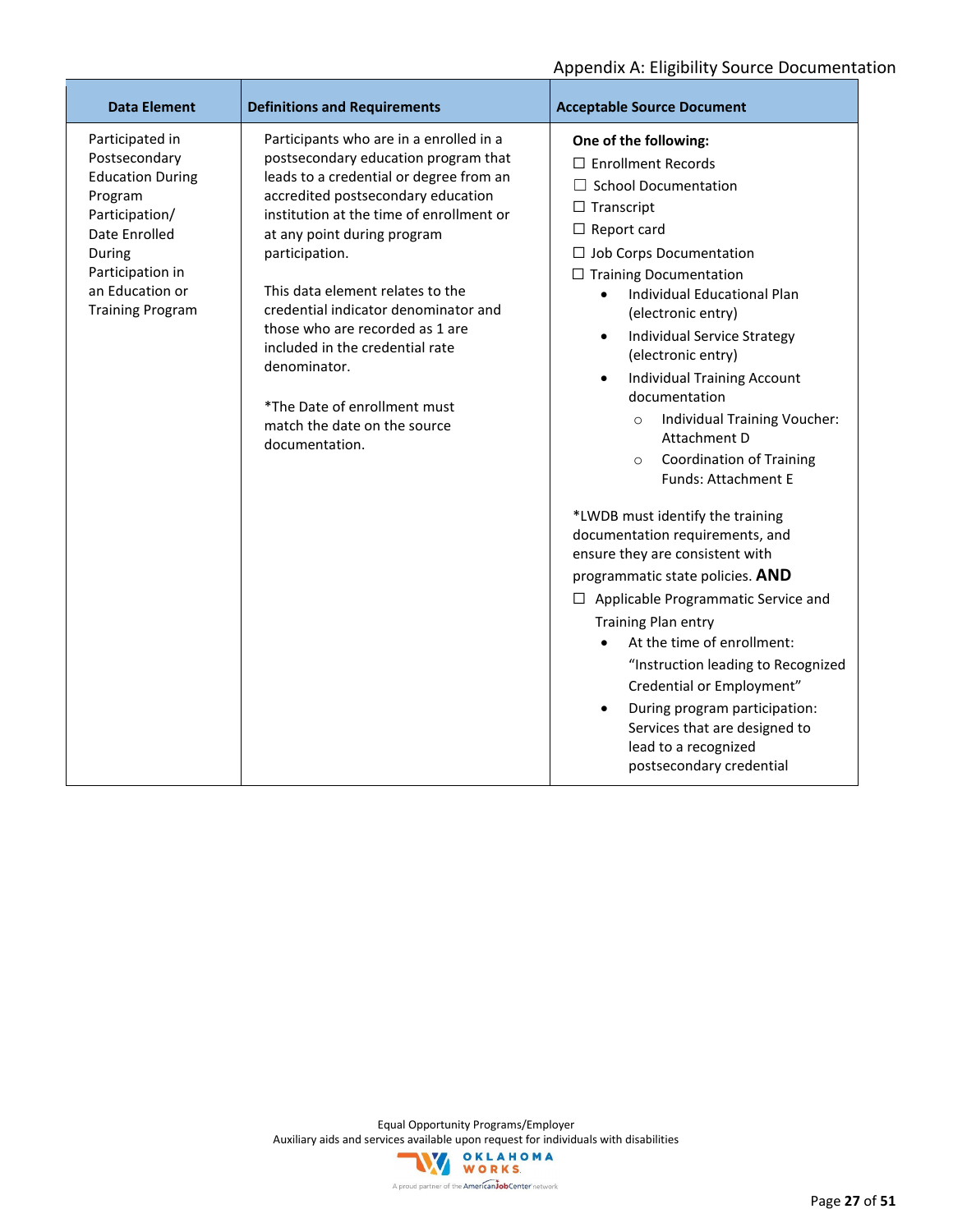| Data Element | Definitions and Requirements | Acceptable Source Document |
|---|---|---|
| Participated in Postsecondary Education During Program Participation/ Date Enrolled During Participation in an Education or Training Program | Participants who are in a enrolled in a postsecondary education program that leads to a credential or degree from an accredited postsecondary education institution at the time of enrollment or at any point during program participation.<br><br>This data element relates to the credential indicator denominator and those who are recorded as 1 are included in the credential rate denominator.<br><br>*The Date of enrollment must match the date on the source documentation. | **One of the following:**<br>☐ Enrollment Records<br>☐ School Documentation<br>☐ Transcript<br>☐ Report card<br>☐ Job Corps Documentation<br>☐ Training Documentation<br>• Individual Educational Plan (electronic entry)<br>• Individual Service Strategy (electronic entry)<br>• Individual Training Account documentation<br>  ○ Individual Training Voucher: Attachment D<br>  ○ Coordination of Training Funds: Attachment E<br><br>*LWDB must identify the training documentation requirements, and ensure they are consistent with programmatic state policies. **AND**<br>☐ Applicable Programmatic Service and Training Plan entry<br>• At the time of enrollment: "Instruction leading to Recognized Credential or Employment"<br>• During program participation: Services that are designed to lead to a recognized postsecondary credential |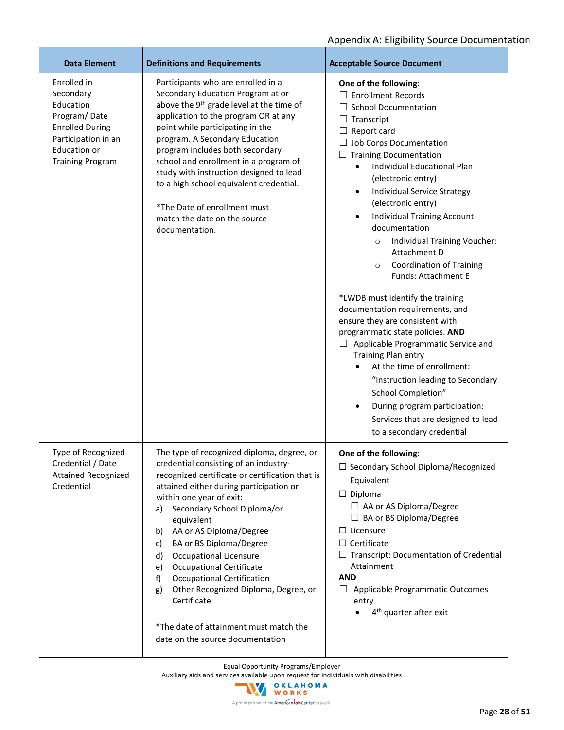| Data Element | Definitions and Requirements | Acceptable Source Document |
|---|---|---|
| Enrolled in Secondary Education Program/ Date Enrolled During Participation in an Education or Training Program | Participants who are enrolled in a Secondary Education Program at or above the 9th grade level at the time of application to the program OR at any point while participating in the program. A Secondary Education program includes both secondary school and enrollment in a program of study with instruction designed to lead to a high school equivalent credential.<br><br>*The Date of enrollment must match the date on the source documentation. | **One of the following:**<br>☐ Enrollment Records<br>☐ School Documentation<br>☐ Transcript<br>☐ Report card<br>☐ Job Corps Documentation<br>☐ Training Documentation<br>• Individual Educational Plan (electronic entry)<br>• Individual Service Strategy (electronic entry)<br>• Individual Training Account documentation<br>&nbsp;&nbsp;○ Individual Training Voucher: Attachment D<br>&nbsp;&nbsp;○ Coordination of Training Funds: Attachment E<br><br>*LWDB must identify the training documentation requirements, and ensure they are consistent with programmatic state policies. **AND**<br>☐ Applicable Programmatic Service and Training Plan entry<br>• At the time of enrollment: "Instruction leading to Secondary School Completion"<br>• During program participation: Services that are designed to lead to a secondary credential |
| Type of Recognized Credential / Date Attained Recognized Credential | The type of recognized diploma, degree, or credential consisting of an industry-recognized certificate or certification that is attained either during participation or within one year of exit:<br>a) Secondary School Diploma/or equivalent<br>b) AA or AS Diploma/Degree<br>c) BA or BS Diploma/Degree<br>d) Occupational Licensure<br>e) Occupational Certificate<br>f) Occupational Certification<br>g) Other Recognized Diploma, Degree, or Certificate<br><br>*The date of attainment must match the date on the source documentation | **One of the following:**<br>☐ Secondary School Diploma/Recognized Equivalent<br>☐ Diploma<br>&nbsp;&nbsp;☐ AA or AS Diploma/Degree<br>&nbsp;&nbsp;☐ BA or BS Diploma/Degree<br>☐ Licensure<br>☐ Certificate<br>☐ Transcript: Documentation of Credential Attainment<br>**AND**<br>☐ Applicable Programmatic Outcomes entry<br>• 4th quarter after exit |

Equal Opportunity Programs/Employer
Auxiliary aids and services available upon request for individuals with disabilities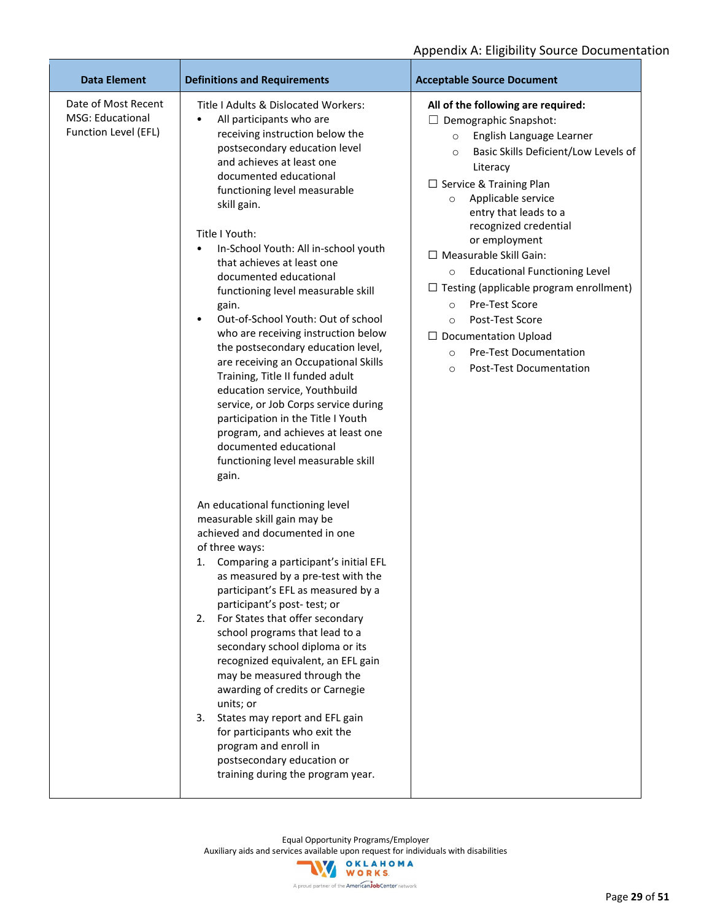Appendix A: Eligibility Source Documentation

| Data Element | Definitions and Requirements | Acceptable Source Document |
|---|---|---|
| Date of Most Recent MSG: Educational Function Level (EFL) | Title I Adults & Dislocated Workers:<br>• All participants who are receiving instruction below the postsecondary education level and achieves at least one documented educational functioning level measurable skill gain.<br><br>Title I Youth:<br>• In-School Youth: All in-school youth that achieves at least one documented educational functioning level measurable skill gain.<br>• Out-of-School Youth: Out of school who are receiving instruction below the postsecondary education level, are receiving an Occupational Skills Training, Title II funded adult education service, Youthbuild service, or Job Corps service during participation in the Title I Youth program, and achieves at least one documented educational functioning level measurable skill gain.<br><br>An educational functioning level measurable skill gain may be achieved and documented in one of three ways:<br>1. Comparing a participant's initial EFL as measured by a pre-test with the participant's EFL as measured by a participant's post- test; or<br>2. For States that offer secondary school programs that lead to a secondary school diploma or its recognized equivalent, an EFL gain may be measured through the awarding of credits or Carnegie units; or<br>3. States may report and EFL gain for participants who exit the program and enroll in postsecondary education or training during the program year. | **All of the following are required:**<br>☐ Demographic Snapshot:<br>○ English Language Learner<br>○ Basic Skills Deficient/Low Levels of Literacy<br>☐ Service & Training Plan<br>○ Applicable service entry that leads to a recognized credential or employment<br>☐ Measurable Skill Gain:<br>○ Educational Functioning Level<br>☐ Testing (applicable program enrollment)<br>○ Pre-Test Score<br>○ Post-Test Score<br>☐ Documentation Upload<br>○ Pre-Test Documentation<br>○ Post-Test Documentation |

Equal Opportunity Programs/Employer
Auxiliary aids and services available upon request for individuals with disabilities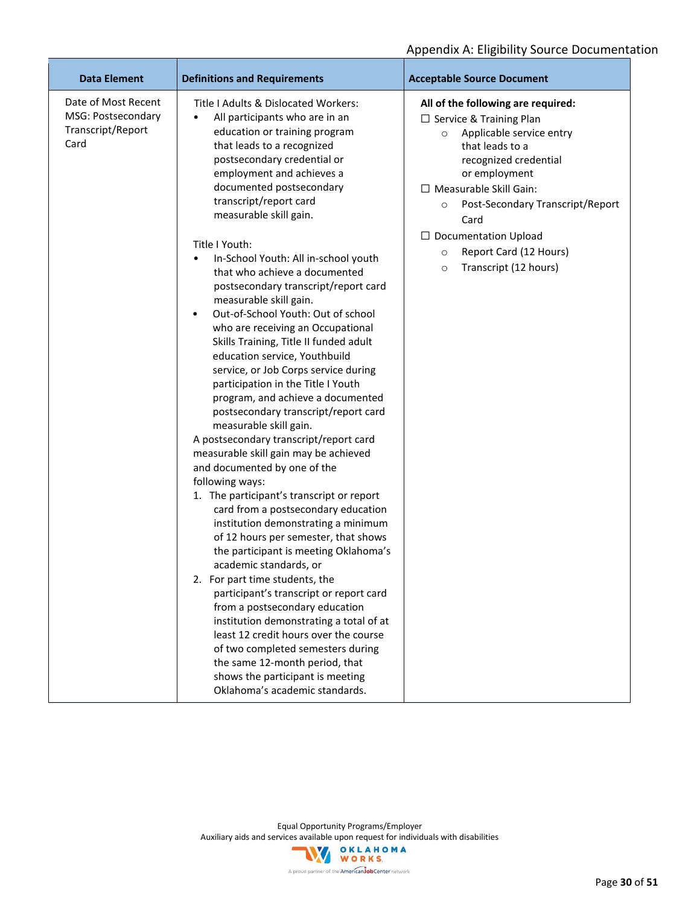Appendix A: Eligibility Source Documentation

| Data Element | Definitions and Requirements | Acceptable Source Document |
|---|---|---|
| Date of Most Recent MSG: Postsecondary Transcript/Report Card | Title I Adults & Dislocated Workers:<br>• All participants who are in an education or training program that leads to a recognized postsecondary credential or employment and achieves a documented postsecondary transcript/report card measurable skill gain.<br><br>Title I Youth:<br>• In-School Youth: All in-school youth that who achieve a documented postsecondary transcript/report card measurable skill gain.<br>• Out-of-School Youth: Out of school who are receiving an Occupational Skills Training, Title II funded adult education service, Youthbuild service, or Job Corps service during participation in the Title I Youth program, and achieve a documented postsecondary transcript/report card measurable skill gain.<br><br>A postsecondary transcript/report card measurable skill gain may be achieved and documented by one of the following ways:<br>1. The participant's transcript or report card from a postsecondary education institution demonstrating a minimum of 12 hours per semester, that shows the participant is meeting Oklahoma's academic standards, or<br>2. For part time students, the participant's transcript or report card from a postsecondary education institution demonstrating a total of at least 12 credit hours over the course of two completed semesters during the same 12-month period, that shows the participant is meeting Oklahoma's academic standards. | **All of the following are required:**<br>☐ Service & Training Plan<br>○ Applicable service entry that leads to a recognized credential or employment<br>☐ Measurable Skill Gain:<br>○ Post-Secondary Transcript/Report Card<br>☐ Documentation Upload<br>○ Report Card (12 Hours)<br>○ Transcript (12 hours) |

Equal Opportunity Programs/Employer
Auxiliary aids and services available upon request for individuals with disabilities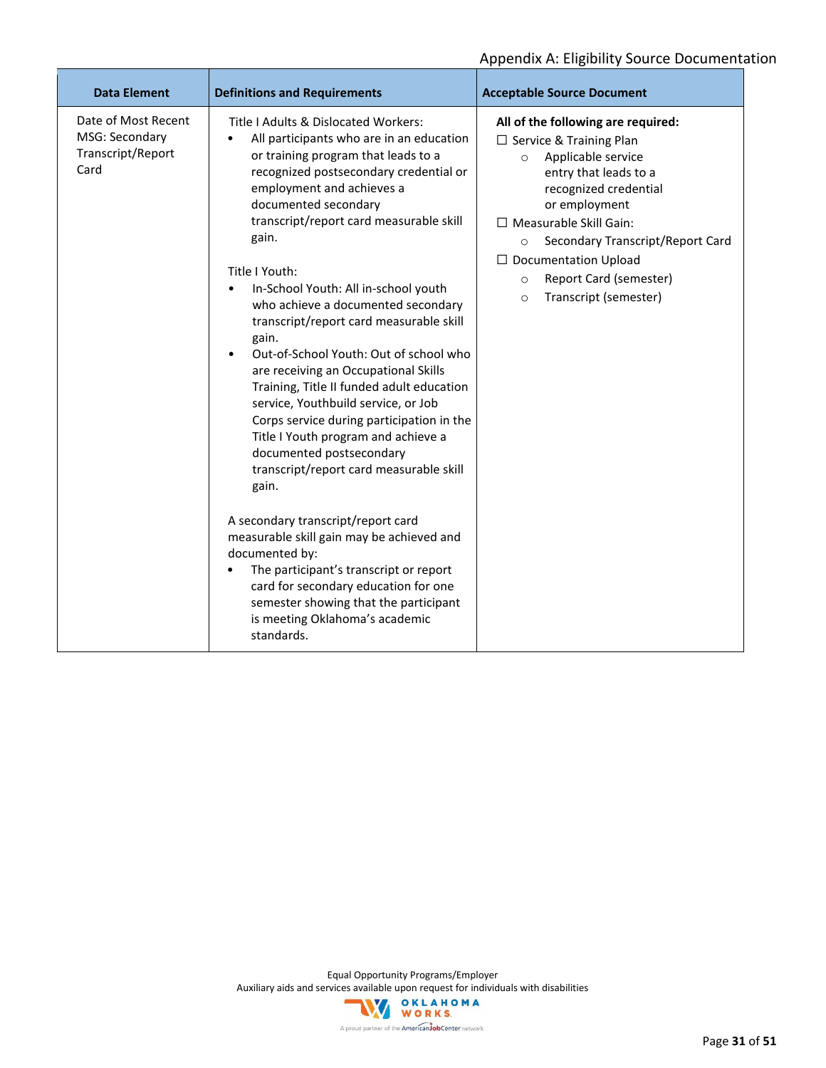Appendix A: Eligibility Source Documentation

| Data Element | Definitions and Requirements | Acceptable Source Document |
| --- | --- | --- |
| Date of Most Recent MSG: Secondary Transcript/Report Card | Title I Adults & Dislocated Workers:<br>• All participants who are in an education or training program that leads to a recognized postsecondary credential or employment and achieves a documented secondary transcript/report card measurable skill gain.<br><br>Title I Youth:<br>• In-School Youth: All in-school youth who achieve a documented secondary transcript/report card measurable skill gain.<br>• Out-of-School Youth: Out of school who are receiving an Occupational Skills Training, Title II funded adult education service, Youthbuild service, or Job Corps service during participation in the Title I Youth program and achieve a documented postsecondary transcript/report card measurable skill gain.<br><br>A secondary transcript/report card measurable skill gain may be achieved and documented by:<br>• The participant's transcript or report card for secondary education for one semester showing that the participant is meeting Oklahoma's academic standards. | **All of the following are required:**<br>☐ Service & Training Plan<br>○ Applicable service entry that leads to a recognized credential or employment<br>☐ Measurable Skill Gain:<br>○ Secondary Transcript/Report Card<br>☐ Documentation Upload<br>○ Report Card (semester)<br>○ Transcript (semester) |

Equal Opportunity Programs/Employer
Auxiliary aids and services available upon request for individuals with disabilities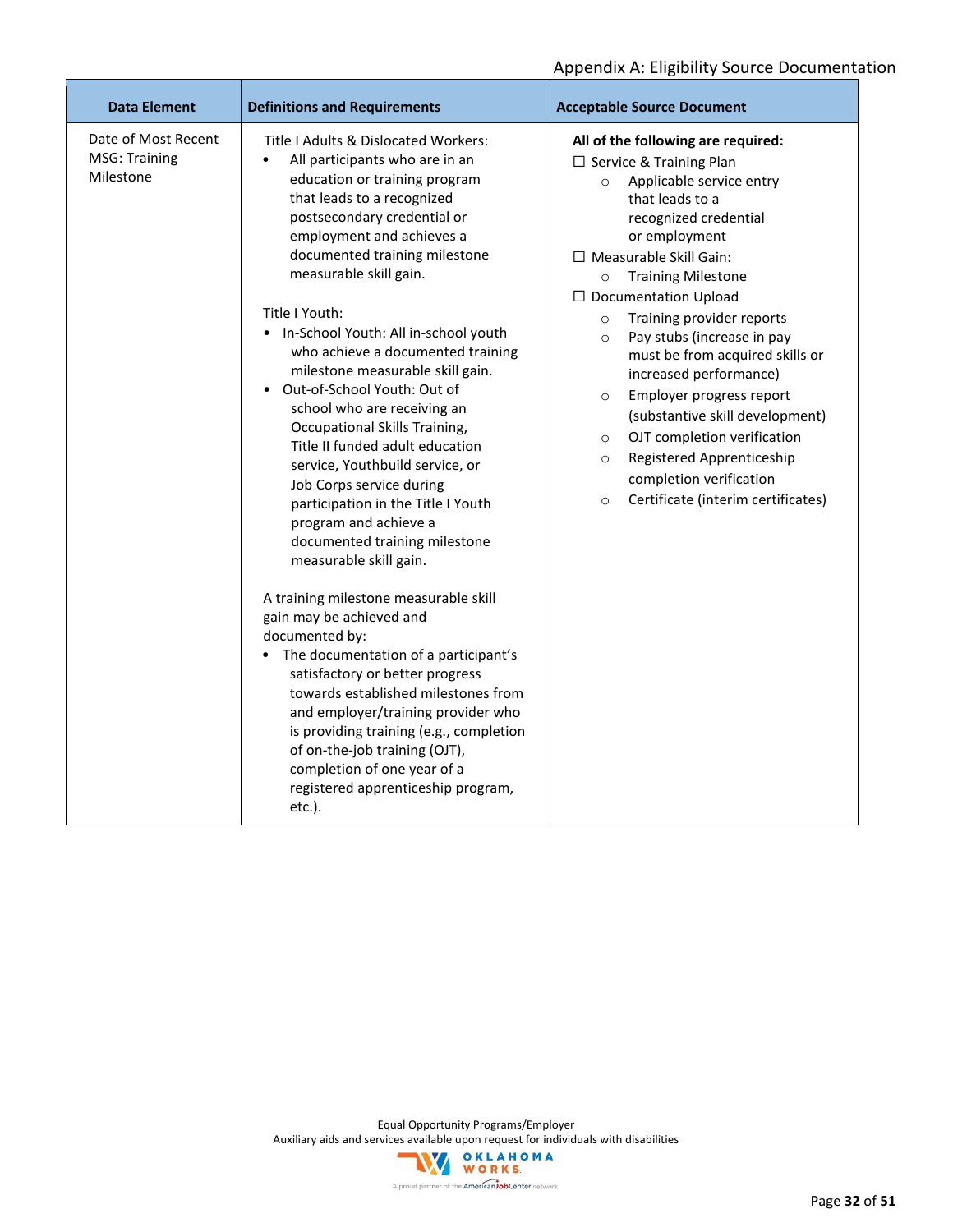Appendix A: Eligibility Source Documentation

| Data Element | Definitions and Requirements | Acceptable Source Document |
|---|---|---|
| Date of Most Recent MSG: Training Milestone | Title I Adults & Dislocated Workers:<br>• All participants who are in an education or training program that leads to a recognized postsecondary credential or employment and achieves a documented training milestone measurable skill gain.<br><br>Title I Youth:<br>• In-School Youth: All in-school youth who achieve a documented training milestone measurable skill gain.<br>• Out-of-School Youth: Out of school who are receiving an Occupational Skills Training, Title II funded adult education service, Youthbuild service, or Job Corps service during participation in the Title I Youth program and achieve a documented training milestone measurable skill gain.<br><br>A training milestone measurable skill gain may be achieved and documented by:<br>• The documentation of a participant's satisfactory or better progress towards established milestones from and employer/training provider who is providing training (e.g., completion of on-the-job training (OJT), completion of one year of a registered apprenticeship program, etc.). | **All of the following are required:**<br>☐ Service & Training Plan<br>○ Applicable service entry that leads to a recognized credential or employment<br>☐ Measurable Skill Gain:<br>○ Training Milestone<br>☐ Documentation Upload<br>○ Training provider reports<br>○ Pay stubs (increase in pay must be from acquired skills or increased performance)<br>○ Employer progress report (substantive skill development)<br>○ OJT completion verification<br>○ Registered Apprenticeship completion verification<br>○ Certificate (interim certificates) |

Equal Opportunity Programs/Employer
Auxiliary aids and services available upon request for individuals with disabilities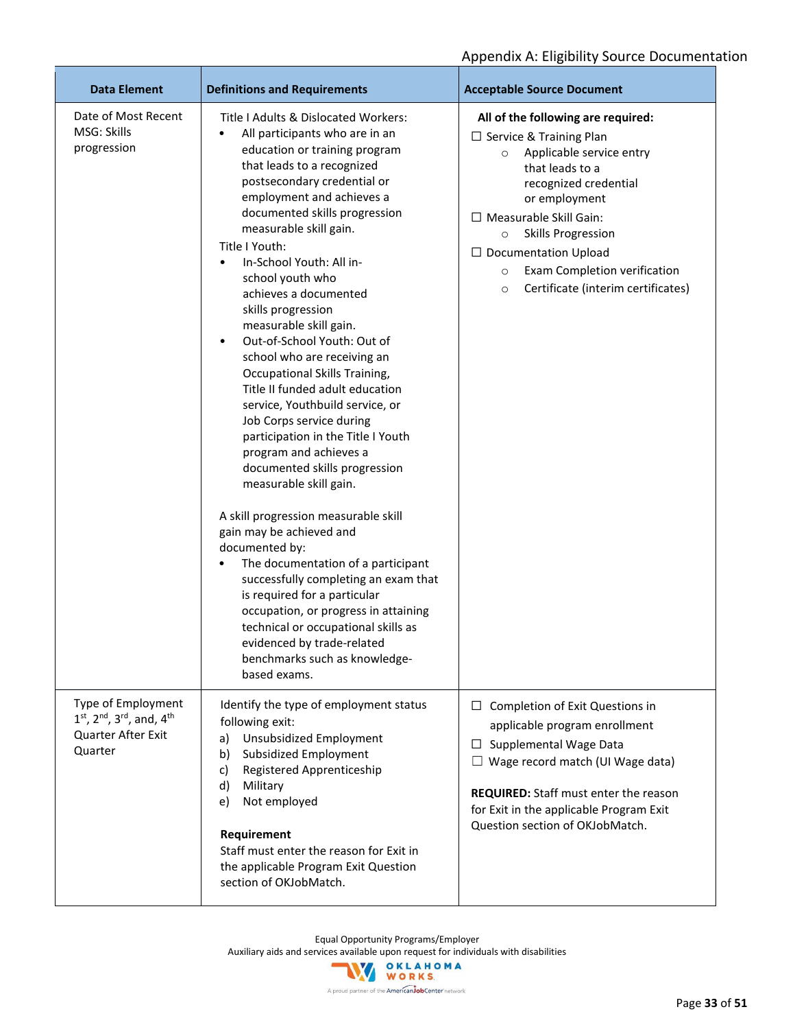Appendix A: Eligibility Source Documentation

| Data Element | Definitions and Requirements | Acceptable Source Document |
|---|---|---|
| Date of Most Recent MSG: Skills progression | Title I Adults & Dislocated Workers:<br>• All participants who are in an education or training program that leads to a recognized postsecondary credential or employment and achieves a documented skills progression measurable skill gain.<br>Title I Youth:<br>• In-School Youth: All in-school youth who achieves a documented skills progression measurable skill gain.<br>• Out-of-School Youth: Out of school who are receiving an Occupational Skills Training, Title II funded adult education service, Youthbuild service, or Job Corps service during participation in the Title I Youth program and achieves a documented skills progression measurable skill gain.<br><br>A skill progression measurable skill gain may be achieved and documented by:<br>• The documentation of a participant successfully completing an exam that is required for a particular occupation, or progress in attaining technical or occupational skills as evidenced by trade-related benchmarks such as knowledge-based exams. | **All of the following are required:**<br>☐ Service & Training Plan<br>○ Applicable service entry that leads to a recognized credential or employment<br>☐ Measurable Skill Gain:<br>○ Skills Progression<br>☐ Documentation Upload<br>○ Exam Completion verification<br>○ Certificate (interim certificates) |
| Type of Employment 1st, 2nd, 3rd, and, 4th Quarter After Exit Quarter | Identify the type of employment status following exit:<br>a) Unsubsidized Employment<br>b) Subsidized Employment<br>c) Registered Apprenticeship<br>d) Military<br>e) Not employed<br><br>**Requirement**<br>Staff must enter the reason for Exit in the applicable Program Exit Question section of OKJobMatch. | ☐ Completion of Exit Questions in applicable program enrollment<br>☐ Supplemental Wage Data<br>☐ Wage record match (UI Wage data)<br><br>**REQUIRED:** Staff must enter the reason for Exit in the applicable Program Exit Question section of OKJobMatch. |

Equal Opportunity Programs/Employer
Auxiliary aids and services available upon request for individuals with disabilities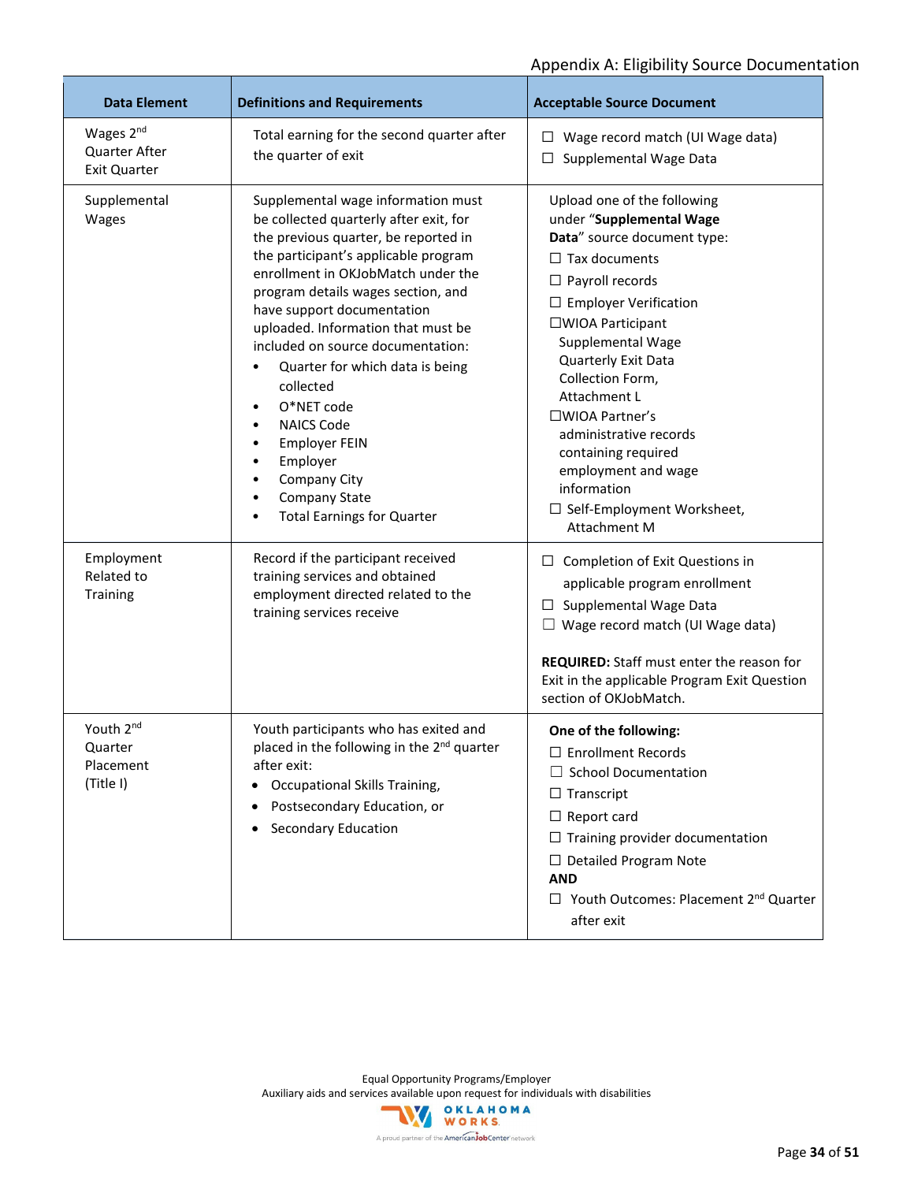| Data Element | Definitions and Requirements | Acceptable Source Document |
|---|---|---|
| Wages 2nd Quarter After Exit Quarter | Total earning for the second quarter after the quarter of exit | ☐ Wage record match (UI Wage data)<br>☐ Supplemental Wage Data |
| Supplemental Wages | Supplemental wage information must be collected quarterly after exit, for the previous quarter, be reported in the participant's applicable program enrollment in OKJobMatch under the program details wages section, and have support documentation uploaded. Information that must be included on source documentation:<br>• Quarter for which data is being collected<br>• O*NET code<br>• NAICS Code<br>• Employer FEIN<br>• Employer<br>• Company City<br>• Company State<br>• Total Earnings for Quarter | Upload one of the following under "**Supplemental Wage Data**" source document type:<br>☐ Tax documents<br>☐ Payroll records<br>☐ Employer Verification<br>☐ WIOA Participant Supplemental Wage Quarterly Exit Data Collection Form, Attachment L<br>☐ WIOA Partner's administrative records containing required employment and wage information<br>☐ Self-Employment Worksheet, Attachment M |
| Employment Related to Training | Record if the participant received training services and obtained employment directed related to the training services receive | ☐ Completion of Exit Questions in applicable program enrollment<br>☐ Supplemental Wage Data<br>☐ Wage record match (UI Wage data)<br><br>**REQUIRED:** Staff must enter the reason for Exit in the applicable Program Exit Question section of OKJobMatch. |
| Youth 2nd Quarter Placement (Title I) | Youth participants who has exited and placed in the following in the 2nd quarter after exit:<br>• Occupational Skills Training,<br>• Postsecondary Education, or<br>• Secondary Education | **One of the following:**<br>☐ Enrollment Records<br>☐ School Documentation<br>☐ Transcript<br>☐ Report card<br>☐ Training provider documentation<br>☐ Detailed Program Note<br>**AND**<br>☐ Youth Outcomes: Placement 2nd Quarter after exit |

Equal Opportunity Programs/Employer
Auxiliary aids and services available upon request for individuals with disabilities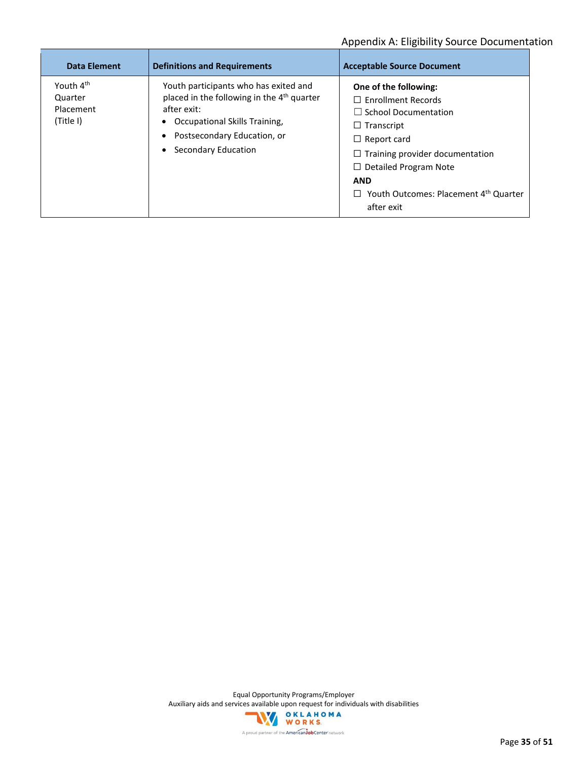| Data Element | Definitions and Requirements | Acceptable Source Document |
|---|---|---|
| Youth 4th Quarter Placement (Title I) | Youth participants who has exited and placed in the following in the 4th quarter after exit:<br>• Occupational Skills Training,<br>• Postsecondary Education, or<br>• Secondary Education | **One of the following:**<br>☐ Enrollment Records<br>☐ School Documentation<br>☐ Transcript<br>☐ Report card<br>☐ Training provider documentation<br>☐ Detailed Program Note<br>**AND**<br>☐ Youth Outcomes: Placement 4th Quarter after exit |

Equal Opportunity Programs/Employer
Auxiliary aids and services available upon request for individuals with disabilities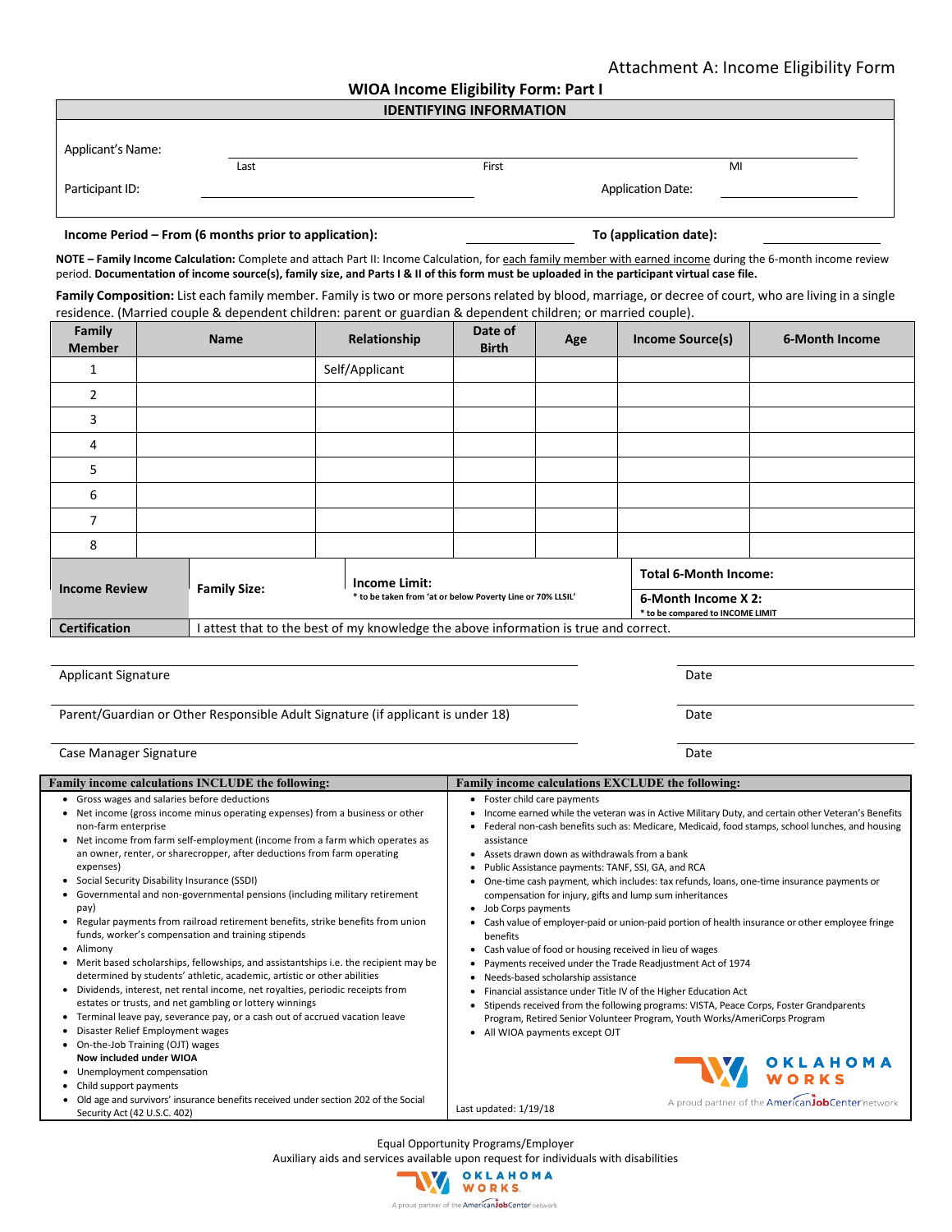Attachment A: Income Eligibility Form

# WIOA Income Eligibility Form: Part I

## IDENTIFYING INFORMATION

Applicant's Name: ______________________ ______________________ ______
Last First MI

Participant ID: ______________________ Application Date: ______________

**Income Period – From (6 months prior to application):** ______________ **To (application date):** ______________

**NOTE – Family Income Calculation:** Complete and attach Part II: Income Calculation, for each family member with earned income during the 6-month income review period. **Documentation of income source(s), family size, and Parts I & II of this form must be uploaded in the participant virtual case file.**

**Family Composition:** List each family member. Family is two or more persons related by blood, marriage, or decree of court, who are living in a single residence. (Married couple & dependent children: parent or guardian & dependent children; or married couple).

| Family Member | Name | Relationship | Date of Birth | Age | Income Source(s) | 6-Month Income |
|---|---|---|---|---|---|---|
| 1 | | Self/Applicant | | | | |
| 2 | | | | | | |
| 3 | | | | | | |
| 4 | | | | | | |
| 5 | | | | | | |
| 6 | | | | | | |
| 7 | | | | | | |
| 8 | | | | | | |
| **Income Review** | **Family Size:** | **Income Limit:** * to be taken from 'at or below Poverty Line or 70% LLSIL' | | | **Total 6-Month Income:** | |
| | | | | | **6-Month Income X 2:** * to be compared to INCOME LIMIT | |
| **Certification** | I attest that to the best of my knowledge the above information is true and correct. | | | | | |

Applicant Signature ______________________ Date ______________

Parent/Guardian or Other Responsible Adult Signature (if applicant is under 18) ______________________ Date ______________

Case Manager Signature ______________________ Date ______________

**Family income calculations INCLUDE the following:**

- Gross wages and salaries before deductions
- Net income (gross income minus operating expenses) from a business or other non-farm enterprise
- Net income from farm self-employment (income from a farm which operates as an owner, renter, or sharecropper, after deductions from farm operating expenses)
- Social Security Disability Insurance (SSDI)
- Governmental and non-governmental pensions (including military retirement pay)
- Regular payments from railroad retirement benefits, strike benefits from union funds, worker's compensation and training stipends
- Alimony
- Merit based scholarships, fellowships, and assistantships i.e. the recipient may be determined by students' athletic, academic, artistic or other abilities
- Dividends, interest, net rental income, net royalties, periodic receipts from estates or trusts, and net gambling or lottery winnings
- Terminal leave pay, severance pay, or a cash out of accrued vacation leave
- Disaster Relief Employment wages
- On-the-Job Training (OJT) wages

**Now included under WIOA**

- Unemployment compensation
- Child support payments
- Old age and survivors' insurance benefits received under section 202 of the Social Security Act (42 U.S.C. 402)

**Family income calculations EXCLUDE the following:**

- Foster child care payments
- Income earned while the veteran was in Active Military Duty, and certain other Veteran's Benefits
- Federal non-cash benefits such as: Medicare, Medicaid, food stamps, school lunches, and housing assistance
- Assets drawn down as withdrawals from a bank
- Public Assistance payments: TANF, SSI, GA, and RCA
- One-time cash payment, which includes: tax refunds, loans, one-time insurance payments or compensation for injury, gifts and lump sum inheritances
- Job Corps payments
- Cash value of employer-paid or union-paid portion of health insurance or other employee fringe benefits
- Cash value of food or housing received in lieu of wages
- Payments received under the Trade Readjustment Act of 1974
- Needs-based scholarship assistance
- Financial assistance under Title IV of the Higher Education Act
- Stipends received from the following programs: VISTA, Peace Corps, Foster Grandparents Program, Retired Senior Volunteer Program, Youth Works/AmeriCorps Program
- All WIOA payments except OJT

OKLAHOMA WORKS — A proud partner of the AmericanJobCenter network

Last updated: 1/19/18

Equal Opportunity Programs/Employer
Auxiliary aids and services available upon request for individuals with disabilities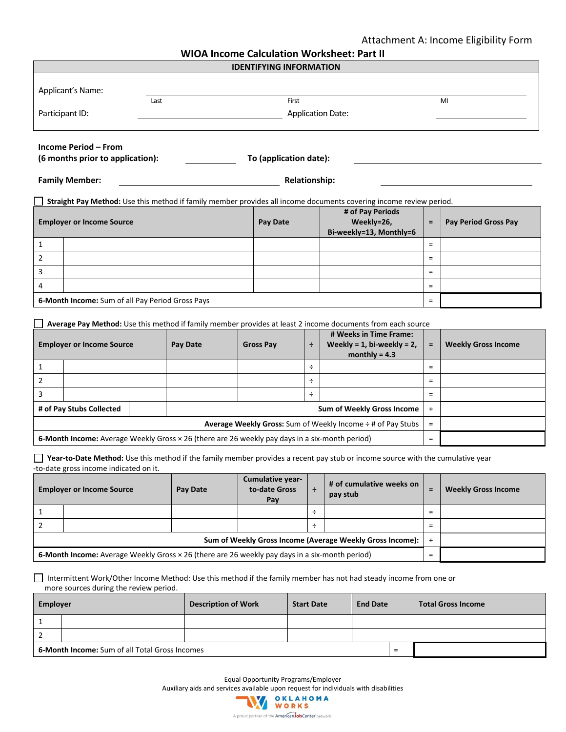Attachment A: Income Eligibility Form

## WIOA Income Calculation Worksheet: Part II

| IDENTIFYING INFORMATION | | | |
|---|---|---|---|
| Applicant's Name: | Last | First | MI |
| Participant ID: | | Application Date: | |

**Income Period – From (6 months prior to application):** ____________ **To (application date):** ____________

**Family Member:** ____________ **Relationship:** ____________

☐ **Straight Pay Method:** Use this method if family member provides all income documents covering income review period.

| | Employer or Income Source | Pay Date | # of Pay Periods Weekly=26, Bi-weekly=13, Monthly=6 | = | Pay Period Gross Pay |
|---|---|---|---|---|---|
| 1 | | | | = | |
| 2 | | | | = | |
| 3 | | | | = | |
| 4 | | | | = | |
| **6-Month Income:** Sum of all Pay Period Gross Pays | | | | = | |

☐ **Average Pay Method:** Use this method if family member provides at least 2 income documents from each source

| | Employer or Income Source | Pay Date | Gross Pay | ÷ | # Weeks in Time Frame: Weekly = 1, bi-weekly = 2, monthly = 4.3 | = | Weekly Gross Income |
|---|---|---|---|---|---|---|---|
| 1 | | | | ÷ | | = | |
| 2 | | | | ÷ | | = | |
| 3 | | | | ÷ | | = | |
| **# of Pay Stubs Collected** | | **Sum of Weekly Gross Income** | | | | + | |
| **Average Weekly Gross:** Sum of Weekly Income ÷ # of Pay Stubs | | | | | | = | |
| **6-Month Income:** Average Weekly Gross × 26 (there are 26 weekly pay days in a six-month period) | | | | | | = | |

☐ **Year-to-Date Method:** Use this method if the family member provides a recent pay stub or income source with the cumulative year-to-date gross income indicated on it.

| | Employer or Income Source | Pay Date | Cumulative year-to-date Gross Pay | ÷ | # of cumulative weeks on pay stub | = | Weekly Gross Income |
|---|---|---|---|---|---|---|---|
| 1 | | | | ÷ | | = | |
| 2 | | | | ÷ | | = | |
| **Sum of Weekly Gross Income (Average Weekly Gross Income):** | | | | | | + | |
| **6-Month Income:** Average Weekly Gross × 26 (there are 26 weekly pay days in a six-month period) | | | | | | = | |

☐ Intermittent Work/Other Income Method: Use this method if the family member has not had steady income from one or more sources during the review period.

| | Employer | Description of Work | Start Date | End Date | | Total Gross Income |
|---|---|---|---|---|---|---|
| 1 | | | | | | |
| 2 | | | | | | |
| **6-Month Income:** Sum of all Total Gross Incomes | | | | | = | |

Equal Opportunity Programs/Employer
Auxiliary aids and services available upon request for individuals with disabilities

OKLAHOMA WORKS
A proud partner of the AmericanJobCenter network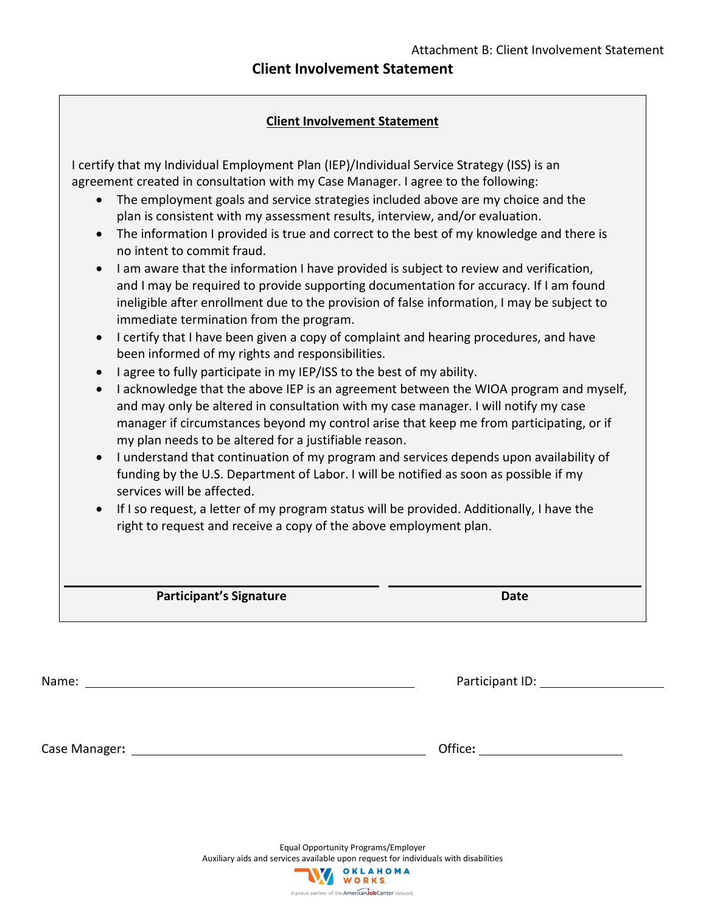Attachment B: Client Involvement Statement

# Client Involvement Statement

## Client Involvement Statement

I certify that my Individual Employment Plan (IEP)/Individual Service Strategy (ISS) is an agreement created in consultation with my Case Manager. I agree to the following:

- The employment goals and service strategies included above are my choice and the plan is consistent with my assessment results, interview, and/or evaluation.
- The information I provided is true and correct to the best of my knowledge and there is no intent to commit fraud.
- I am aware that the information I have provided is subject to review and verification, and I may be required to provide supporting documentation for accuracy. If I am found ineligible after enrollment due to the provision of false information, I may be subject to immediate termination from the program.
- I certify that I have been given a copy of complaint and hearing procedures, and have been informed of my rights and responsibilities.
- I agree to fully participate in my IEP/ISS to the best of my ability.
- I acknowledge that the above IEP is an agreement between the WIOA program and myself, and may only be altered in consultation with my case manager. I will notify my case manager if circumstances beyond my control arise that keep me from participating, or if my plan needs to be altered for a justifiable reason.
- I understand that continuation of my program and services depends upon availability of funding by the U.S. Department of Labor. I will be notified as soon as possible if my services will be affected.
- If I so request, a letter of my program status will be provided. Additionally, I have the right to request and receive a copy of the above employment plan.

| ______________________________ | ______________________________ |
|---|---|
| **Participant's Signature** | **Date** |

Name: ______________________________ Participant ID: ____________________

Case Manager**:** ______________________________ Office**:** ____________________

Equal Opportunity Programs/Employer
Auxiliary aids and services available upon request for individuals with disabilities

OKLAHOMA WORKS
A proud partner of the AmericanJobCenter network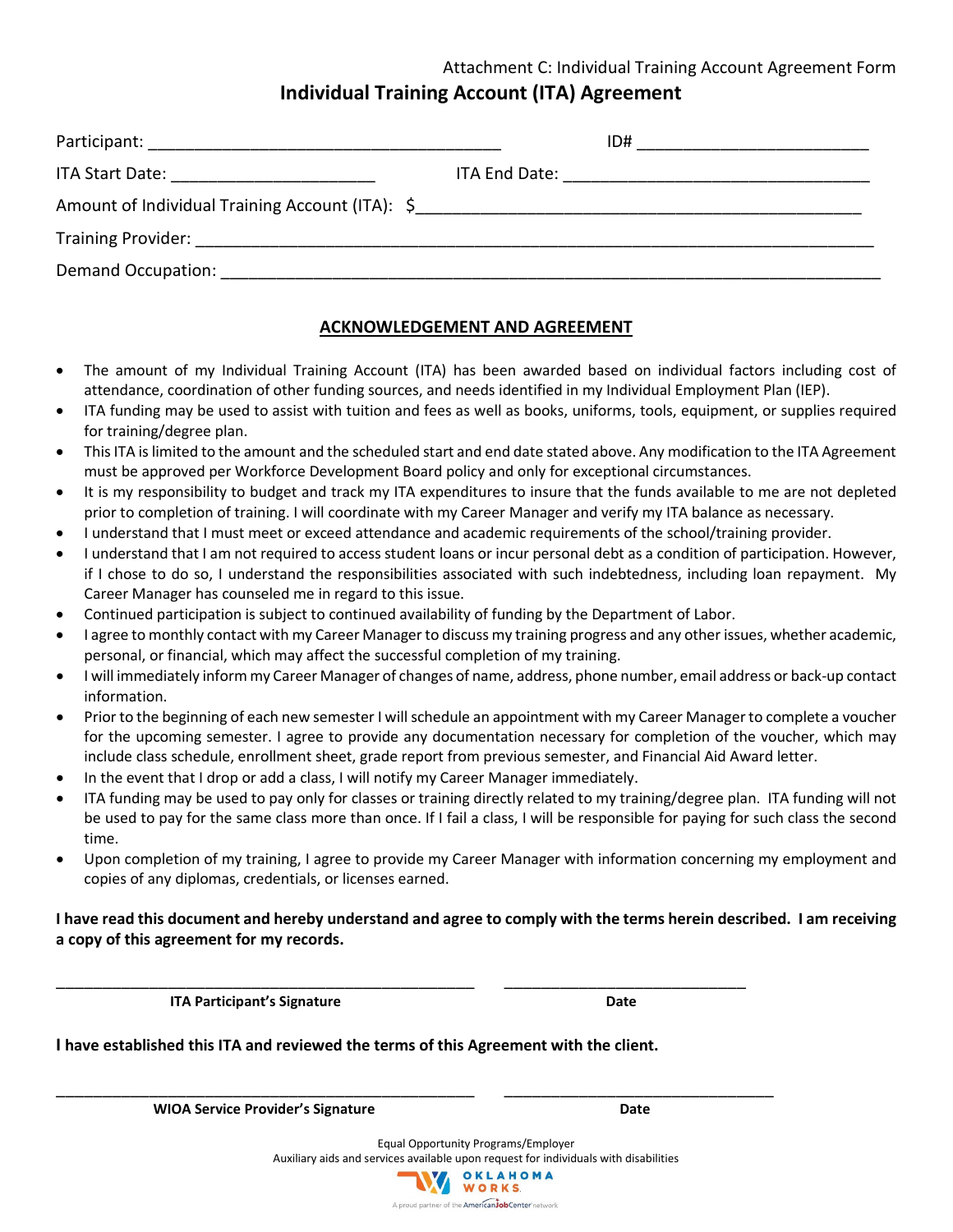Attachment C: Individual Training Account Agreement Form

# Individual Training Account (ITA) Agreement

Participant: ______________________________________ ID# ________________________

ITA Start Date: _____________________ ITA End Date: ________________________________

Amount of Individual Training Account (ITA): $______________________________________________

Training Provider: _________________________________________________________________________

Demand Occupation: _______________________________________________________________________

## ACKNOWLEDGEMENT AND AGREEMENT

- The amount of my Individual Training Account (ITA) has been awarded based on individual factors including cost of attendance, coordination of other funding sources, and needs identified in my Individual Employment Plan (IEP).
- ITA funding may be used to assist with tuition and fees as well as books, uniforms, tools, equipment, or supplies required for training/degree plan.
- This ITA is limited to the amount and the scheduled start and end date stated above. Any modification to the ITA Agreement must be approved per Workforce Development Board policy and only for exceptional circumstances.
- It is my responsibility to budget and track my ITA expenditures to insure that the funds available to me are not depleted prior to completion of training. I will coordinate with my Career Manager and verify my ITA balance as necessary.
- I understand that I must meet or exceed attendance and academic requirements of the school/training provider.
- I understand that I am not required to access student loans or incur personal debt as a condition of participation. However, if I chose to do so, I understand the responsibilities associated with such indebtedness, including loan repayment. My Career Manager has counseled me in regard to this issue.
- Continued participation is subject to continued availability of funding by the Department of Labor.
- I agree to monthly contact with my Career Manager to discuss my training progress and any other issues, whether academic, personal, or financial, which may affect the successful completion of my training.
- I will immediately inform my Career Manager of changes of name, address, phone number, email address or back-up contact information.
- Prior to the beginning of each new semester I will schedule an appointment with my Career Manager to complete a voucher for the upcoming semester. I agree to provide any documentation necessary for completion of the voucher, which may include class schedule, enrollment sheet, grade report from previous semester, and Financial Aid Award letter.
- In the event that I drop or add a class, I will notify my Career Manager immediately.
- ITA funding may be used to pay only for classes or training directly related to my training/degree plan. ITA funding will not be used to pay for the same class more than once. If I fail a class, I will be responsible for paying for such class the second time.
- Upon completion of my training, I agree to provide my Career Manager with information concerning my employment and copies of any diplomas, credentials, or licenses earned.

**I have read this document and hereby understand and agree to comply with the terms herein described. I am receiving a copy of this agreement for my records.**

_____________________________________________ ____________________________

**ITA Participant's Signature** **Date**

**I have established this ITA and reviewed the terms of this Agreement with the client.**

_____________________________________________ ____________________________

**WIOA Service Provider's Signature** **Date**

Equal Opportunity Programs/Employer
Auxiliary aids and services available upon request for individuals with disabilities

OKLAHOMA WORKS
A proud partner of the AmericanJobCenter network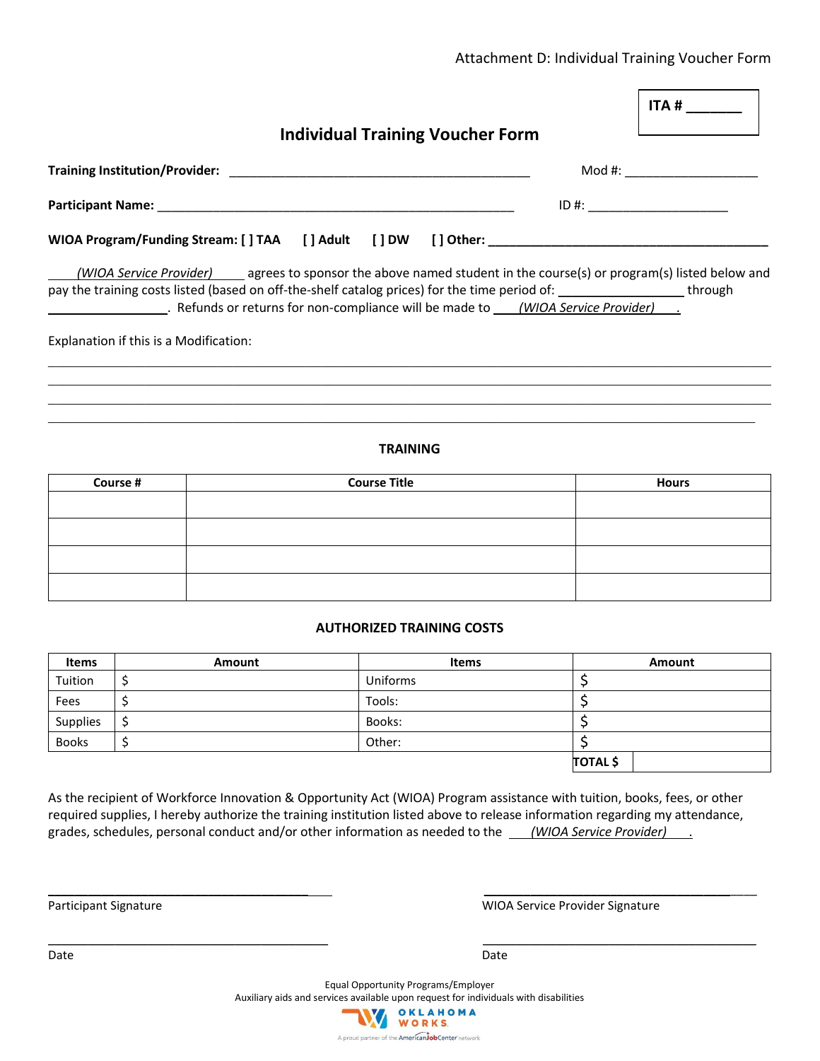Attachment D: Individual Training Voucher Form

ITA # _______

# Individual Training Voucher Form

**Training Institution/Provider:** ____________________________________________ Mod #: ___________________

**Participant Name:** _____________________________________________________ ID #: ____________________

**WIOA Program/Funding Stream: [ ] TAA [ ] Adult [ ] DW [ ] Other: ________________________________________**

*(WIOA Service Provider)* agrees to sponsor the above named student in the course(s) or program(s) listed below and pay the training costs listed (based on off-the-shelf catalog prices) for the time period of: _________________ through _________________. Refunds or returns for non-compliance will be made to *(WIOA Service Provider)*.

Explanation if this is a Modification:

______________________________________________________________________________

______________________________________________________________________________

______________________________________________________________________________

______________________________________________________________________________

## TRAINING

| Course # | Course Title | Hours |
|---|---|---|
| | | |
| | | |
| | | |
| | | |

## AUTHORIZED TRAINING COSTS

| Items | Amount | Items | Amount |
|---|---|---|---|
| Tuition | $ | Uniforms | $ |
| Fees | $ | Tools: | $ |
| Supplies | $ | Books: | $ |
| Books | $ | Other: | $ |
| | | | **TOTAL $** |

As the recipient of Workforce Innovation & Opportunity Act (WIOA) Program assistance with tuition, books, fees, or other required supplies, I hereby authorize the training institution listed above to release information regarding my attendance, grades, schedules, personal conduct and/or other information as needed to the *(WIOA Service Provider)*.

________________________________________ ________________________________________

Participant Signature WIOA Service Provider Signature

________________________________________ ________________________________________

Date Date

Equal Opportunity Programs/Employer
Auxiliary aids and services available upon request for individuals with disabilities

OKLAHOMA WORKS
A proud partner of the AmericanJobCenter network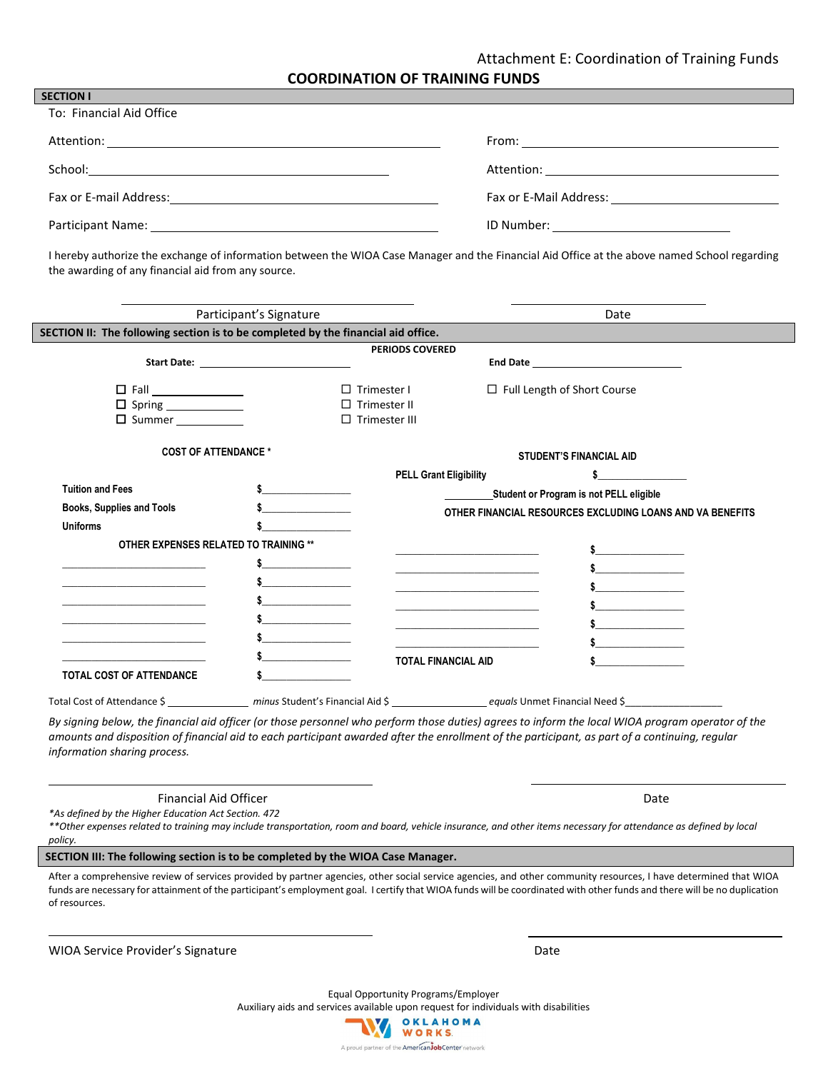Attachment E: Coordination of Training Funds

# COORDINATION OF TRAINING FUNDS

## SECTION I

To: Financial Aid Office

Attention: ______________________________ From: ______________________________

School: ______________________________ Attention: ______________________________

Fax or E-mail Address: ______________________________ Fax or E-Mail Address: ______________________________

Participant Name: ______________________________ ID Number: ______________________________

I hereby authorize the exchange of information between the WIOA Case Manager and the Financial Aid Office at the above named School regarding the awarding of any financial aid from any source.

______________________________ ______________________________
Participant's Signature Date

## SECTION II: The following section is to be completed by the financial aid office.

**PERIODS COVERED**

**Start Date:** ______________________________ **End Date** ______________________________

- ☐ Fall ____________
- ☐ Spring ____________
- ☐ Summer ____________
- ☐ Trimester I
- ☐ Trimester II
- ☐ Trimester III
- ☐ Full Length of Short Course

**COST OF ATTENDANCE ***

| | |
|---|---|
| **Tuition and Fees** | $____________ |
| **Books, Supplies and Tools** | $____________ |
| **Uniforms** | $____________ |
| **OTHER EXPENSES RELATED TO TRAINING **** | |
| ____________ | $____________ |
| ____________ | $____________ |
| ____________ | $____________ |
| ____________ | $____________ |
| ____________ | $____________ |
| ____________ | $____________ |
| **TOTAL COST OF ATTENDANCE** | $____________ |

**STUDENT'S FINANCIAL AID**

| | |
|---|---|
| **PELL Grant Eligibility** | $____________ |
| ________ **Student or Program is not PELL eligible** | |
| **OTHER FINANCIAL RESOURCES EXCLUDING LOANS AND VA BENEFITS** | |
| ____________ | $____________ |
| ____________ | $____________ |
| ____________ | $____________ |
| ____________ | $____________ |
| ____________ | $____________ |
| ____________ | $____________ |
| **TOTAL FINANCIAL AID** | $____________ |

Total Cost of Attendance $ ____________ *minus* Student's Financial Aid $ ____________ *equals* Unmet Financial Need $____________

*By signing below, the financial aid officer (or those personnel who perform those duties) agrees to inform the local WIOA program operator of the amounts and disposition of financial aid to each participant awarded after the enrollment of the participant, as part of a continuing, regular information sharing process.*

______________________________ ______________________________
Financial Aid Officer Date

**As defined by the Higher Education Act Section. 472*

***Other expenses related to training may include transportation, room and board, vehicle insurance, and other items necessary for attendance as defined by local policy.*

## SECTION III: The following section is to be completed by the WIOA Case Manager.

After a comprehensive review of services provided by partner agencies, other social service agencies, and other community resources, I have determined that WIOA funds are necessary for attainment of the participant's employment goal. I certify that WIOA funds will be coordinated with other funds and there will be no duplication of resources.

______________________________ ______________________________
WIOA Service Provider's Signature Date

Equal Opportunity Programs/Employer
Auxiliary aids and services available upon request for individuals with disabilities

OKLAHOMA WORKS
A proud partner of the AmericanJobCenter network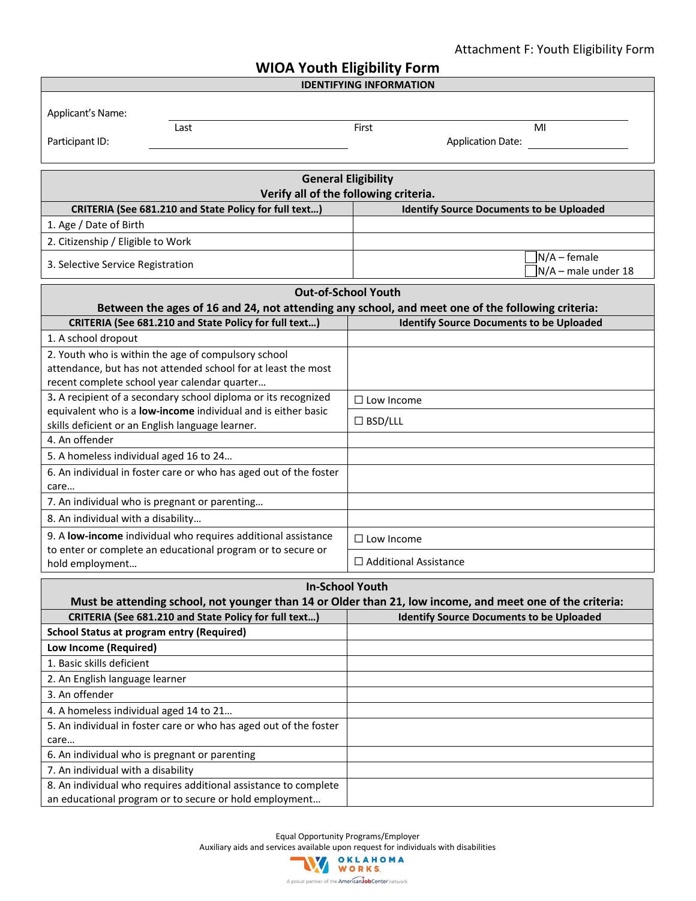Attachment F: Youth Eligibility Form

# WIOA Youth Eligibility Form

| IDENTIFYING INFORMATION | | | |
|---|---|---|---|
| Applicant's Name: | Last | First | MI |
| Participant ID: | | Application Date: | |

| General Eligibility<br>Verify all of the following criteria. | |
|---|---|
| **CRITERIA (See 681.210 and State Policy for full text…)** | **Identify Source Documents to be Uploaded** |
| 1. Age / Date of Birth | |
| 2. Citizenship / Eligible to Work | |
| 3. Selective Service Registration | ☐ N/A – female<br>☐ N/A – male under 18 |

| Out-of-School Youth<br>Between the ages of 16 and 24, not attending any school, and meet one of the following criteria: | |
|---|---|
| **CRITERIA (See 681.210 and State Policy for full text…)** | **Identify Source Documents to be Uploaded** |
| 1. A school dropout | |
| 2. Youth who is within the age of compulsory school attendance, but has not attended school for at least the most recent complete school year calendar quarter… | |
| 3. A recipient of a secondary school diploma or its recognized equivalent who is a **low-income** individual and is either basic skills deficient or an English language learner. | ☐ Low Income<br>☐ BSD/LLL |
| 4. An offender | |
| 5. A homeless individual aged 16 to 24… | |
| 6. An individual in foster care or who has aged out of the foster care… | |
| 7. An individual who is pregnant or parenting… | |
| 8. An individual with a disability… | |
| 9. A **low-income** individual who requires additional assistance to enter or complete an educational program or to secure or hold employment… | ☐ Low Income<br>☐ Additional Assistance |

| In-School Youth<br>Must be attending school, not younger than 14 or Older than 21, low income, and meet one of the criteria: | |
|---|---|
| **CRITERIA (See 681.210 and State Policy for full text…)** | **Identify Source Documents to be Uploaded** |
| **School Status at program entry (Required)** | |
| **Low Income (Required)** | |
| 1. Basic skills deficient | |
| 2. An English language learner | |
| 3. An offender | |
| 4. A homeless individual aged 14 to 21… | |
| 5. An individual in foster care or who has aged out of the foster care… | |
| 6. An individual who is pregnant or parenting | |
| 7. An individual with a disability | |
| 8. An individual who requires additional assistance to complete an educational program or to secure or hold employment… | |

Equal Opportunity Programs/Employer
Auxiliary aids and services available upon request for individuals with disabilities

OKLAHOMA WORKS
A proud partner of the AmericanJobCenter network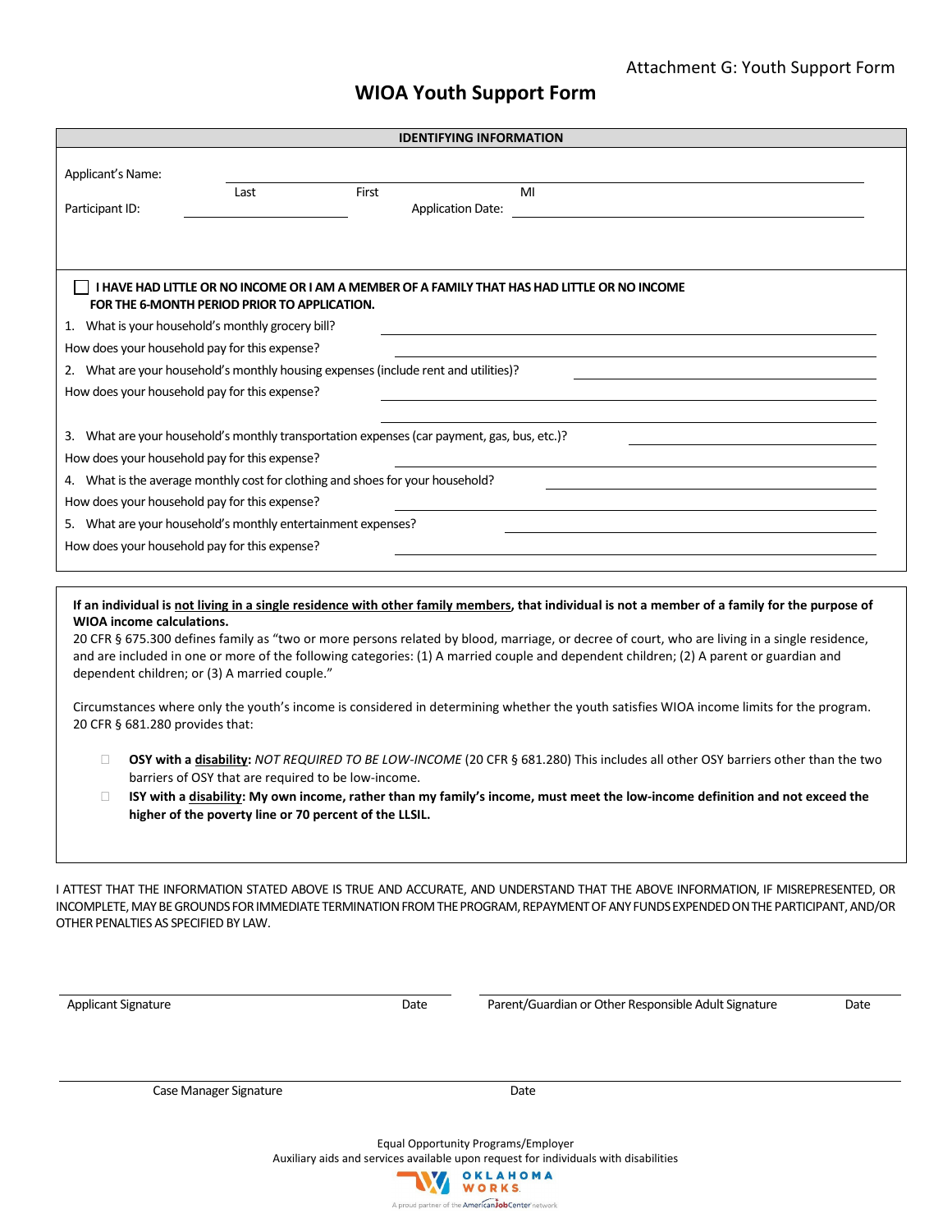Attachment G: Youth Support Form

# WIOA Youth Support Form

**IDENTIFYING INFORMATION**

Applicant's Name: ______________________________
Last First MI

Participant ID: ______________ Application Date: ______________

☐ **I HAVE HAD LITTLE OR NO INCOME OR I AM A MEMBER OF A FAMILY THAT HAS HAD LITTLE OR NO INCOME FOR THE 6-MONTH PERIOD PRIOR TO APPLICATION.**

1. What is your household's monthly grocery bill? ______________

   How does your household pay for this expense? ______________

2. What are your household's monthly housing expenses (include rent and utilities)? ______________

   How does your household pay for this expense? ______________

3. What are your household's monthly transportation expenses (car payment, gas, bus, etc.)? ______________

   How does your household pay for this expense? ______________

4. What is the average monthly cost for clothing and shoes for your household? ______________

   How does your household pay for this expense? ______________

5. What are your household's monthly entertainment expenses? ______________

   How does your household pay for this expense? ______________

**If an individual is <u>not living in a single residence with other family members</u>, that individual is not a member of a family for the purpose of WIOA income calculations.**
20 CFR § 675.300 defines family as "two or more persons related by blood, marriage, or decree of court, who are living in a single residence, and are included in one or more of the following categories: (1) A married couple and dependent children; (2) A parent or guardian and dependent children; or (3) A married couple."

Circumstances where only the youth's income is considered in determining whether the youth satisfies WIOA income limits for the program. 20 CFR § 681.280 provides that:

- ☐ **OSY with a <u>disability</u>:** *NOT REQUIRED TO BE LOW-INCOME* (20 CFR § 681.280) This includes all other OSY barriers other than the two barriers of OSY that are required to be low-income.
- ☐ **ISY with a <u>disability</u>: My own income, rather than my family's income, must meet the low-income definition and not exceed the higher of the poverty line or 70 percent of the LLSIL.**

I ATTEST THAT THE INFORMATION STATED ABOVE IS TRUE AND ACCURATE, AND UNDERSTAND THAT THE ABOVE INFORMATION, IF MISREPRESENTED, OR INCOMPLETE, MAY BE GROUNDS FOR IMMEDIATE TERMINATION FROM THE PROGRAM, REPAYMENT OF ANY FUNDS EXPENDED ON THE PARTICIPANT, AND/OR OTHER PENALTIES AS SPECIFIED BY LAW.

______________________________ ______________________________
Applicant Signature Date Parent/Guardian or Other Responsible Adult Signature Date

______________________________
Case Manager Signature Date

Equal Opportunity Programs/Employer
Auxiliary aids and services available upon request for individuals with disabilities

OKLAHOMA WORKS
A proud partner of the AmericanJobCenter network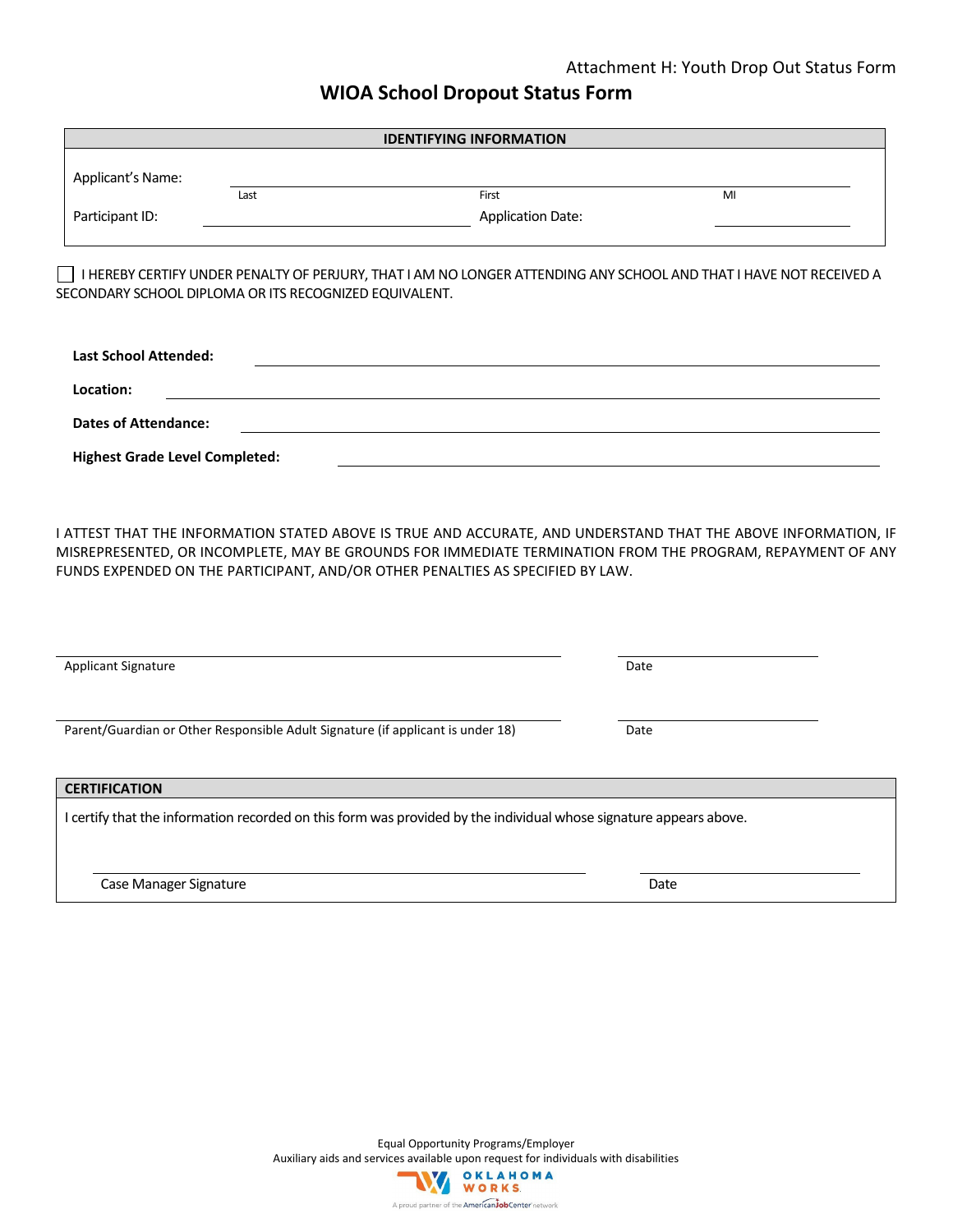Attachment H: Youth Drop Out Status Form

# WIOA School Dropout Status Form

| IDENTIFYING INFORMATION | | | |
|---|---|---|---|
| Applicant's Name: | _______________ Last | _______________ First | _______________ MI |
| Participant ID: | _______________ | Application Date: | _______________ |

☐ I HEREBY CERTIFY UNDER PENALTY OF PERJURY, THAT I AM NO LONGER ATTENDING ANY SCHOOL AND THAT I HAVE NOT RECEIVED A SECONDARY SCHOOL DIPLOMA OR ITS RECOGNIZED EQUIVALENT.

**Last School Attended:** _______________

**Location:** _______________

**Dates of Attendance:** _______________

**Highest Grade Level Completed:** _______________

I ATTEST THAT THE INFORMATION STATED ABOVE IS TRUE AND ACCURATE, AND UNDERSTAND THAT THE ABOVE INFORMATION, IF MISREPRESENTED, OR INCOMPLETE, MAY BE GROUNDS FOR IMMEDIATE TERMINATION FROM THE PROGRAM, REPAYMENT OF ANY FUNDS EXPENDED ON THE PARTICIPANT, AND/OR OTHER PENALTIES AS SPECIFIED BY LAW.

_______________________________ _______________
Applicant Signature Date

_______________________________ _______________
Parent/Guardian or Other Responsible Adult Signature (if applicant is under 18) Date

**CERTIFICATION**

I certify that the information recorded on this form was provided by the individual whose signature appears above.

_______________________________ _______________
Case Manager Signature Date

Equal Opportunity Programs/Employer
Auxiliary aids and services available upon request for individuals with disabilities

OKLAHOMA WORKS
A proud partner of the AmericanJobCenter network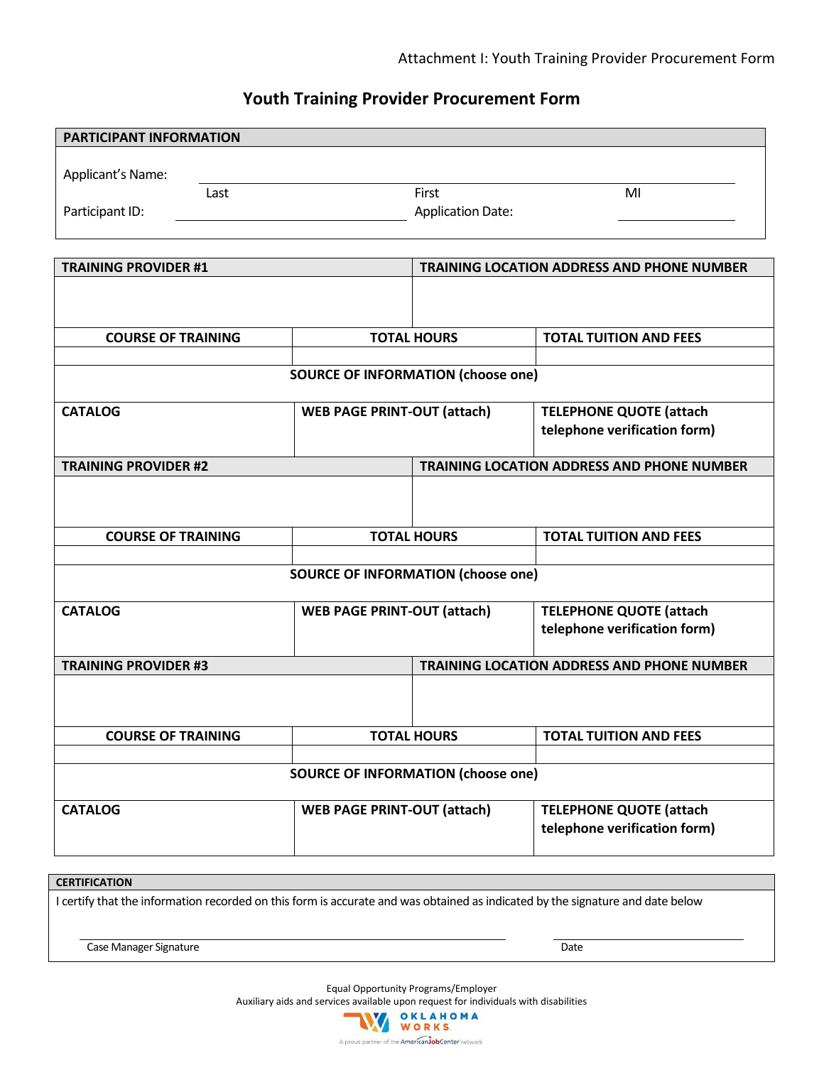Attachment I: Youth Training Provider Procurement Form

# Youth Training Provider Procurement Form

| PARTICIPANT INFORMATION | | |
|---|---|---|
| Applicant's Name: | | |
| Last | First | MI |
| Participant ID: | Application Date: | |

| TRAINING PROVIDER #1 | TRAINING LOCATION ADDRESS AND PHONE NUMBER | |
|---|---|---|
| | | |
| **COURSE OF TRAINING** | **TOTAL HOURS** | **TOTAL TUITION AND FEES** |
| | | |
| **SOURCE OF INFORMATION (choose one)** | | |
| **CATALOG** | **WEB PAGE PRINT-OUT (attach)** | **TELEPHONE QUOTE (attach telephone verification form)** |

| TRAINING PROVIDER #2 | TRAINING LOCATION ADDRESS AND PHONE NUMBER | |
|---|---|---|
| | | |
| **COURSE OF TRAINING** | **TOTAL HOURS** | **TOTAL TUITION AND FEES** |
| | | |
| **SOURCE OF INFORMATION (choose one)** | | |
| **CATALOG** | **WEB PAGE PRINT-OUT (attach)** | **TELEPHONE QUOTE (attach telephone verification form)** |

| TRAINING PROVIDER #3 | TRAINING LOCATION ADDRESS AND PHONE NUMBER | |
|---|---|---|
| | | |
| **COURSE OF TRAINING** | **TOTAL HOURS** | **TOTAL TUITION AND FEES** |
| | | |
| **SOURCE OF INFORMATION (choose one)** | | |
| **CATALOG** | **WEB PAGE PRINT-OUT (attach)** | **TELEPHONE QUOTE (attach telephone verification form)** |

**CERTIFICATION**

I certify that the information recorded on this form is accurate and was obtained as indicated by the signature and date below

Case Manager Signature ______________________ Date ____________

Equal Opportunity Programs/Employer
Auxiliary aids and services available upon request for individuals with disabilities

OKLAHOMA WORKS
A proud partner of the AmericanJobCenter network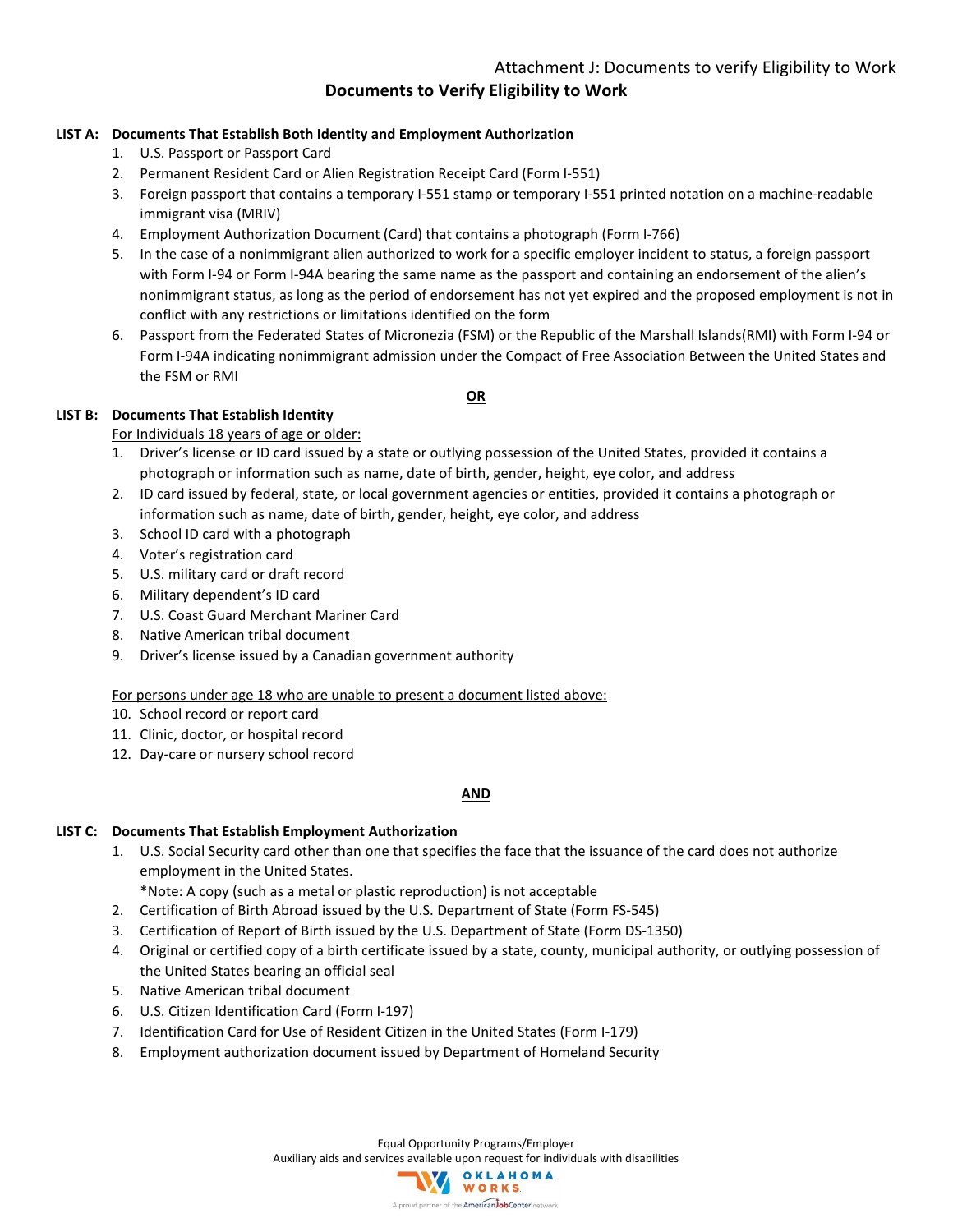Attachment J: Documents to verify Eligibility to Work

# Documents to Verify Eligibility to Work

**LIST A: Documents That Establish Both Identity and Employment Authorization**

1. U.S. Passport or Passport Card
2. Permanent Resident Card or Alien Registration Receipt Card (Form I-551)
3. Foreign passport that contains a temporary I-551 stamp or temporary I-551 printed notation on a machine-readable immigrant visa (MRIV)
4. Employment Authorization Document (Card) that contains a photograph (Form I-766)
5. In the case of a nonimmigrant alien authorized to work for a specific employer incident to status, a foreign passport with Form I-94 or Form I-94A bearing the same name as the passport and containing an endorsement of the alien's nonimmigrant status, as long as the period of endorsement has not yet expired and the proposed employment is not in conflict with any restrictions or limitations identified on the form
6. Passport from the Federated States of Micronezia (FSM) or the Republic of the Marshall Islands(RMI) with Form I-94 or Form I-94A indicating nonimmigrant admission under the Compact of Free Association Between the United States and the FSM or RMI

**OR**

**LIST B: Documents That Establish Identity**

For Individuals 18 years of age or older:

1. Driver's license or ID card issued by a state or outlying possession of the United States, provided it contains a photograph or information such as name, date of birth, gender, height, eye color, and address
2. ID card issued by federal, state, or local government agencies or entities, provided it contains a photograph or information such as name, date of birth, gender, height, eye color, and address
3. School ID card with a photograph
4. Voter's registration card
5. U.S. military card or draft record
6. Military dependent's ID card
7. U.S. Coast Guard Merchant Mariner Card
8. Native American tribal document
9. Driver's license issued by a Canadian government authority

For persons under age 18 who are unable to present a document listed above:

10. School record or report card
11. Clinic, doctor, or hospital record
12. Day-care or nursery school record

**AND**

**LIST C: Documents That Establish Employment Authorization**

1. U.S. Social Security card other than one that specifies the face that the issuance of the card does not authorize employment in the United States.
   *Note: A copy (such as a metal or plastic reproduction) is not acceptable
2. Certification of Birth Abroad issued by the U.S. Department of State (Form FS-545)
3. Certification of Report of Birth issued by the U.S. Department of State (Form DS-1350)
4. Original or certified copy of a birth certificate issued by a state, county, municipal authority, or outlying possession of the United States bearing an official seal
5. Native American tribal document
6. U.S. Citizen Identification Card (Form I-197)
7. Identification Card for Use of Resident Citizen in the United States (Form I-179)
8. Employment authorization document issued by Department of Homeland Security

Equal Opportunity Programs/Employer
Auxiliary aids and services available upon request for individuals with disabilities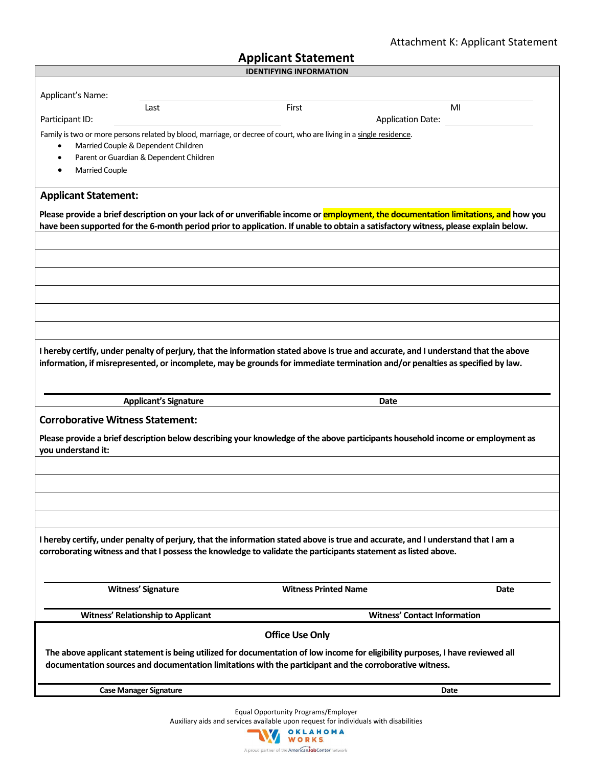Attachment K: Applicant Statement

# Applicant Statement

**IDENTIFYING INFORMATION**

Applicant's Name: ______________________________________________
Last First MI

Participant ID: ____________________ Application Date: ____________

Family is two or more persons related by blood, marriage, or decree of court, who are living in a single residence.

- Married Couple & Dependent Children
- Parent or Guardian & Dependent Children
- Married Couple

## Applicant Statement:

**Please provide a brief description on your lack of or unverifiable income or employment, the documentation limitations, and how you have been supported for the 6-month period prior to application. If unable to obtain a satisfactory witness, please explain below.**

______________________________________________

______________________________________________

______________________________________________

______________________________________________

______________________________________________

______________________________________________

**I hereby certify, under penalty of perjury, that the information stated above is true and accurate, and I understand that the above information, if misrepresented, or incomplete, may be grounds for immediate termination and/or penalties as specified by law.**

______________________________________________

**Applicant's Signature** **Date**

## Corroborative Witness Statement:

**Please provide a brief description below describing your knowledge of the above participants household income or employment as you understand it:**

______________________________________________

______________________________________________

______________________________________________

______________________________________________

**I hereby certify, under penalty of perjury, that the information stated above is true and accurate, and I understand that I am a corroborating witness and that I possess the knowledge to validate the participants statement as listed above.**

______________________________________________

**Witness' Signature** **Witness Printed Name** **Date**

______________________________________________

**Witness' Relationship to Applicant** **Witness' Contact Information**

**Office Use Only**

**The above applicant statement is being utilized for documentation of low income for eligibility purposes, I have reviewed all documentation sources and documentation limitations with the participant and the corroborative witness.**

______________________________________________

**Case Manager Signature** **Date**

Equal Opportunity Programs/Employer
Auxiliary aids and services available upon request for individuals with disabilities

OKLAHOMA WORKS
A proud partner of the AmericanJobCenter network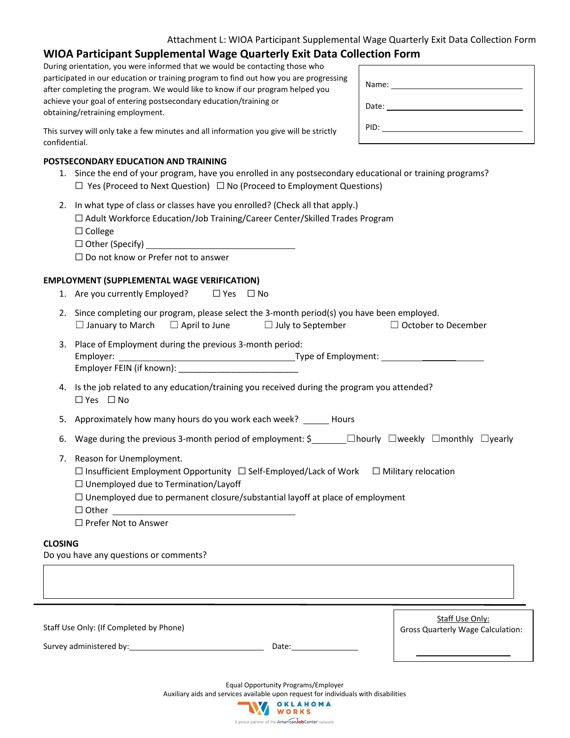Attachment L: WIOA Participant Supplemental Wage Quarterly Exit Data Collection Form

# WIOA Participant Supplemental Wage Quarterly Exit Data Collection Form

During orientation, you were informed that we would be contacting those who participated in our education or training program to find out how you are progressing after completing the program. We would like to know if our program helped you achieve your goal of entering postsecondary education/training or obtaining/retraining employment.

This survey will only take a few minutes and all information you give will be strictly confidential.

Name: ______________________

Date: ______________________

PID: ______________________

## POSTSECONDARY EDUCATION AND TRAINING

1. Since the end of your program, have you enrolled in any postsecondary educational or training programs?
   ☐ Yes (Proceed to Next Question) ☐ No (Proceed to Employment Questions)

2. In what type of class or classes have you enrolled? (Check all that apply.)
   ☐ Adult Workforce Education/Job Training/Career Center/Skilled Trades Program
   ☐ College
   ☐ Other (Specify) ______________________
   ☐ Do not know or Prefer not to answer

## EMPLOYMENT (SUPPLEMENTAL WAGE VERIFICATION)

1. Are you currently Employed? ☐ Yes ☐ No

2. Since completing our program, please select the 3-month period(s) you have been employed.
   ☐ January to March ☐ April to June ☐ July to September ☐ October to December

3. Place of Employment during the previous 3-month period:
   Employer: ______________________ Type of Employment: ______________________
   Employer FEIN (if known): ______________________

4. Is the job related to any education/training you received during the program you attended?
   ☐ Yes ☐ No

5. Approximately how many hours do you work each week? ______ Hours

6. Wage during the previous 3-month period of employment: $_______ ☐hourly ☐weekly ☐monthly ☐yearly

7. Reason for Unemployment.
   ☐ Insufficient Employment Opportunity ☐ Self-Employed/Lack of Work ☐ Military relocation
   ☐ Unemployed due to Termination/Layoff
   ☐ Unemployed due to permanent closure/substantial layoff at place of employment
   ☐ Other ______________________
   ☐ Prefer Not to Answer

## CLOSING

Do you have any questions or comments?

______________________

Staff Use Only: (If Completed by Phone)

Survey administered by: ______________________ Date: ______________

Staff Use Only:
Gross Quarterly Wage Calculation:
______________________

Equal Opportunity Programs/Employer
Auxiliary aids and services available upon request for individuals with disabilities

OKLAHOMA WORKS
A proud partner of the AmericanJobCenter network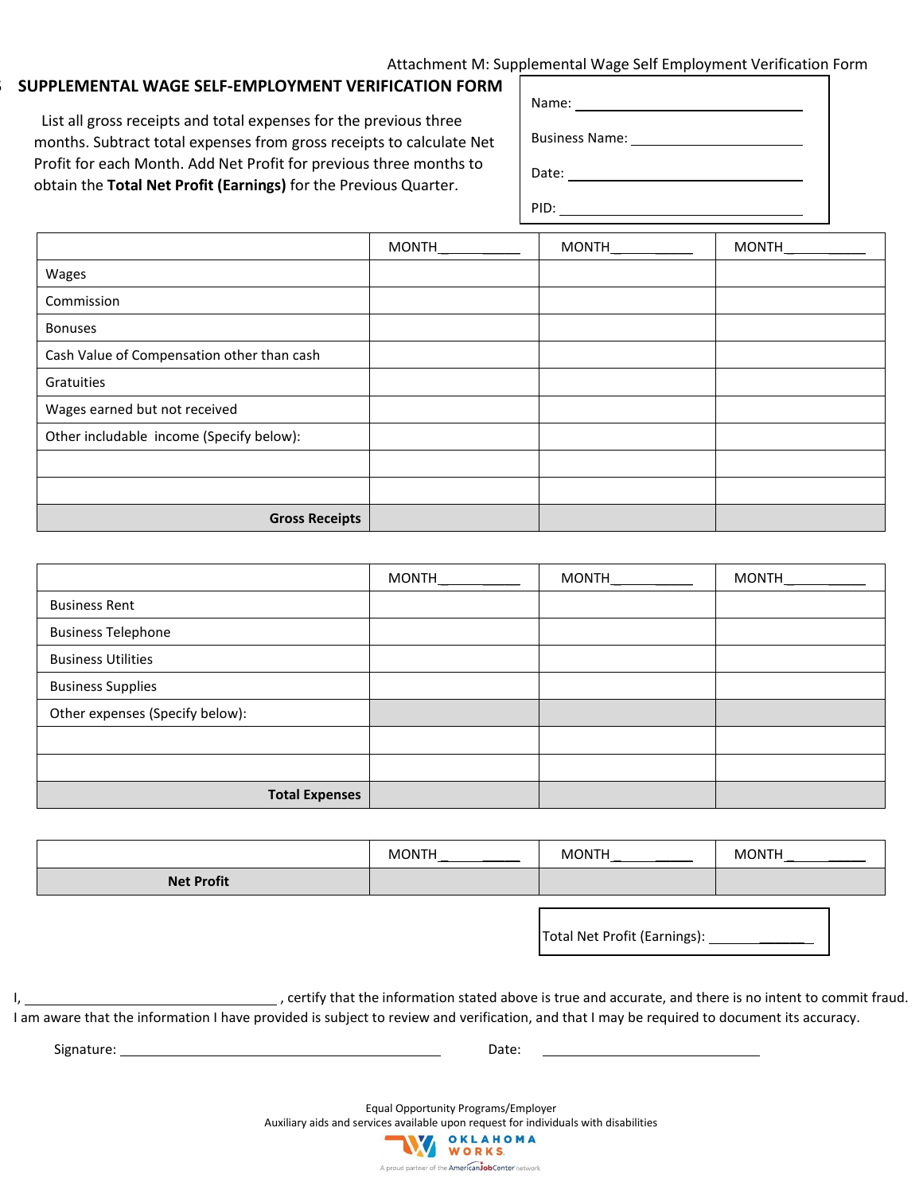Attachment M: Supplemental Wage Self Employment Verification Form

## SUPPLEMENTAL WAGE SELF-EMPLOYMENT VERIFICATION FORM

List all gross receipts and total expenses for the previous three months. Subtract total expenses from gross receipts to calculate Net Profit for each Month. Add Net Profit for previous three months to obtain the **Total Net Profit (Earnings)** for the Previous Quarter.

Name: ____________________

Business Name: ____________________

Date: ____________________

PID: ____________________

| | MONTH__________ | MONTH__________ | MONTH__________ |
|---|---|---|---|
| Wages | | | |
| Commission | | | |
| Bonuses | | | |
| Cash Value of Compensation other than cash | | | |
| Gratuities | | | |
| Wages earned but not received | | | |
| Other includable income (Specify below): | | | |
| | | | |
| | | | |
| **Gross Receipts** | | | |

| | MONTH__________ | MONTH__________ | MONTH__________ |
|---|---|---|---|
| Business Rent | | | |
| Business Telephone | | | |
| Business Utilities | | | |
| Business Supplies | | | |
| Other expenses (Specify below): | | | |
| | | | |
| | | | |
| **Total Expenses** | | | |

| | MONTH__________ | MONTH__________ | MONTH__________ |
|---|---|---|---|
| **Net Profit** | | | |

Total Net Profit (Earnings): __________

I, ______________________________ , certify that the information stated above is true and accurate, and there is no intent to commit fraud. I am aware that the information I have provided is subject to review and verification, and that I may be required to document its accuracy.

Signature: ______________________________ Date: ____________________

Equal Opportunity Programs/Employer
Auxiliary aids and services available upon request for individuals with disabilities

OKLAHOMA WORKS
A proud partner of the AmericanJobCenter network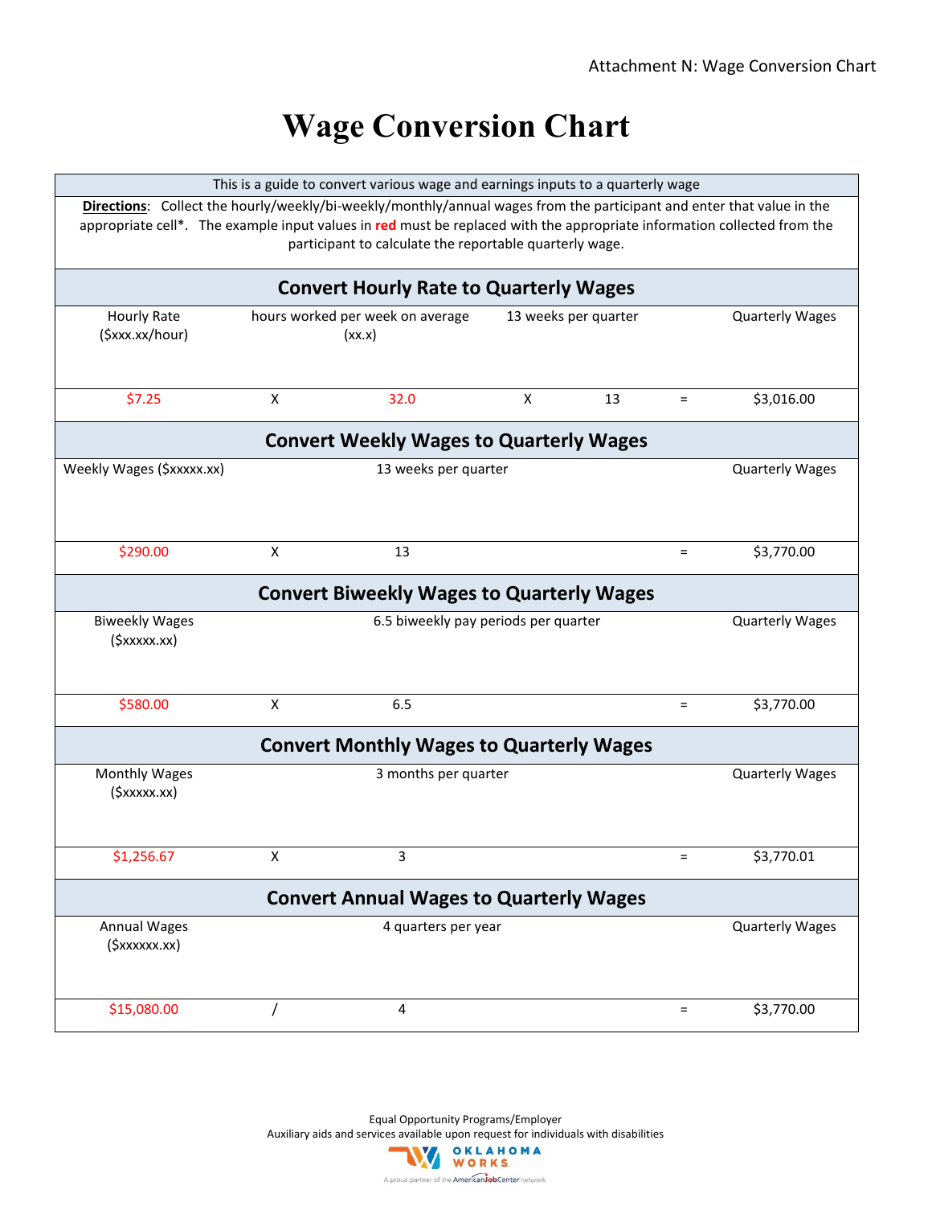# Wage Conversion Chart

This is a guide to convert various wage and earnings inputs to a quarterly wage

**Directions**: Collect the hourly/weekly/bi-weekly/monthly/annual wages from the participant and enter that value in the appropriate cell*. The example input values in **red** must be replaced with the appropriate information collected from the participant to calculate the reportable quarterly wage.

## Convert Hourly Rate to Quarterly Wages

| Hourly Rate ($xxx.xx/hour) | | hours worked per week on average (xx.x) | | 13 weeks per quarter | | Quarterly Wages |
|---|---|---|---|---|---|---|
| $7.25 | X | 32.0 | X | 13 | = | $3,016.00 |

## Convert Weekly Wages to Quarterly Wages

| Weekly Wages ($xxxxx.xx) | | 13 weeks per quarter | | Quarterly Wages |
|---|---|---|---|---|
| $290.00 | X | 13 | = | $3,770.00 |

## Convert Biweekly Wages to Quarterly Wages

| Biweekly Wages ($xxxxx.xx) | | 6.5 biweekly pay periods per quarter | | Quarterly Wages |
|---|---|---|---|---|
| $580.00 | X | 6.5 | = | $3,770.00 |

## Convert Monthly Wages to Quarterly Wages

| Monthly Wages ($xxxxx.xx) | | 3 months per quarter | | Quarterly Wages |
|---|---|---|---|---|
| $1,256.67 | X | 3 | = | $3,770.01 |

## Convert Annual Wages to Quarterly Wages

| Annual Wages ($xxxxxx.xx) | | 4 quarters per year | | Quarterly Wages |
|---|---|---|---|---|
| $15,080.00 | / | 4 | = | $3,770.00 |

Equal Opportunity Programs/Employer
Auxiliary aids and services available upon request for individuals with disabilities

OKLAHOMA WORKS
A proud partner of the AmericanJobCenter network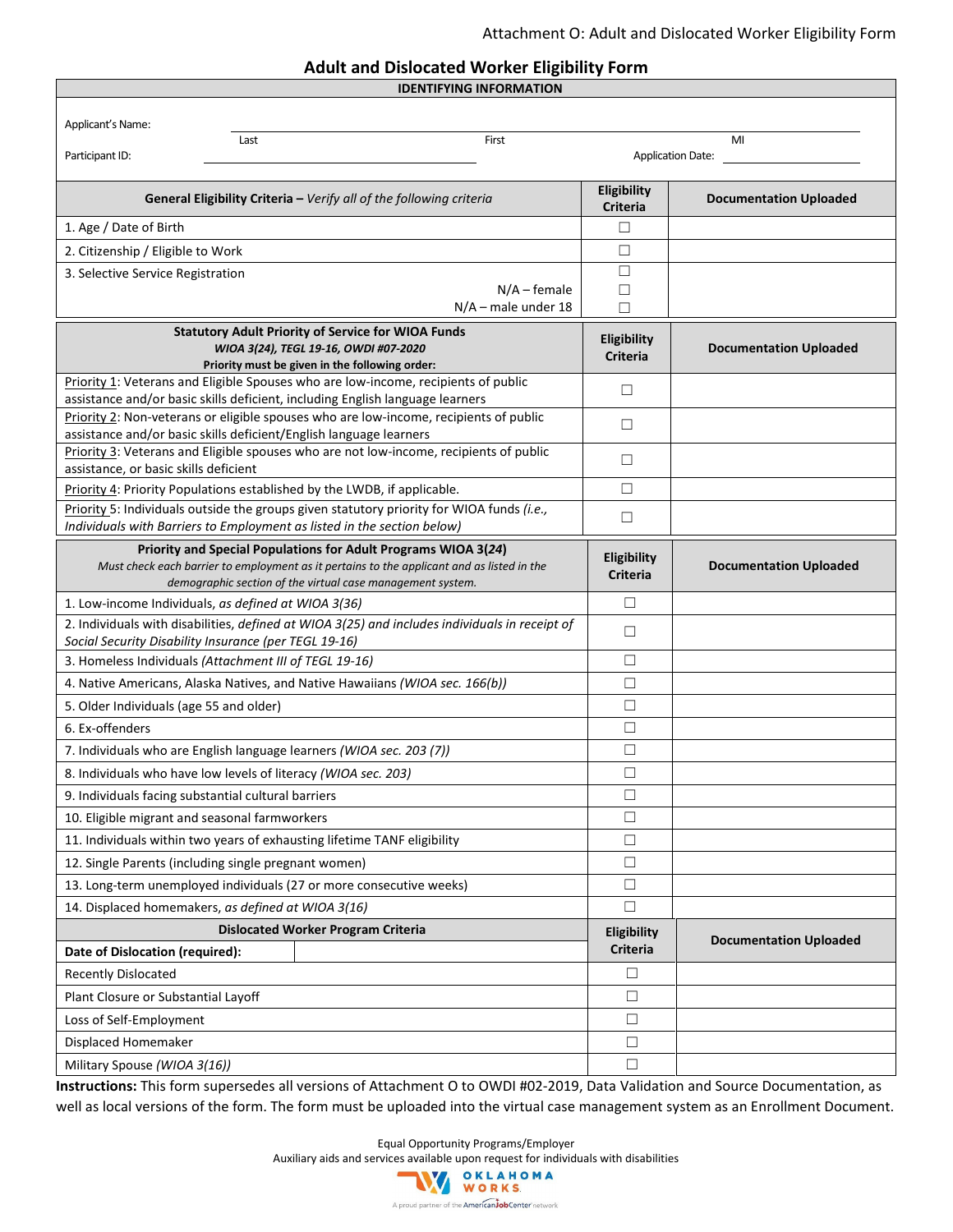# Adult and Dislocated Worker Eligibility Form

**IDENTIFYING INFORMATION**

Applicant's Name: ______________________ Last ______________________ First ______________________ MI

Participant ID: ______________________ Application Date: ______________________

| General Eligibility Criteria – *Verify all of the following criteria* | Eligibility Criteria | Documentation Uploaded |
|---|---|---|
| 1. Age / Date of Birth | ☐ | |
| 2. Citizenship / Eligible to Work | ☐ | |
| 3. Selective Service Registration | ☐ | |
| N/A – female | ☐ | |
| N/A – male under 18 | ☐ | |

| **Statutory Adult Priority of Service for WIOA Funds** *WIOA 3(24), TEGL 19-16, OWDI #07-2020* **Priority must be given in the following order:** | Eligibility Criteria | Documentation Uploaded |
|---|---|---|
| Priority 1: Veterans and Eligible Spouses who are low-income, recipients of public assistance and/or basic skills deficient, including English language learners | ☐ | |
| Priority 2: Non-veterans or eligible spouses who are low-income, recipients of public assistance and/or basic skills deficient/English language learners | ☐ | |
| Priority 3: Veterans and Eligible spouses who are not low-income, recipients of public assistance, or basic skills deficient | ☐ | |
| Priority 4: Priority Populations established by the LWDB, if applicable. | ☐ | |
| Priority 5: Individuals outside the groups given statutory priority for WIOA funds *(i.e., Individuals with Barriers to Employment as listed in the section below)* | ☐ | |

| **Priority and Special Populations for Adult Programs WIOA 3(*24*)** *Must check each barrier to employment as it pertains to the applicant and as listed in the demographic section of the virtual case management system.* | Eligibility Criteria | Documentation Uploaded |
|---|---|---|
| 1. Low-income Individuals, *as defined at WIOA 3(36)* | ☐ | |
| 2. Individuals with disabilities, *defined at WIOA 3(25) and includes individuals in receipt of Social Security Disability Insurance (per TEGL 19-16)* | ☐ | |
| 3. Homeless Individuals *(Attachment III of TEGL 19-16)* | ☐ | |
| 4. Native Americans, Alaska Natives, and Native Hawaiians *(WIOA sec. 166(b))* | ☐ | |
| 5. Older Individuals (age 55 and older) | ☐ | |
| 6. Ex-offenders | ☐ | |
| 7. Individuals who are English language learners *(WIOA sec. 203 (7))* | ☐ | |
| 8. Individuals who have low levels of literacy *(WIOA sec. 203)* | ☐ | |
| 9. Individuals facing substantial cultural barriers | ☐ | |
| 10. Eligible migrant and seasonal farmworkers | ☐ | |
| 11. Individuals within two years of exhausting lifetime TANF eligibility | ☐ | |
| 12. Single Parents (including single pregnant women) | ☐ | |
| 13. Long-term unemployed individuals (27 or more consecutive weeks) | ☐ | |
| 14. Displaced homemakers, *as defined at WIOA 3(16)* | ☐ | |

| **Dislocated Worker Program Criteria** | Eligibility Criteria | Documentation Uploaded |
|---|---|---|
| **Date of Dislocation (required):** | | |
| Recently Dislocated | ☐ | |
| Plant Closure or Substantial Layoff | ☐ | |
| Loss of Self-Employment | ☐ | |
| Displaced Homemaker | ☐ | |
| Military Spouse *(WIOA 3(16))* | ☐ | |

**Instructions:** This form supersedes all versions of Attachment O to OWDI #02-2019, Data Validation and Source Documentation, as well as local versions of the form. The form must be uploaded into the virtual case management system as an Enrollment Document.

Equal Opportunity Programs/Employer
Auxiliary aids and services available upon request for individuals with disabilities

OKLAHOMA WORKS
A proud partner of the AmericanJobCenter network